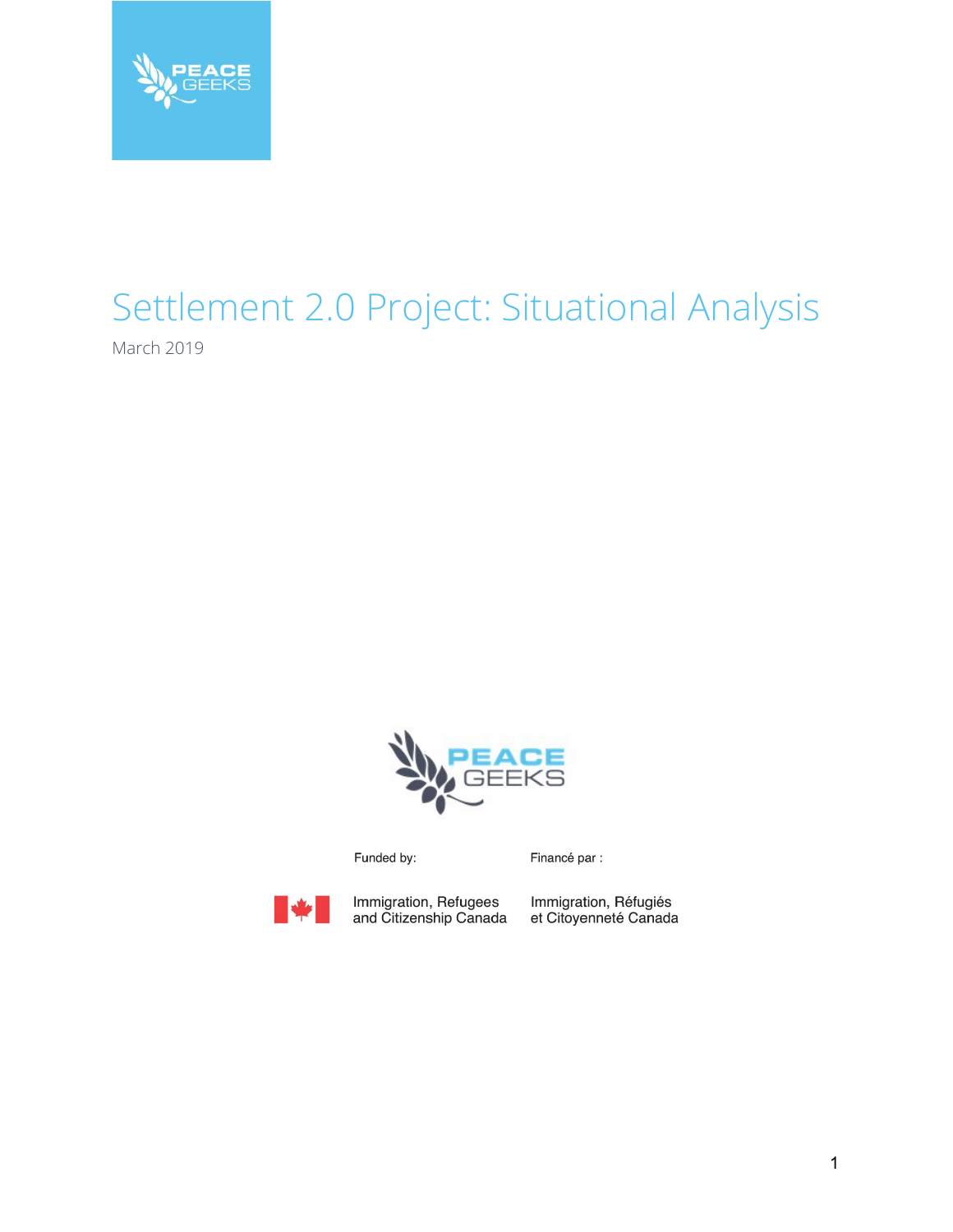PEACE GEEKS

# Settlement 2.0 Project: Situational Analysis

March 2019

PEACE GEEKS

Funded by:

Immigration, Refugees and Citizenship Canada

Financé par :

Immigration, Réfugiés et Citoyenneté Canada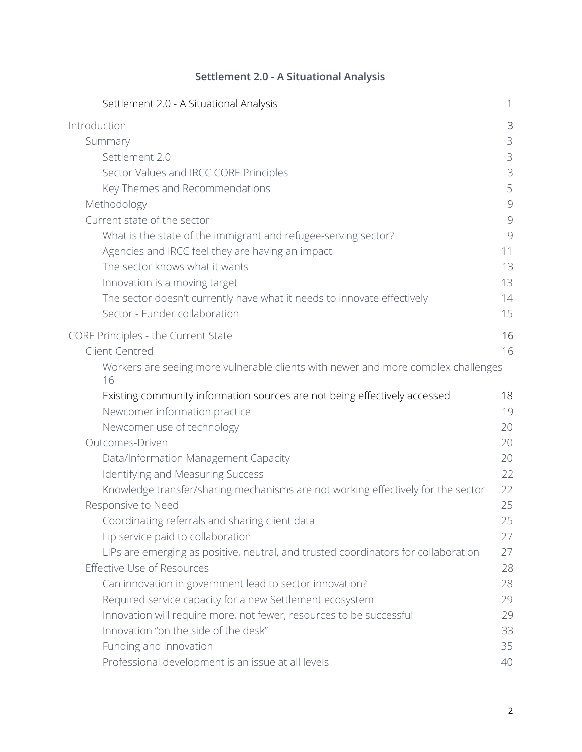# Settlement 2.0 - A Situational Analysis

Settlement 2.0 - A Situational Analysis 1

Introduction 3

- Summary 3
  - Settlement 2.0 3
  - Sector Values and IRCC CORE Principles 3
  - Key Themes and Recommendations 5
- Methodology 9
- Current state of the sector 9
  - What is the state of the immigrant and refugee-serving sector? 9
  - Agencies and IRCC feel they are having an impact 11
  - The sector knows what it wants 13
  - Innovation is a moving target 13
  - The sector doesn't currently have what it needs to innovate effectively 14
  - Sector - Funder collaboration 15

CORE Principles - the Current State 16

- Client-Centred 16
  - Workers are seeing more vulnerable clients with newer and more complex challenges 16
  - Existing community information sources are not being effectively accessed 18
  - Newcomer information practice 19
  - Newcomer use of technology 20
- Outcomes-Driven 20
  - Data/Information Management Capacity 20
  - Identifying and Measuring Success 22
  - Knowledge transfer/sharing mechanisms are not working effectively for the sector 22
- Responsive to Need 25
  - Coordinating referrals and sharing client data 25
  - Lip service paid to collaboration 27
  - LIPs are emerging as positive, neutral, and trusted coordinators for collaboration 27
- Effective Use of Resources 28
  - Can innovation in government lead to sector innovation? 28
  - Required service capacity for a new Settlement ecosystem 29
  - Innovation will require more, not fewer, resources to be successful 29
  - Innovation "on the side of the desk" 33
  - Funding and innovation 35
  - Professional development is an issue at all levels 40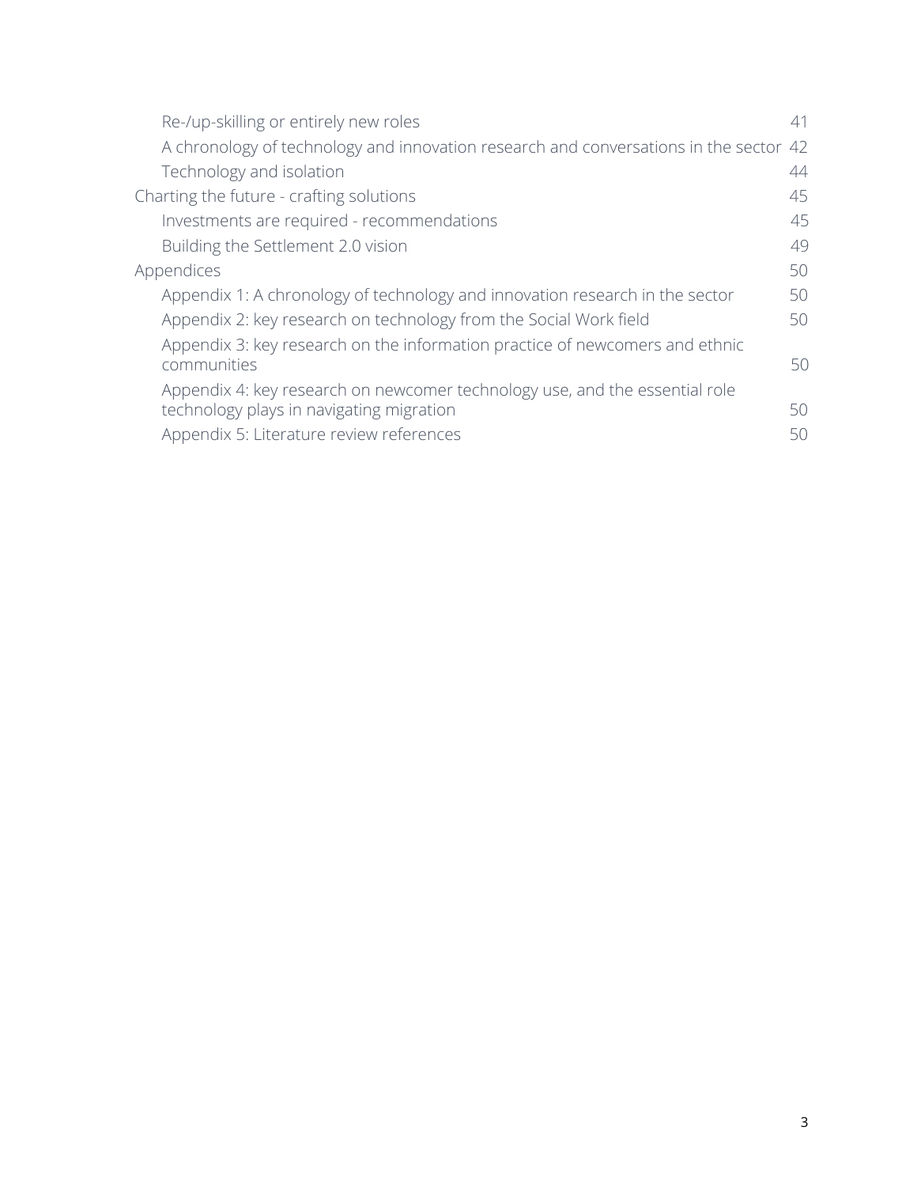- Re-/up-skilling or entirely new roles 41
- A chronology of technology and innovation research and conversations in the sector 42
- Technology and isolation 44

Charting the future - crafting solutions 45

- Investments are required - recommendations 45
- Building the Settlement 2.0 vision 49

Appendices 50

- Appendix 1: A chronology of technology and innovation research in the sector 50
- Appendix 2: key research on technology from the Social Work field 50
- Appendix 3: key research on the information practice of newcomers and ethnic communities 50
- Appendix 4: key research on newcomer technology use, and the essential role technology plays in navigating migration 50
- Appendix 5: Literature review references 50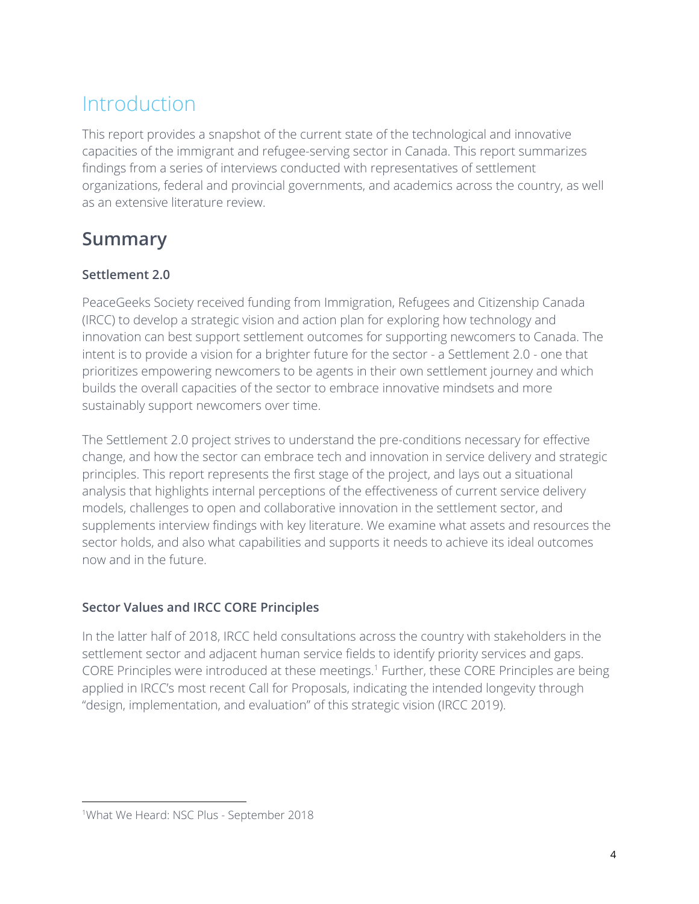# Introduction

This report provides a snapshot of the current state of the technological and innovative capacities of the immigrant and refugee-serving sector in Canada. This report summarizes findings from a series of interviews conducted with representatives of settlement organizations, federal and provincial governments, and academics across the country, as well as an extensive literature review.

## Summary

### Settlement 2.0

PeaceGeeks Society received funding from Immigration, Refugees and Citizenship Canada (IRCC) to develop a strategic vision and action plan for exploring how technology and innovation can best support settlement outcomes for supporting newcomers to Canada. The intent is to provide a vision for a brighter future for the sector - a Settlement 2.0 - one that prioritizes empowering newcomers to be agents in their own settlement journey and which builds the overall capacities of the sector to embrace innovative mindsets and more sustainably support newcomers over time.

The Settlement 2.0 project strives to understand the pre-conditions necessary for effective change, and how the sector can embrace tech and innovation in service delivery and strategic principles. This report represents the first stage of the project, and lays out a situational analysis that highlights internal perceptions of the effectiveness of current service delivery models, challenges to open and collaborative innovation in the settlement sector, and supplements interview findings with key literature. We examine what assets and resources the sector holds, and also what capabilities and supports it needs to achieve its ideal outcomes now and in the future.

### Sector Values and IRCC CORE Principles

In the latter half of 2018, IRCC held consultations across the country with stakeholders in the settlement sector and adjacent human service fields to identify priority services and gaps. CORE Principles were introduced at these meetings.[1] Further, these CORE Principles are being applied in IRCC's most recent Call for Proposals, indicating the intended longevity through "design, implementation, and evaluation" of this strategic vision (IRCC 2019).

[1] What We Heard: NSC Plus - September 2018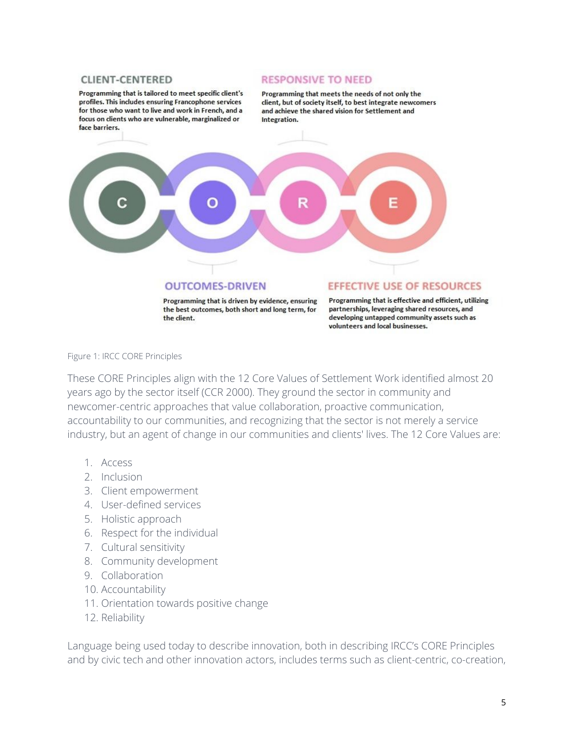**CLIENT-CENTERED**

Programming that is tailored to meet specific client's profiles. This includes ensuring Francophone services for those who want to live and work in French, and a focus on clients who are vulnerable, marginalized or face barriers.

**RESPONSIVE TO NEED**

Programming that meets the needs of not only the client, but of society itself, to best integrate newcomers and achieve the shared vision for Settlement and Integration.

C O R E

**OUTCOMES-DRIVEN**

Programming that is driven by evidence, ensuring the best outcomes, both short and long term, for the client.

**EFFECTIVE USE OF RESOURCES**

Programming that is effective and efficient, utilizing partnerships, leveraging shared resources, and developing untapped community assets such as volunteers and local businesses.

Figure 1: IRCC CORE Principles

These CORE Principles align with the 12 Core Values of Settlement Work identified almost 20 years ago by the sector itself (CCR 2000). They ground the sector in community and newcomer-centric approaches that value collaboration, proactive communication, accountability to our communities, and recognizing that the sector is not merely a service industry, but an agent of change in our communities and clients' lives. The 12 Core Values are:

1. Access
2. Inclusion
3. Client empowerment
4. User-defined services
5. Holistic approach
6. Respect for the individual
7. Cultural sensitivity
8. Community development
9. Collaboration
10. Accountability
11. Orientation towards positive change
12. Reliability

Language being used today to describe innovation, both in describing IRCC's CORE Principles and by civic tech and other innovation actors, includes terms such as client-centric, co-creation,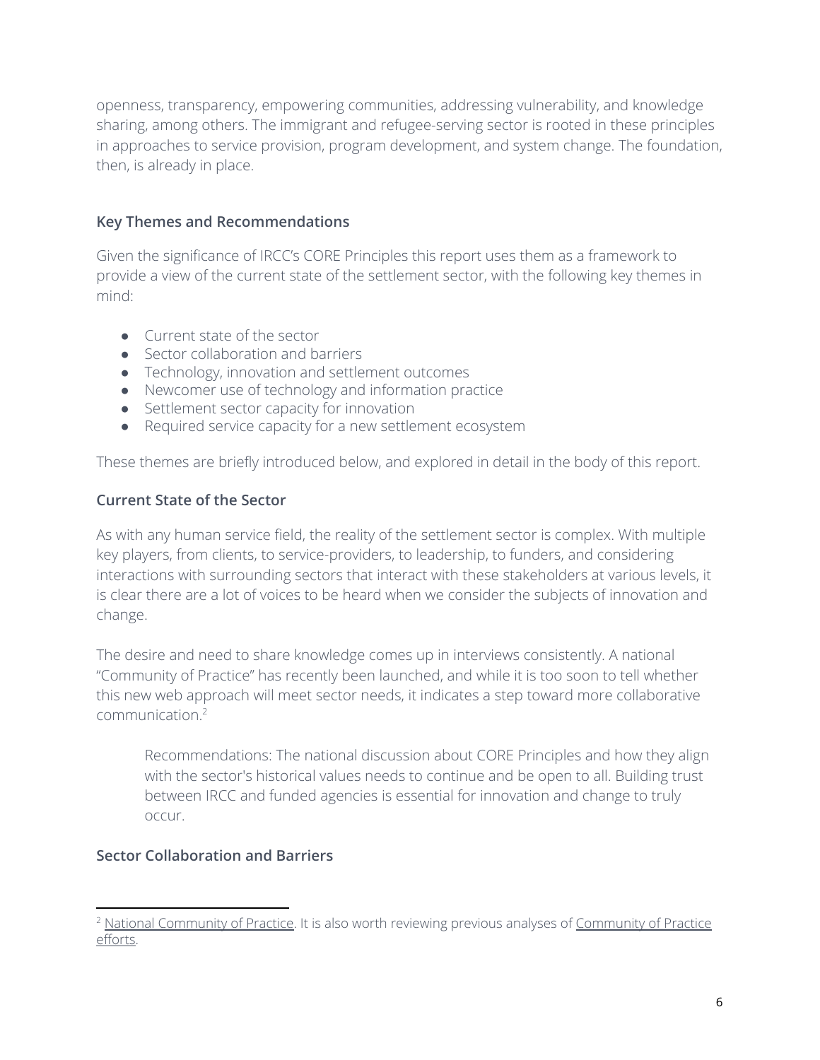openness, transparency, empowering communities, addressing vulnerability, and knowledge sharing, among others. The immigrant and refugee-serving sector is rooted in these principles in approaches to service provision, program development, and system change. The foundation, then, is already in place.

### Key Themes and Recommendations

Given the significance of IRCC's CORE Principles this report uses them as a framework to provide a view of the current state of the settlement sector, with the following key themes in mind:

- Current state of the sector
- Sector collaboration and barriers
- Technology, innovation and settlement outcomes
- Newcomer use of technology and information practice
- Settlement sector capacity for innovation
- Required service capacity for a new settlement ecosystem

These themes are briefly introduced below, and explored in detail in the body of this report.

### Current State of the Sector

As with any human service field, the reality of the settlement sector is complex. With multiple key players, from clients, to service-providers, to leadership, to funders, and considering interactions with surrounding sectors that interact with these stakeholders at various levels, it is clear there are a lot of voices to be heard when we consider the subjects of innovation and change.

The desire and need to share knowledge comes up in interviews consistently. A national "Community of Practice" has recently been launched, and while it is too soon to tell whether this new web approach will meet sector needs, it indicates a step toward more collaborative communication.[2]

> Recommendations: The national discussion about CORE Principles and how they align with the sector's historical values needs to continue and be open to all. Building trust between IRCC and funded agencies is essential for innovation and change to truly occur.

### Sector Collaboration and Barriers

---

[2] National Community of Practice. It is also worth reviewing previous analyses of Community of Practice efforts.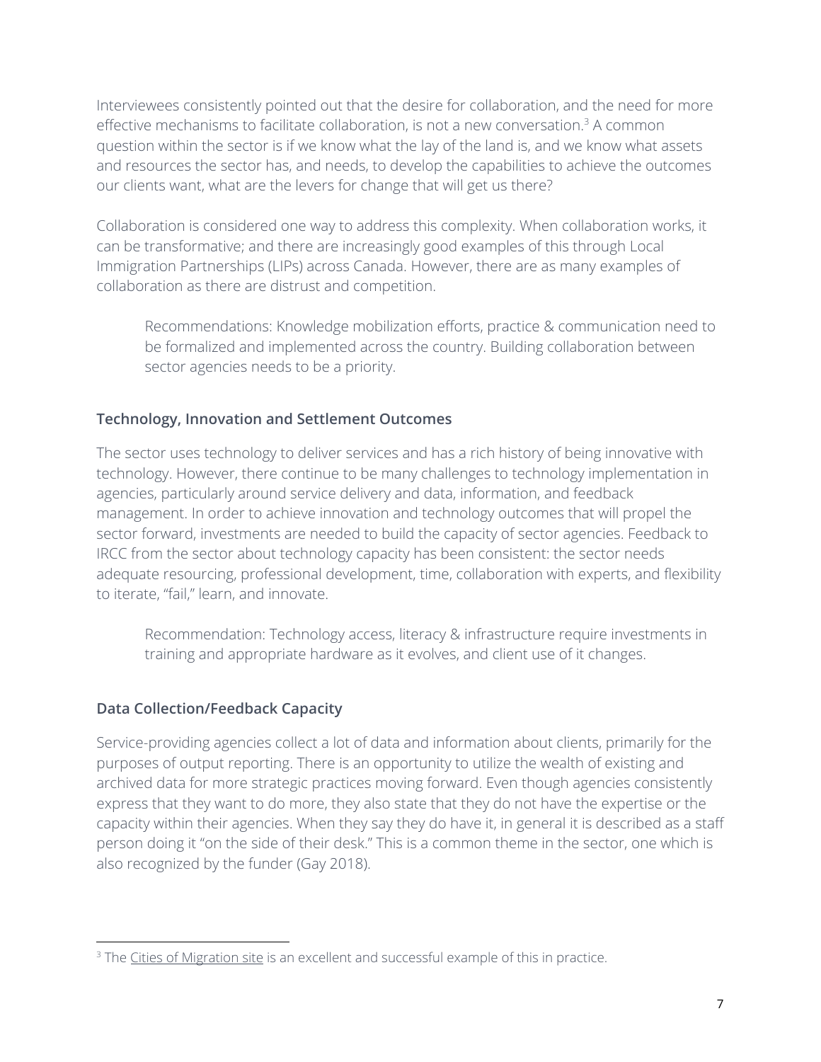Interviewees consistently pointed out that the desire for collaboration, and the need for more effective mechanisms to facilitate collaboration, is not a new conversation.[3] A common question within the sector is if we know what the lay of the land is, and we know what assets and resources the sector has, and needs, to develop the capabilities to achieve the outcomes our clients want, what are the levers for change that will get us there?

Collaboration is considered one way to address this complexity. When collaboration works, it can be transformative; and there are increasingly good examples of this through Local Immigration Partnerships (LIPs) across Canada. However, there are as many examples of collaboration as there are distrust and competition.

> Recommendations: Knowledge mobilization efforts, practice & communication need to be formalized and implemented across the country. Building collaboration between sector agencies needs to be a priority.

### Technology, Innovation and Settlement Outcomes

The sector uses technology to deliver services and has a rich history of being innovative with technology. However, there continue to be many challenges to technology implementation in agencies, particularly around service delivery and data, information, and feedback management. In order to achieve innovation and technology outcomes that will propel the sector forward, investments are needed to build the capacity of sector agencies. Feedback to IRCC from the sector about technology capacity has been consistent: the sector needs adequate resourcing, professional development, time, collaboration with experts, and flexibility to iterate, "fail," learn, and innovate.

> Recommendation: Technology access, literacy & infrastructure require investments in training and appropriate hardware as it evolves, and client use of it changes.

### Data Collection/Feedback Capacity

Service-providing agencies collect a lot of data and information about clients, primarily for the purposes of output reporting. There is an opportunity to utilize the wealth of existing and archived data for more strategic practices moving forward. Even though agencies consistently express that they want to do more, they also state that they do not have the expertise or the capacity within their agencies. When they say they do have it, in general it is described as a staff person doing it "on the side of their desk." This is a common theme in the sector, one which is also recognized by the funder (Gay 2018).

---

[3] The Cities of Migration site is an excellent and successful example of this in practice.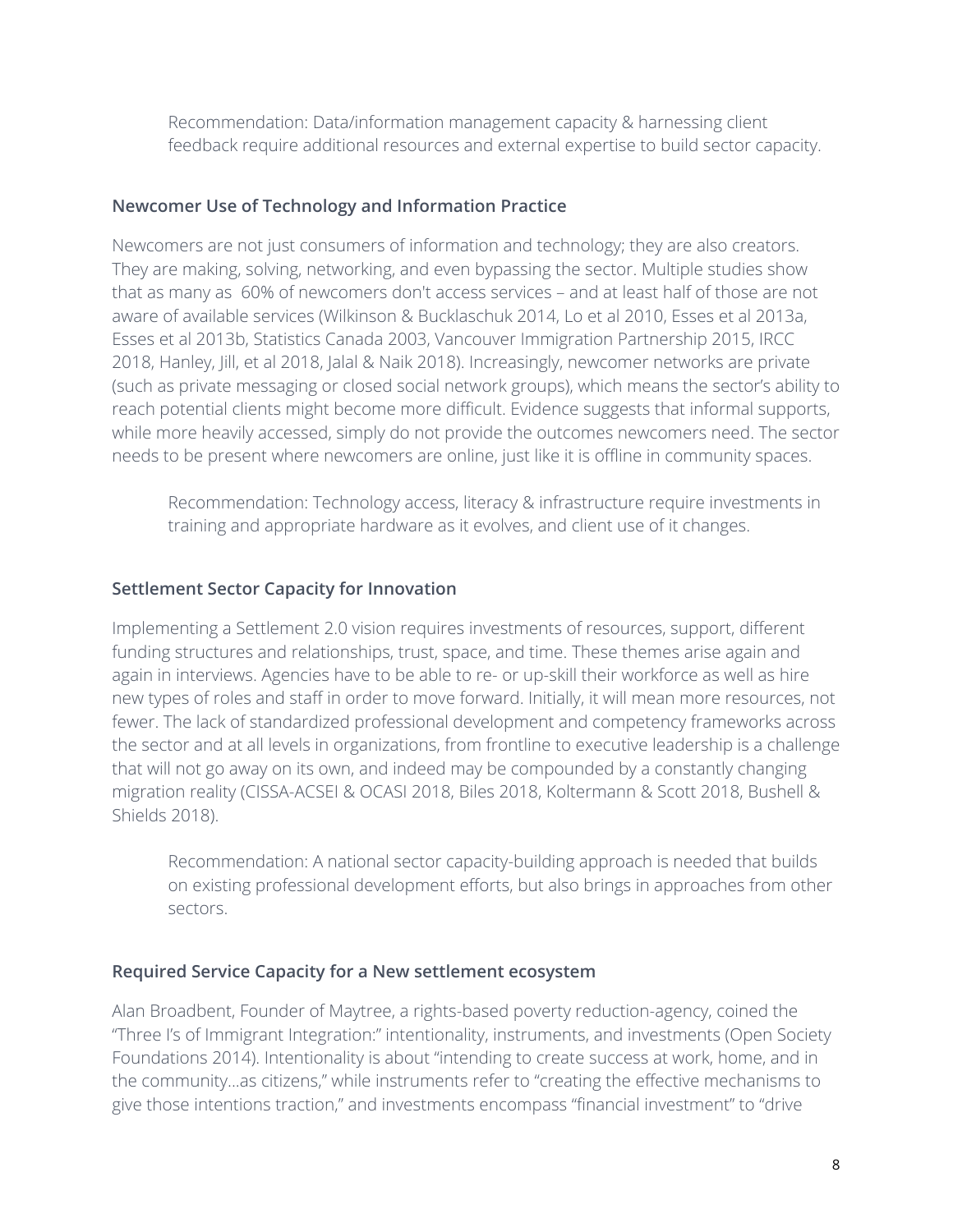Recommendation: Data/information management capacity & harnessing client feedback require additional resources and external expertise to build sector capacity.

### Newcomer Use of Technology and Information Practice

Newcomers are not just consumers of information and technology; they are also creators. They are making, solving, networking, and even bypassing the sector. Multiple studies show that as many as 60% of newcomers don't access services – and at least half of those are not aware of available services (Wilkinson & Bucklaschuk 2014, Lo et al 2010, Esses et al 2013a, Esses et al 2013b, Statistics Canada 2003, Vancouver Immigration Partnership 2015, IRCC 2018, Hanley, Jill, et al 2018, Jalal & Naik 2018). Increasingly, newcomer networks are private (such as private messaging or closed social network groups), which means the sector's ability to reach potential clients might become more difficult. Evidence suggests that informal supports, while more heavily accessed, simply do not provide the outcomes newcomers need. The sector needs to be present where newcomers are online, just like it is offline in community spaces.

Recommendation: Technology access, literacy & infrastructure require investments in training and appropriate hardware as it evolves, and client use of it changes.

### Settlement Sector Capacity for Innovation

Implementing a Settlement 2.0 vision requires investments of resources, support, different funding structures and relationships, trust, space, and time. These themes arise again and again in interviews. Agencies have to be able to re- or up-skill their workforce as well as hire new types of roles and staff in order to move forward. Initially, it will mean more resources, not fewer. The lack of standardized professional development and competency frameworks across the sector and at all levels in organizations, from frontline to executive leadership is a challenge that will not go away on its own, and indeed may be compounded by a constantly changing migration reality (CISSA-ACSEI & OCASI 2018, Biles 2018, Koltermann & Scott 2018, Bushell & Shields 2018).

Recommendation: A national sector capacity-building approach is needed that builds on existing professional development efforts, but also brings in approaches from other sectors.

### Required Service Capacity for a New settlement ecosystem

Alan Broadbent, Founder of Maytree, a rights-based poverty reduction-agency, coined the "Three I's of Immigrant Integration:" intentionality, instruments, and investments (Open Society Foundations 2014). Intentionality is about "intending to create success at work, home, and in the community…as citizens," while instruments refer to "creating the effective mechanisms to give those intentions traction," and investments encompass "financial investment" to "drive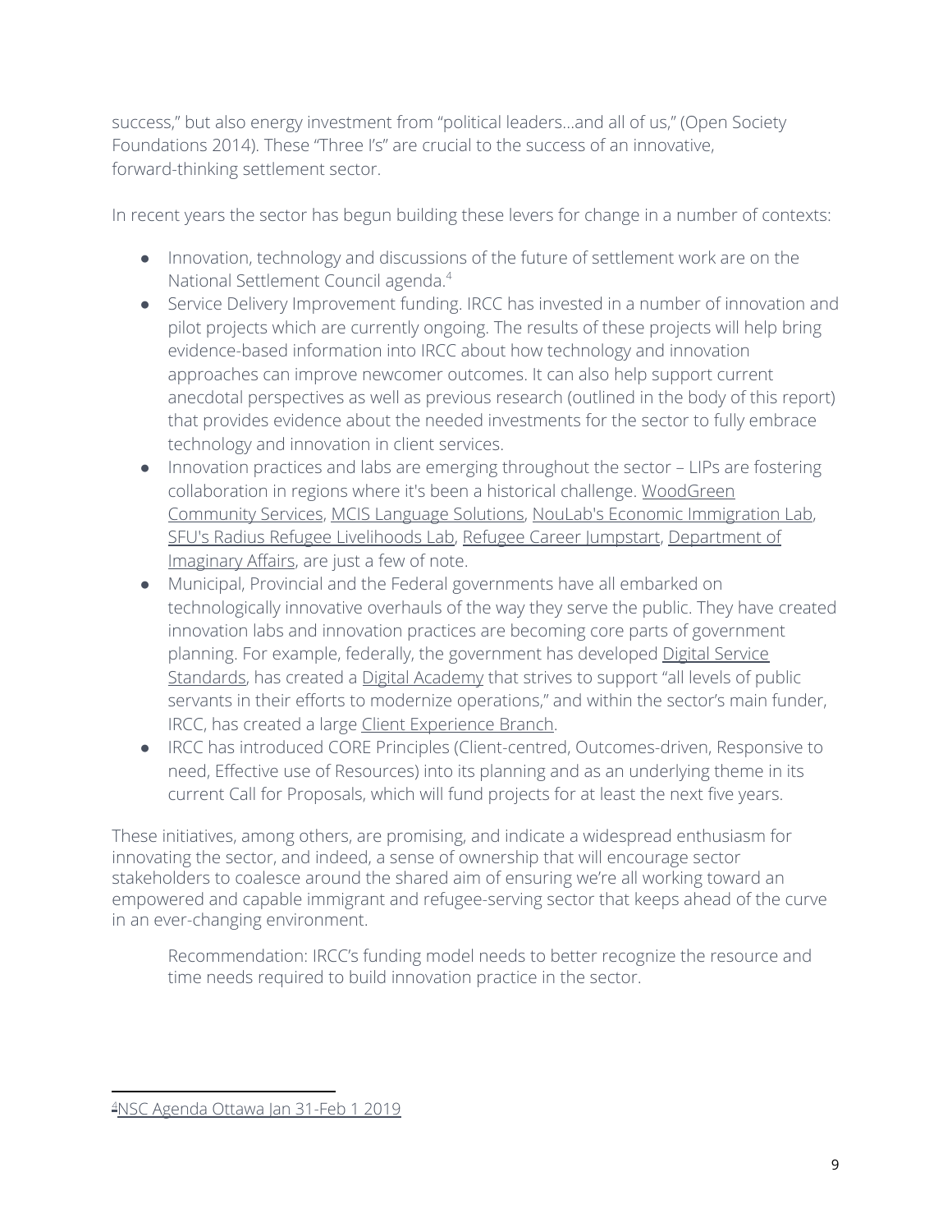success," but also energy investment from "political leaders…and all of us," (Open Society Foundations 2014). These "Three I's" are crucial to the success of an innovative, forward-thinking settlement sector.

In recent years the sector has begun building these levers for change in a number of contexts:

- Innovation, technology and discussions of the future of settlement work are on the National Settlement Council agenda.[4]
- Service Delivery Improvement funding. IRCC has invested in a number of innovation and pilot projects which are currently ongoing. The results of these projects will help bring evidence-based information into IRCC about how technology and innovation approaches can improve newcomer outcomes. It can also help support current anecdotal perspectives as well as previous research (outlined in the body of this report) that provides evidence about the needed investments for the sector to fully embrace technology and innovation in client services.
- Innovation practices and labs are emerging throughout the sector – LIPs are fostering collaboration in regions where it's been a historical challenge. WoodGreen Community Services, MCIS Language Solutions, NouLab's Economic Immigration Lab, SFU's Radius Refugee Livelihoods Lab, Refugee Career Jumpstart, Department of Imaginary Affairs, are just a few of note.
- Municipal, Provincial and the Federal governments have all embarked on technologically innovative overhauls of the way they serve the public. They have created innovation labs and innovation practices are becoming core parts of government planning. For example, federally, the government has developed Digital Service Standards, has created a Digital Academy that strives to support "all levels of public servants in their efforts to modernize operations," and within the sector's main funder, IRCC, has created a large Client Experience Branch.
- IRCC has introduced CORE Principles (Client-centred, Outcomes-driven, Responsive to need, Effective use of Resources) into its planning and as an underlying theme in its current Call for Proposals, which will fund projects for at least the next five years.

These initiatives, among others, are promising, and indicate a widespread enthusiasm for innovating the sector, and indeed, a sense of ownership that will encourage sector stakeholders to coalesce around the shared aim of ensuring we're all working toward an empowered and capable immigrant and refugee-serving sector that keeps ahead of the curve in an ever-changing environment.

> Recommendation: IRCC's funding model needs to better recognize the resource and time needs required to build innovation practice in the sector.

---

[4] NSC Agenda Ottawa Jan 31-Feb 1 2019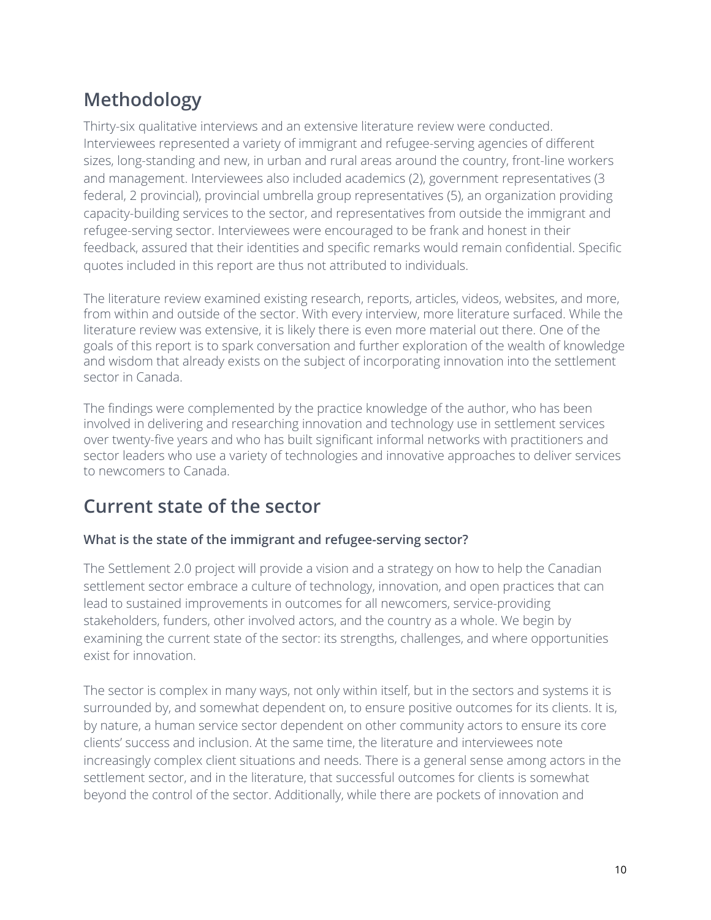## Methodology

Thirty-six qualitative interviews and an extensive literature review were conducted. Interviewees represented a variety of immigrant and refugee-serving agencies of different sizes, long-standing and new, in urban and rural areas around the country, front-line workers and management. Interviewees also included academics (2), government representatives (3 federal, 2 provincial), provincial umbrella group representatives (5), an organization providing capacity-building services to the sector, and representatives from outside the immigrant and refugee-serving sector. Interviewees were encouraged to be frank and honest in their feedback, assured that their identities and specific remarks would remain confidential. Specific quotes included in this report are thus not attributed to individuals.

The literature review examined existing research, reports, articles, videos, websites, and more, from within and outside of the sector. With every interview, more literature surfaced. While the literature review was extensive, it is likely there is even more material out there. One of the goals of this report is to spark conversation and further exploration of the wealth of knowledge and wisdom that already exists on the subject of incorporating innovation into the settlement sector in Canada.

The findings were complemented by the practice knowledge of the author, who has been involved in delivering and researching innovation and technology use in settlement services over twenty-five years and who has built significant informal networks with practitioners and sector leaders who use a variety of technologies and innovative approaches to deliver services to newcomers to Canada.

## Current state of the sector

### What is the state of the immigrant and refugee-serving sector?

The Settlement 2.0 project will provide a vision and a strategy on how to help the Canadian settlement sector embrace a culture of technology, innovation, and open practices that can lead to sustained improvements in outcomes for all newcomers, service-providing stakeholders, funders, other involved actors, and the country as a whole. We begin by examining the current state of the sector: its strengths, challenges, and where opportunities exist for innovation.

The sector is complex in many ways, not only within itself, but in the sectors and systems it is surrounded by, and somewhat dependent on, to ensure positive outcomes for its clients. It is, by nature, a human service sector dependent on other community actors to ensure its core clients' success and inclusion. At the same time, the literature and interviewees note increasingly complex client situations and needs. There is a general sense among actors in the settlement sector, and in the literature, that successful outcomes for clients is somewhat beyond the control of the sector. Additionally, while there are pockets of innovation and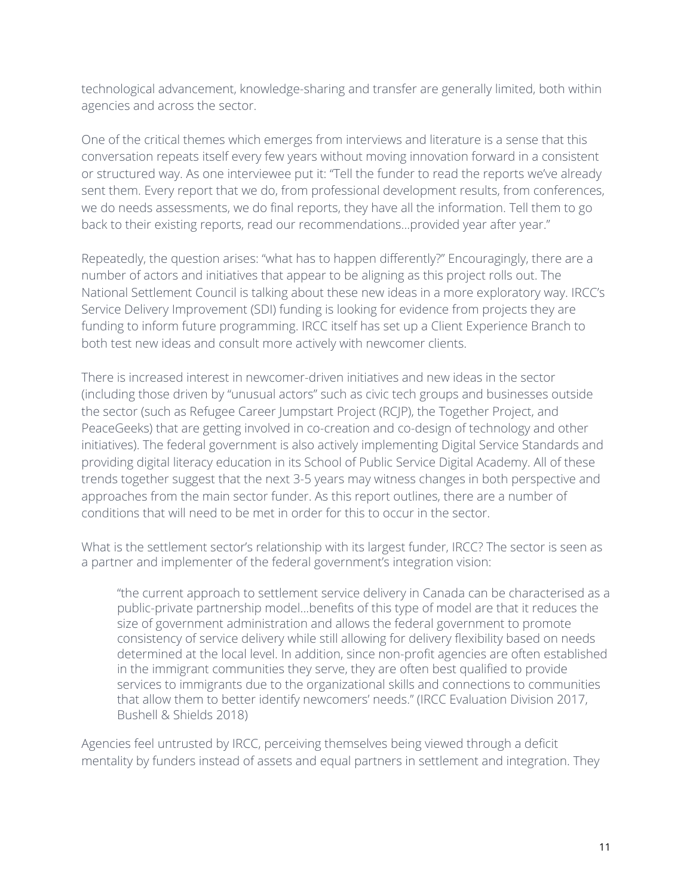technological advancement, knowledge-sharing and transfer are generally limited, both within agencies and across the sector.

One of the critical themes which emerges from interviews and literature is a sense that this conversation repeats itself every few years without moving innovation forward in a consistent or structured way. As one interviewee put it: "Tell the funder to read the reports we've already sent them. Every report that we do, from professional development results, from conferences, we do needs assessments, we do final reports, they have all the information. Tell them to go back to their existing reports, read our recommendations…provided year after year."

Repeatedly, the question arises: "what has to happen differently?" Encouragingly, there are a number of actors and initiatives that appear to be aligning as this project rolls out. The National Settlement Council is talking about these new ideas in a more exploratory way. IRCC's Service Delivery Improvement (SDI) funding is looking for evidence from projects they are funding to inform future programming. IRCC itself has set up a Client Experience Branch to both test new ideas and consult more actively with newcomer clients.

There is increased interest in newcomer-driven initiatives and new ideas in the sector (including those driven by "unusual actors" such as civic tech groups and businesses outside the sector (such as Refugee Career Jumpstart Project (RCJP), the Together Project, and PeaceGeeks) that are getting involved in co-creation and co-design of technology and other initiatives). The federal government is also actively implementing Digital Service Standards and providing digital literacy education in its School of Public Service Digital Academy. All of these trends together suggest that the next 3-5 years may witness changes in both perspective and approaches from the main sector funder. As this report outlines, there are a number of conditions that will need to be met in order for this to occur in the sector.

What is the settlement sector's relationship with its largest funder, IRCC? The sector is seen as a partner and implementer of the federal government's integration vision:

> "the current approach to settlement service delivery in Canada can be characterised as a public-private partnership model…benefits of this type of model are that it reduces the size of government administration and allows the federal government to promote consistency of service delivery while still allowing for delivery flexibility based on needs determined at the local level. In addition, since non-profit agencies are often established in the immigrant communities they serve, they are often best qualified to provide services to immigrants due to the organizational skills and connections to communities that allow them to better identify newcomers' needs." (IRCC Evaluation Division 2017, Bushell & Shields 2018)

Agencies feel untrusted by IRCC, perceiving themselves being viewed through a deficit mentality by funders instead of assets and equal partners in settlement and integration. They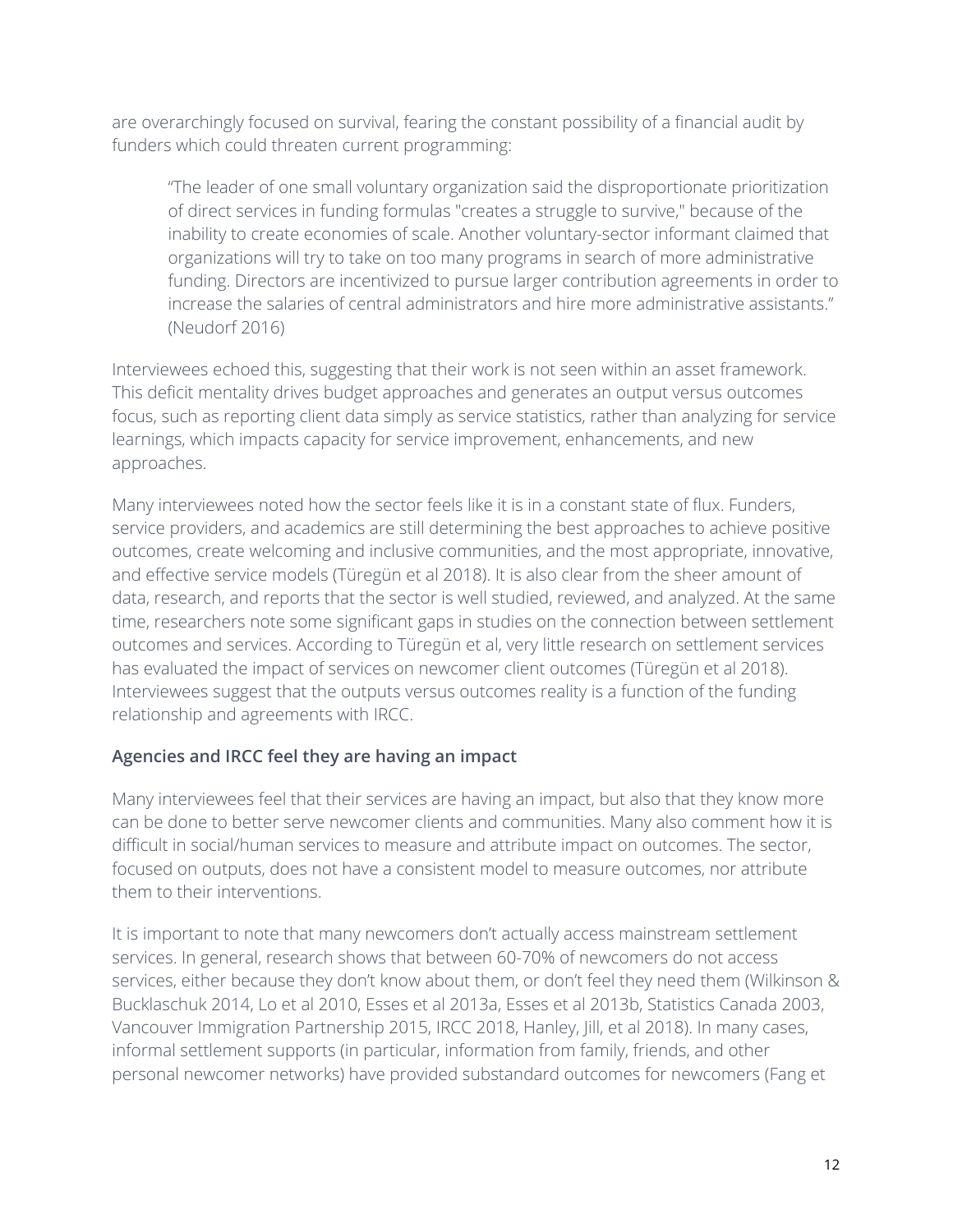are overarchingly focused on survival, fearing the constant possibility of a financial audit by funders which could threaten current programming:

> "The leader of one small voluntary organization said the disproportionate prioritization of direct services in funding formulas "creates a struggle to survive," because of the inability to create economies of scale. Another voluntary-sector informant claimed that organizations will try to take on too many programs in search of more administrative funding. Directors are incentivized to pursue larger contribution agreements in order to increase the salaries of central administrators and hire more administrative assistants." (Neudorf 2016)

Interviewees echoed this, suggesting that their work is not seen within an asset framework. This deficit mentality drives budget approaches and generates an output versus outcomes focus, such as reporting client data simply as service statistics, rather than analyzing for service learnings, which impacts capacity for service improvement, enhancements, and new approaches.

Many interviewees noted how the sector feels like it is in a constant state of flux. Funders, service providers, and academics are still determining the best approaches to achieve positive outcomes, create welcoming and inclusive communities, and the most appropriate, innovative, and effective service models (Türegün et al 2018). It is also clear from the sheer amount of data, research, and reports that the sector is well studied, reviewed, and analyzed. At the same time, researchers note some significant gaps in studies on the connection between settlement outcomes and services. According to Türegün et al, very little research on settlement services has evaluated the impact of services on newcomer client outcomes (Türegün et al 2018). Interviewees suggest that the outputs versus outcomes reality is a function of the funding relationship and agreements with IRCC.

**Agencies and IRCC feel they are having an impact**

Many interviewees feel that their services are having an impact, but also that they know more can be done to better serve newcomer clients and communities. Many also comment how it is difficult in social/human services to measure and attribute impact on outcomes. The sector, focused on outputs, does not have a consistent model to measure outcomes, nor attribute them to their interventions.

It is important to note that many newcomers don't actually access mainstream settlement services. In general, research shows that between 60-70% of newcomers do not access services, either because they don't know about them, or don't feel they need them (Wilkinson & Bucklaschuk 2014, Lo et al 2010, Esses et al 2013a, Esses et al 2013b, Statistics Canada 2003, Vancouver Immigration Partnership 2015, IRCC 2018, Hanley, Jill, et al 2018). In many cases, informal settlement supports (in particular, information from family, friends, and other personal newcomer networks) have provided substandard outcomes for newcomers (Fang et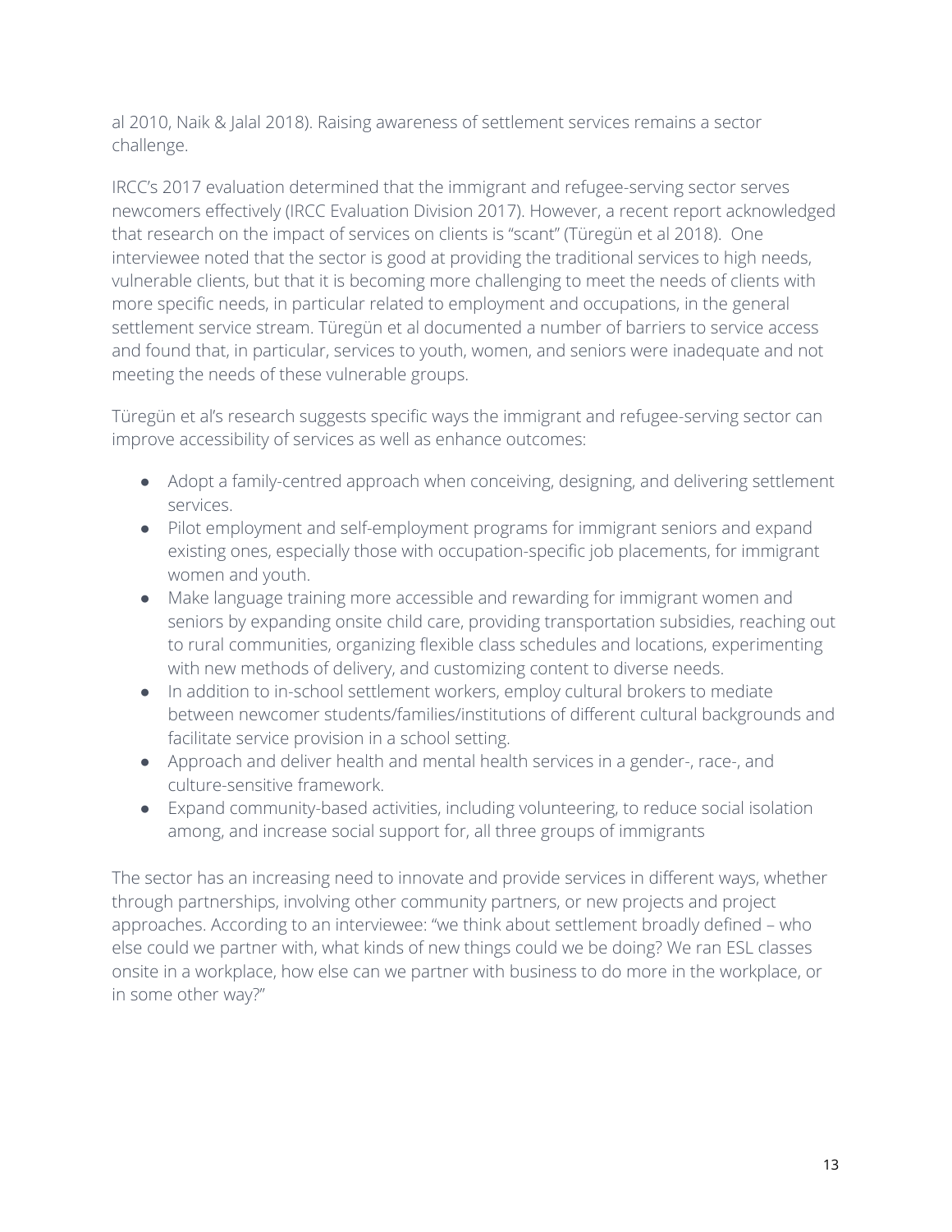al 2010, Naik & Jalal 2018). Raising awareness of settlement services remains a sector challenge.

IRCC's 2017 evaluation determined that the immigrant and refugee-serving sector serves newcomers effectively (IRCC Evaluation Division 2017). However, a recent report acknowledged that research on the impact of services on clients is "scant" (Türegün et al 2018). One interviewee noted that the sector is good at providing the traditional services to high needs, vulnerable clients, but that it is becoming more challenging to meet the needs of clients with more specific needs, in particular related to employment and occupations, in the general settlement service stream. Türegün et al documented a number of barriers to service access and found that, in particular, services to youth, women, and seniors were inadequate and not meeting the needs of these vulnerable groups.

Türegün et al's research suggests specific ways the immigrant and refugee-serving sector can improve accessibility of services as well as enhance outcomes:

- Adopt a family-centred approach when conceiving, designing, and delivering settlement services.
- Pilot employment and self-employment programs for immigrant seniors and expand existing ones, especially those with occupation-specific job placements, for immigrant women and youth.
- Make language training more accessible and rewarding for immigrant women and seniors by expanding onsite child care, providing transportation subsidies, reaching out to rural communities, organizing flexible class schedules and locations, experimenting with new methods of delivery, and customizing content to diverse needs.
- In addition to in-school settlement workers, employ cultural brokers to mediate between newcomer students/families/institutions of different cultural backgrounds and facilitate service provision in a school setting.
- Approach and deliver health and mental health services in a gender-, race-, and culture-sensitive framework.
- Expand community-based activities, including volunteering, to reduce social isolation among, and increase social support for, all three groups of immigrants

The sector has an increasing need to innovate and provide services in different ways, whether through partnerships, involving other community partners, or new projects and project approaches. According to an interviewee: "we think about settlement broadly defined – who else could we partner with, what kinds of new things could we be doing? We ran ESL classes onsite in a workplace, how else can we partner with business to do more in the workplace, or in some other way?"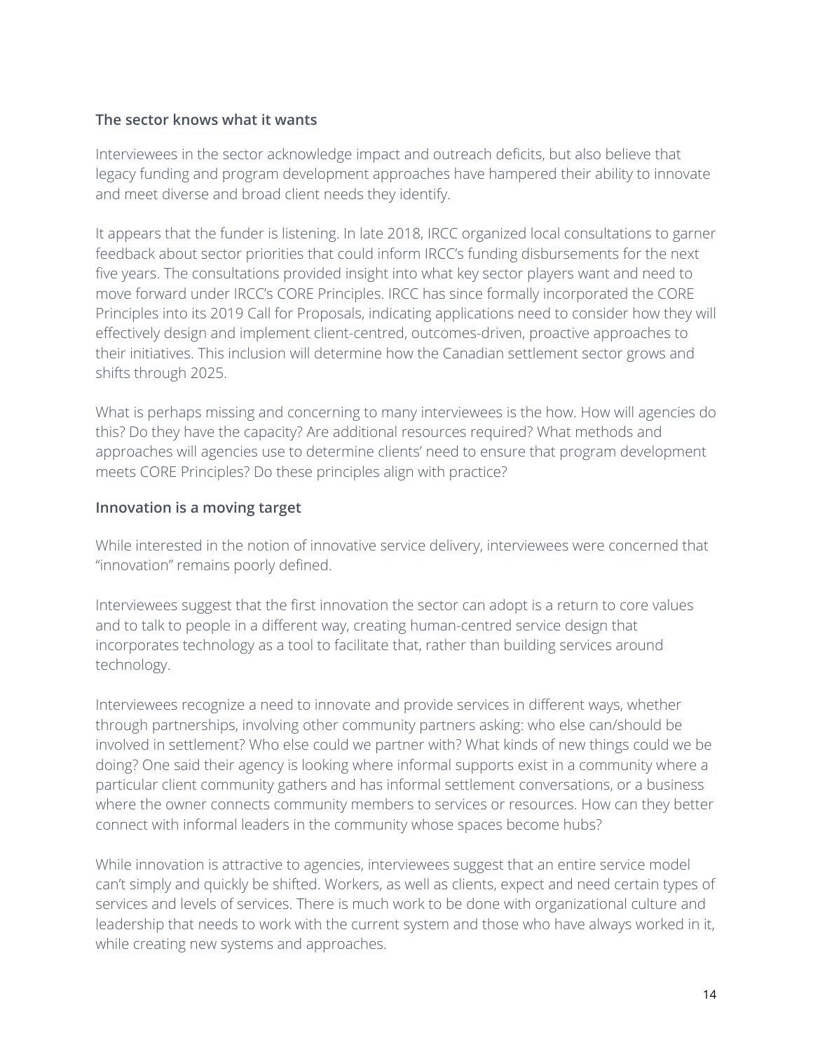### The sector knows what it wants

Interviewees in the sector acknowledge impact and outreach deficits, but also believe that legacy funding and program development approaches have hampered their ability to innovate and meet diverse and broad client needs they identify.

It appears that the funder is listening. In late 2018, IRCC organized local consultations to garner feedback about sector priorities that could inform IRCC's funding disbursements for the next five years. The consultations provided insight into what key sector players want and need to move forward under IRCC's CORE Principles. IRCC has since formally incorporated the CORE Principles into its 2019 Call for Proposals, indicating applications need to consider how they will effectively design and implement client-centred, outcomes-driven, proactive approaches to their initiatives. This inclusion will determine how the Canadian settlement sector grows and shifts through 2025.

What is perhaps missing and concerning to many interviewees is the how. How will agencies do this? Do they have the capacity? Are additional resources required? What methods and approaches will agencies use to determine clients' need to ensure that program development meets CORE Principles? Do these principles align with practice?

### Innovation is a moving target

While interested in the notion of innovative service delivery, interviewees were concerned that "innovation" remains poorly defined.

Interviewees suggest that the first innovation the sector can adopt is a return to core values and to talk to people in a different way, creating human-centred service design that incorporates technology as a tool to facilitate that, rather than building services around technology.

Interviewees recognize a need to innovate and provide services in different ways, whether through partnerships, involving other community partners asking: who else can/should be involved in settlement? Who else could we partner with? What kinds of new things could we be doing? One said their agency is looking where informal supports exist in a community where a particular client community gathers and has informal settlement conversations, or a business where the owner connects community members to services or resources. How can they better connect with informal leaders in the community whose spaces become hubs?

While innovation is attractive to agencies, interviewees suggest that an entire service model can't simply and quickly be shifted. Workers, as well as clients, expect and need certain types of services and levels of services. There is much work to be done with organizational culture and leadership that needs to work with the current system and those who have always worked in it, while creating new systems and approaches.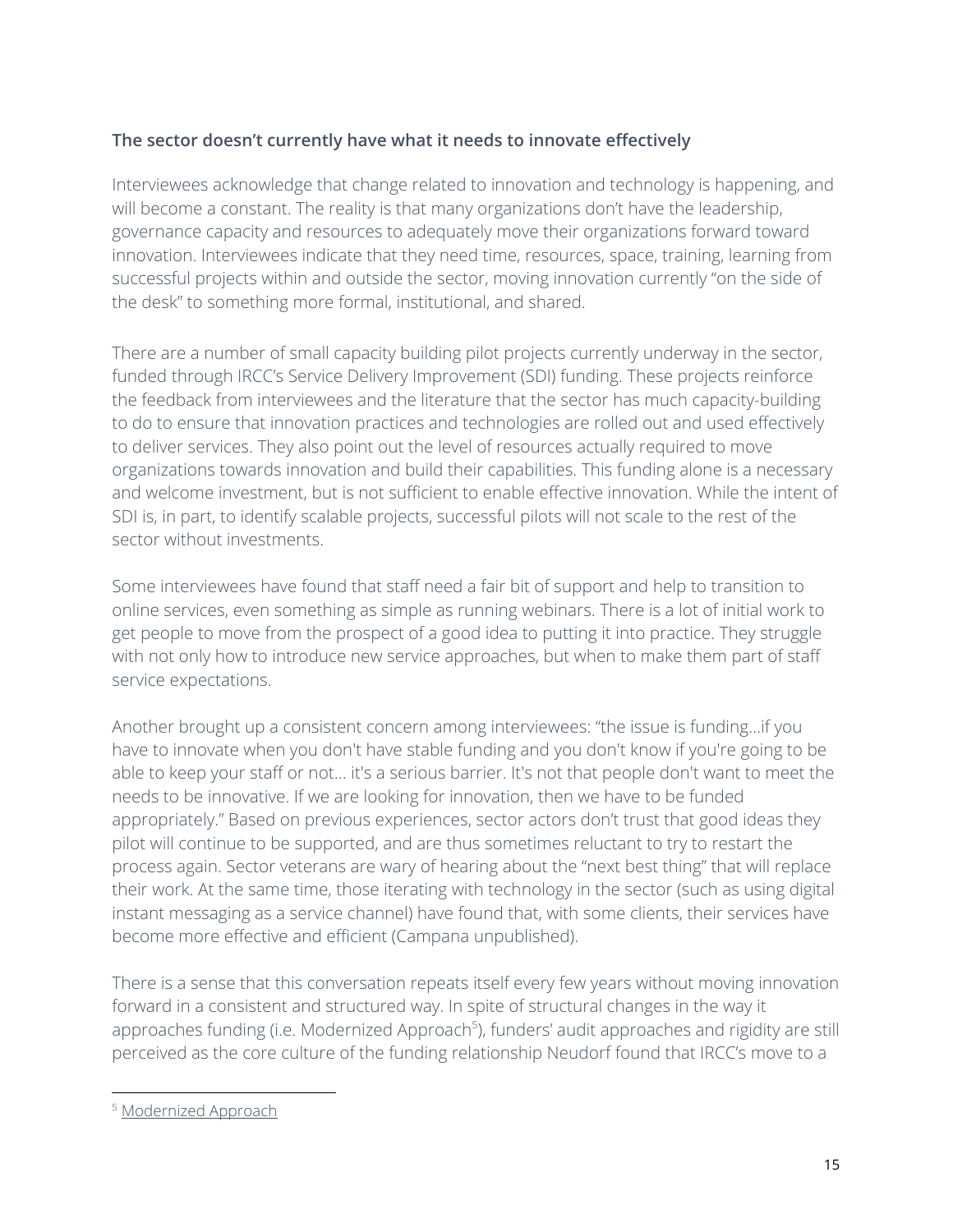**The sector doesn't currently have what it needs to innovate effectively**

Interviewees acknowledge that change related to innovation and technology is happening, and will become a constant. The reality is that many organizations don't have the leadership, governance capacity and resources to adequately move their organizations forward toward innovation. Interviewees indicate that they need time, resources, space, training, learning from successful projects within and outside the sector, moving innovation currently "on the side of the desk" to something more formal, institutional, and shared.

There are a number of small capacity building pilot projects currently underway in the sector, funded through IRCC's Service Delivery Improvement (SDI) funding. These projects reinforce the feedback from interviewees and the literature that the sector has much capacity-building to do to ensure that innovation practices and technologies are rolled out and used effectively to deliver services. They also point out the level of resources actually required to move organizations towards innovation and build their capabilities. This funding alone is a necessary and welcome investment, but is not sufficient to enable effective innovation. While the intent of SDI is, in part, to identify scalable projects, successful pilots will not scale to the rest of the sector without investments.

Some interviewees have found that staff need a fair bit of support and help to transition to online services, even something as simple as running webinars. There is a lot of initial work to get people to move from the prospect of a good idea to putting it into practice. They struggle with not only how to introduce new service approaches, but when to make them part of staff service expectations.

Another brought up a consistent concern among interviewees: "the issue is funding...if you have to innovate when you don't have stable funding and you don't know if you're going to be able to keep your staff or not... it's a serious barrier. It's not that people don't want to meet the needs to be innovative. If we are looking for innovation, then we have to be funded appropriately." Based on previous experiences, sector actors don't trust that good ideas they pilot will continue to be supported, and are thus sometimes reluctant to try to restart the process again. Sector veterans are wary of hearing about the "next best thing" that will replace their work. At the same time, those iterating with technology in the sector (such as using digital instant messaging as a service channel) have found that, with some clients, their services have become more effective and efficient (Campana unpublished).

There is a sense that this conversation repeats itself every few years without moving innovation forward in a consistent and structured way. In spite of structural changes in the way it approaches funding (i.e. Modernized Approach[5]), funders' audit approaches and rigidity are still perceived as the core culture of the funding relationship Neudorf found that IRCC's move to a

[5] Modernized Approach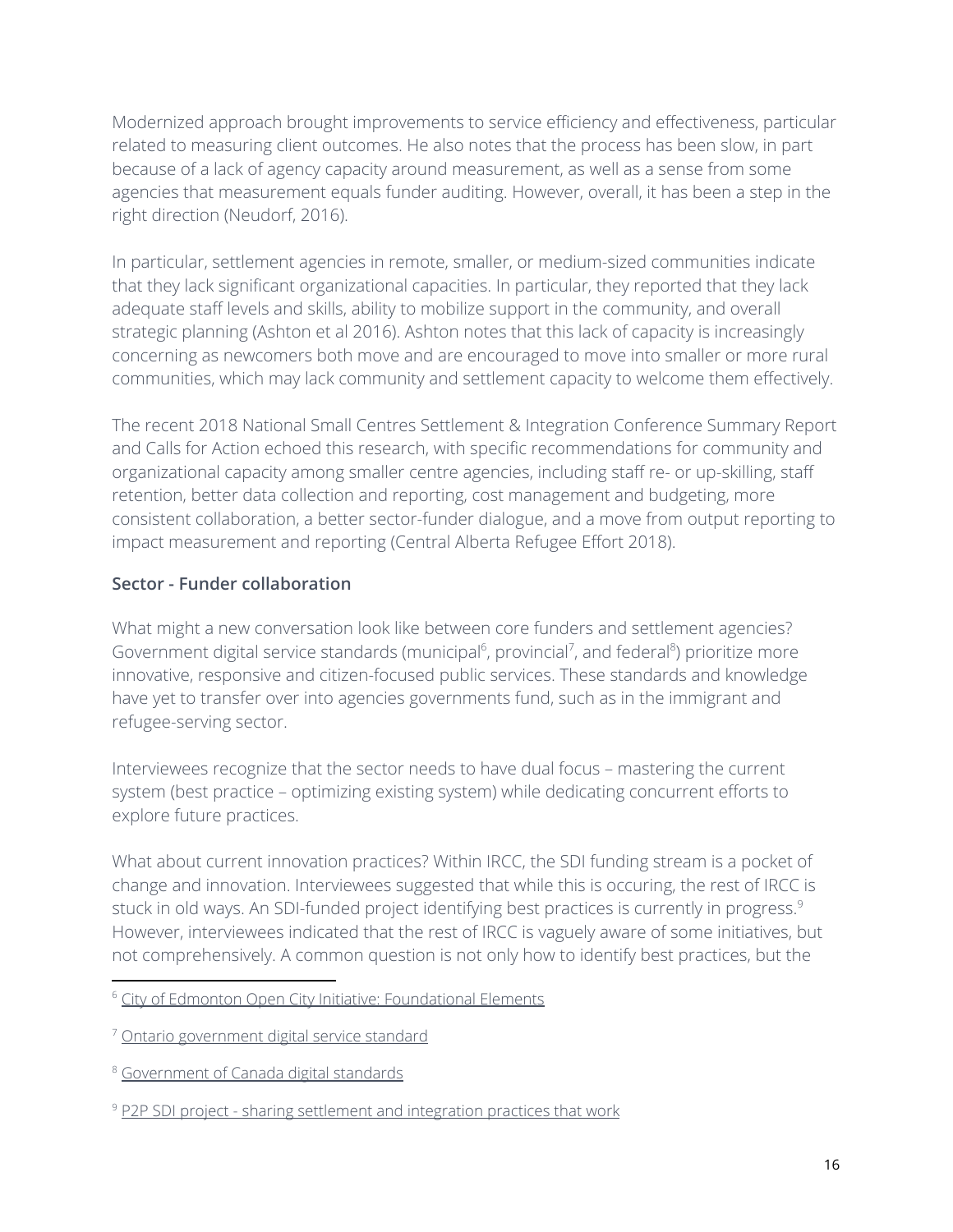Modernized approach brought improvements to service efficiency and effectiveness, particular related to measuring client outcomes. He also notes that the process has been slow, in part because of a lack of agency capacity around measurement, as well as a sense from some agencies that measurement equals funder auditing. However, overall, it has been a step in the right direction (Neudorf, 2016).

In particular, settlement agencies in remote, smaller, or medium-sized communities indicate that they lack significant organizational capacities. In particular, they reported that they lack adequate staff levels and skills, ability to mobilize support in the community, and overall strategic planning (Ashton et al 2016). Ashton notes that this lack of capacity is increasingly concerning as newcomers both move and are encouraged to move into smaller or more rural communities, which may lack community and settlement capacity to welcome them effectively.

The recent 2018 National Small Centres Settlement & Integration Conference Summary Report and Calls for Action echoed this research, with specific recommendations for community and organizational capacity among smaller centre agencies, including staff re- or up-skilling, staff retention, better data collection and reporting, cost management and budgeting, more consistent collaboration, a better sector-funder dialogue, and a move from output reporting to impact measurement and reporting (Central Alberta Refugee Effort 2018).

**Sector - Funder collaboration**

What might a new conversation look like between core funders and settlement agencies? Government digital service standards (municipal[6], provincial[7], and federal[8]) prioritize more innovative, responsive and citizen-focused public services. These standards and knowledge have yet to transfer over into agencies governments fund, such as in the immigrant and refugee-serving sector.

Interviewees recognize that the sector needs to have dual focus – mastering the current system (best practice – optimizing existing system) while dedicating concurrent efforts to explore future practices.

What about current innovation practices? Within IRCC, the SDI funding stream is a pocket of change and innovation. Interviewees suggested that while this is occuring, the rest of IRCC is stuck in old ways. An SDI-funded project identifying best practices is currently in progress.[9] However, interviewees indicated that the rest of IRCC is vaguely aware of some initiatives, but not comprehensively. A common question is not only how to identify best practices, but the

---

[6] City of Edmonton Open City Initiative: Foundational Elements

[7] Ontario government digital service standard

[8] Government of Canada digital standards

[9] P2P SDI project - sharing settlement and integration practices that work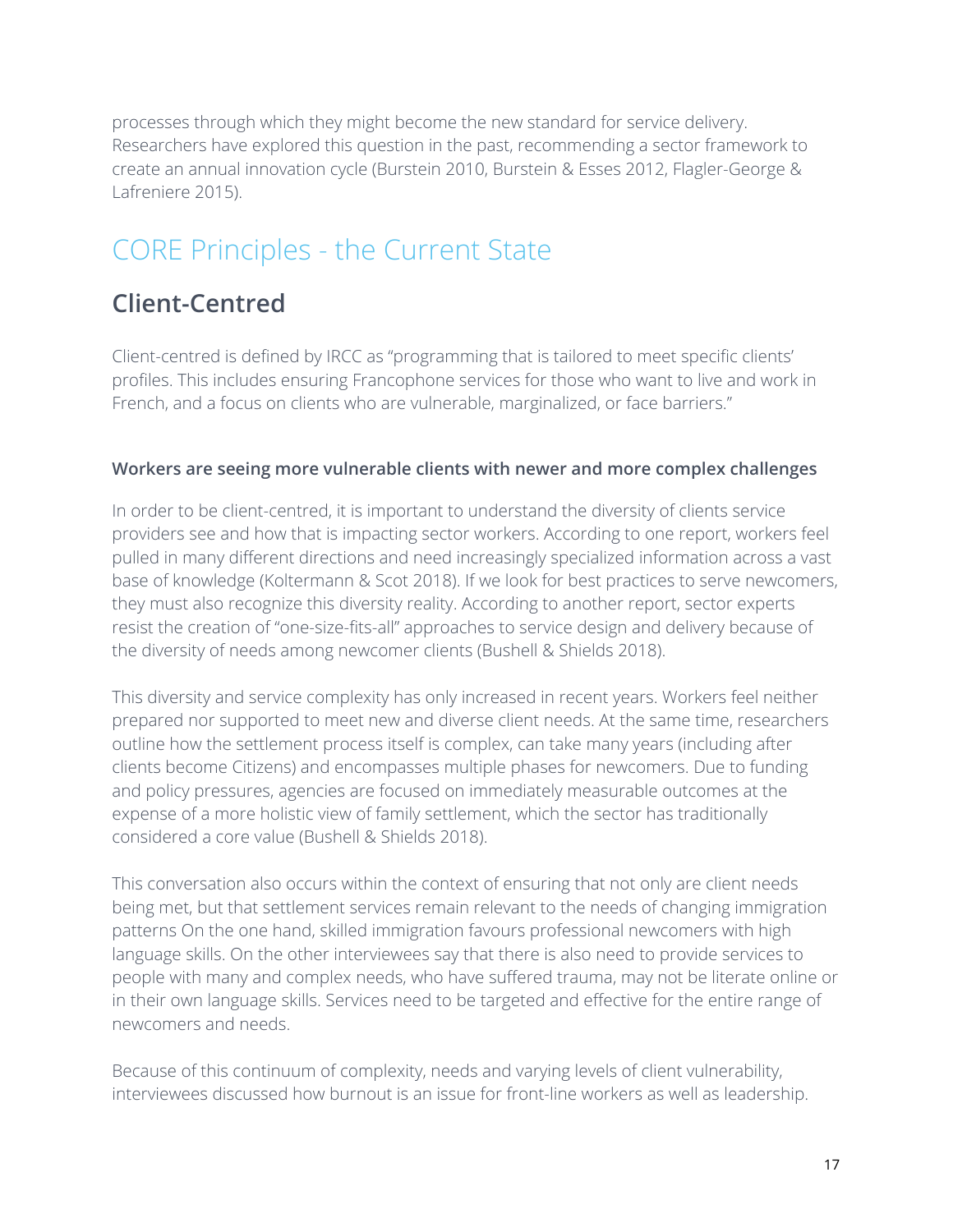processes through which they might become the new standard for service delivery. Researchers have explored this question in the past, recommending a sector framework to create an annual innovation cycle (Burstein 2010, Burstein & Esses 2012, Flagler-George & Lafreniere 2015).

# CORE Principles - the Current State

## Client-Centred

Client-centred is defined by IRCC as "programming that is tailored to meet specific clients' profiles. This includes ensuring Francophone services for those who want to live and work in French, and a focus on clients who are vulnerable, marginalized, or face barriers."

### Workers are seeing more vulnerable clients with newer and more complex challenges

In order to be client-centred, it is important to understand the diversity of clients service providers see and how that is impacting sector workers. According to one report, workers feel pulled in many different directions and need increasingly specialized information across a vast base of knowledge (Koltermann & Scot 2018). If we look for best practices to serve newcomers, they must also recognize this diversity reality. According to another report, sector experts resist the creation of "one-size-fits-all" approaches to service design and delivery because of the diversity of needs among newcomer clients (Bushell & Shields 2018).

This diversity and service complexity has only increased in recent years. Workers feel neither prepared nor supported to meet new and diverse client needs. At the same time, researchers outline how the settlement process itself is complex, can take many years (including after clients become Citizens) and encompasses multiple phases for newcomers. Due to funding and policy pressures, agencies are focused on immediately measurable outcomes at the expense of a more holistic view of family settlement, which the sector has traditionally considered a core value (Bushell & Shields 2018).

This conversation also occurs within the context of ensuring that not only are client needs being met, but that settlement services remain relevant to the needs of changing immigration patterns On the one hand, skilled immigration favours professional newcomers with high language skills. On the other interviewees say that there is also need to provide services to people with many and complex needs, who have suffered trauma, may not be literate online or in their own language skills. Services need to be targeted and effective for the entire range of newcomers and needs.

Because of this continuum of complexity, needs and varying levels of client vulnerability, interviewees discussed how burnout is an issue for front-line workers as well as leadership.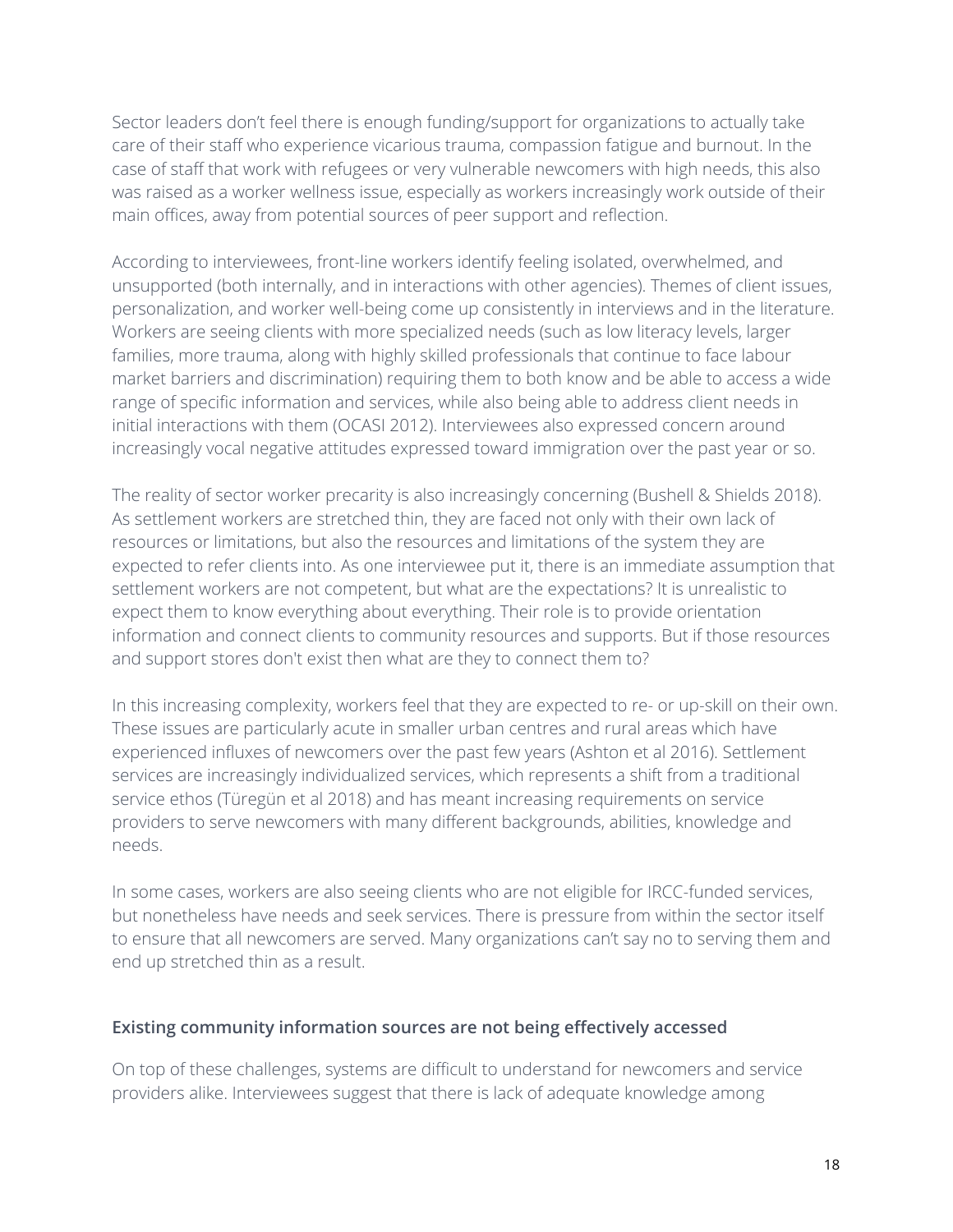Sector leaders don't feel there is enough funding/support for organizations to actually take care of their staff who experience vicarious trauma, compassion fatigue and burnout. In the case of staff that work with refugees or very vulnerable newcomers with high needs, this also was raised as a worker wellness issue, especially as workers increasingly work outside of their main offices, away from potential sources of peer support and reflection.

According to interviewees, front-line workers identify feeling isolated, overwhelmed, and unsupported (both internally, and in interactions with other agencies). Themes of client issues, personalization, and worker well-being come up consistently in interviews and in the literature. Workers are seeing clients with more specialized needs (such as low literacy levels, larger families, more trauma, along with highly skilled professionals that continue to face labour market barriers and discrimination) requiring them to both know and be able to access a wide range of specific information and services, while also being able to address client needs in initial interactions with them (OCASI 2012). Interviewees also expressed concern around increasingly vocal negative attitudes expressed toward immigration over the past year or so.

The reality of sector worker precarity is also increasingly concerning (Bushell & Shields 2018). As settlement workers are stretched thin, they are faced not only with their own lack of resources or limitations, but also the resources and limitations of the system they are expected to refer clients into. As one interviewee put it, there is an immediate assumption that settlement workers are not competent, but what are the expectations? It is unrealistic to expect them to know everything about everything. Their role is to provide orientation information and connect clients to community resources and supports. But if those resources and support stores don't exist then what are they to connect them to?

In this increasing complexity, workers feel that they are expected to re- or up-skill on their own. These issues are particularly acute in smaller urban centres and rural areas which have experienced influxes of newcomers over the past few years (Ashton et al 2016). Settlement services are increasingly individualized services, which represents a shift from a traditional service ethos (Türegün et al 2018) and has meant increasing requirements on service providers to serve newcomers with many different backgrounds, abilities, knowledge and needs.

In some cases, workers are also seeing clients who are not eligible for IRCC-funded services, but nonetheless have needs and seek services. There is pressure from within the sector itself to ensure that all newcomers are served. Many organizations can't say no to serving them and end up stretched thin as a result.

**Existing community information sources are not being effectively accessed**

On top of these challenges, systems are difficult to understand for newcomers and service providers alike. Interviewees suggest that there is lack of adequate knowledge among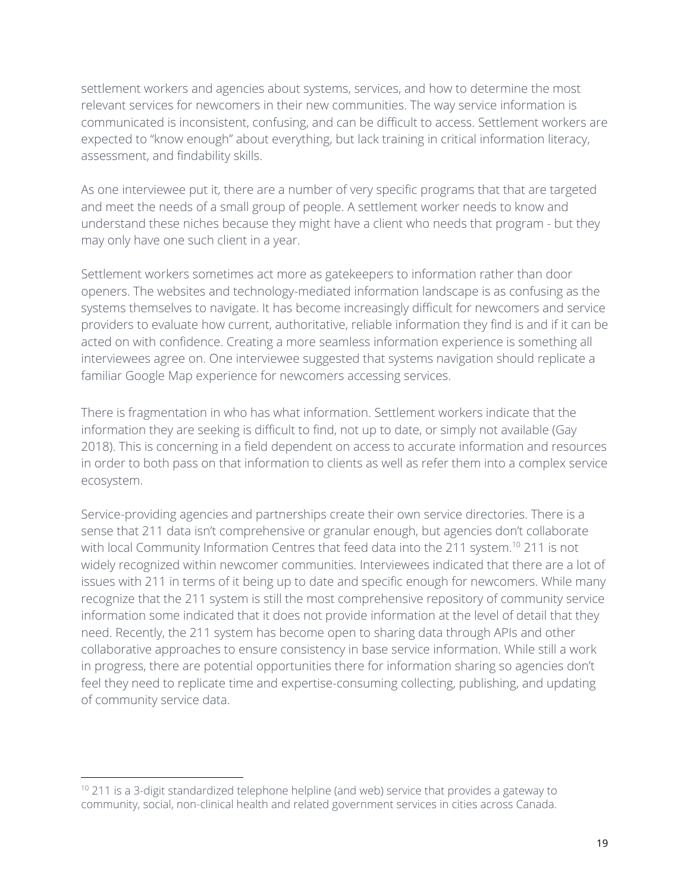settlement workers and agencies about systems, services, and how to determine the most relevant services for newcomers in their new communities. The way service information is communicated is inconsistent, confusing, and can be difficult to access. Settlement workers are expected to "know enough" about everything, but lack training in critical information literacy, assessment, and findability skills.

As one interviewee put it, there are a number of very specific programs that that are targeted and meet the needs of a small group of people. A settlement worker needs to know and understand these niches because they might have a client who needs that program - but they may only have one such client in a year.

Settlement workers sometimes act more as gatekeepers to information rather than door openers. The websites and technology-mediated information landscape is as confusing as the systems themselves to navigate. It has become increasingly difficult for newcomers and service providers to evaluate how current, authoritative, reliable information they find is and if it can be acted on with confidence. Creating a more seamless information experience is something all interviewees agree on. One interviewee suggested that systems navigation should replicate a familiar Google Map experience for newcomers accessing services.

There is fragmentation in who has what information. Settlement workers indicate that the information they are seeking is difficult to find, not up to date, or simply not available (Gay 2018). This is concerning in a field dependent on access to accurate information and resources in order to both pass on that information to clients as well as refer them into a complex service ecosystem.

Service-providing agencies and partnerships create their own service directories. There is a sense that 211 data isn't comprehensive or granular enough, but agencies don't collaborate with local Community Information Centres that feed data into the 211 system.[10] 211 is not widely recognized within newcomer communities. Interviewees indicated that there are a lot of issues with 211 in terms of it being up to date and specific enough for newcomers. While many recognize that the 211 system is still the most comprehensive repository of community service information some indicated that it does not provide information at the level of detail that they need. Recently, the 211 system has become open to sharing data through APIs and other collaborative approaches to ensure consistency in base service information. While still a work in progress, there are potential opportunities there for information sharing so agencies don't feel they need to replicate time and expertise-consuming collecting, publishing, and updating of community service data.

---

[10] 211 is a 3-digit standardized telephone helpline (and web) service that provides a gateway to community, social, non-clinical health and related government services in cities across Canada.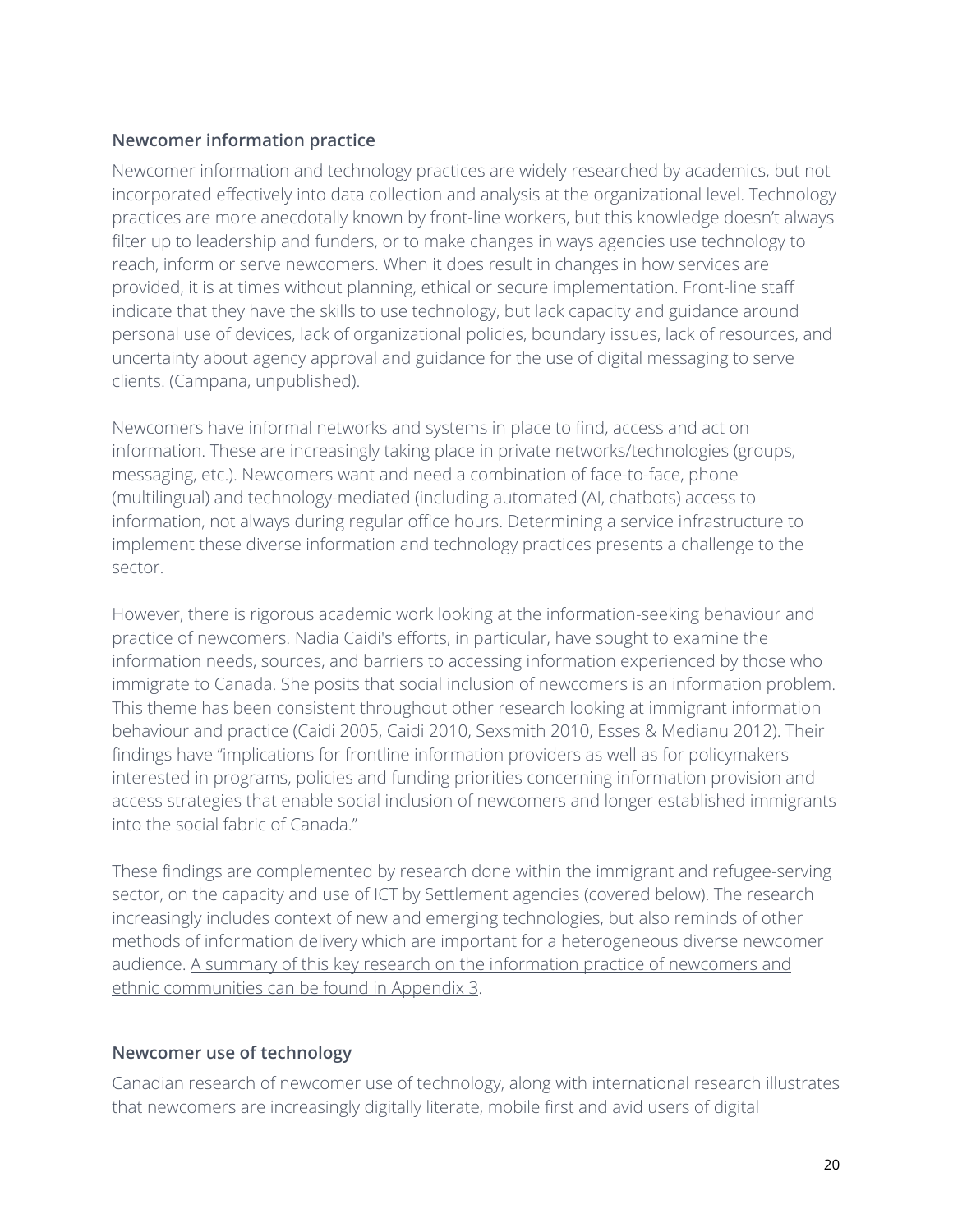### Newcomer information practice

Newcomer information and technology practices are widely researched by academics, but not incorporated effectively into data collection and analysis at the organizational level. Technology practices are more anecdotally known by front-line workers, but this knowledge doesn't always filter up to leadership and funders, or to make changes in ways agencies use technology to reach, inform or serve newcomers. When it does result in changes in how services are provided, it is at times without planning, ethical or secure implementation. Front-line staff indicate that they have the skills to use technology, but lack capacity and guidance around personal use of devices, lack of organizational policies, boundary issues, lack of resources, and uncertainty about agency approval and guidance for the use of digital messaging to serve clients. (Campana, unpublished).

Newcomers have informal networks and systems in place to find, access and act on information. These are increasingly taking place in private networks/technologies (groups, messaging, etc.). Newcomers want and need a combination of face-to-face, phone (multilingual) and technology-mediated (including automated (AI, chatbots) access to information, not always during regular office hours. Determining a service infrastructure to implement these diverse information and technology practices presents a challenge to the sector.

However, there is rigorous academic work looking at the information-seeking behaviour and practice of newcomers. Nadia Caidi's efforts, in particular, have sought to examine the information needs, sources, and barriers to accessing information experienced by those who immigrate to Canada. She posits that social inclusion of newcomers is an information problem. This theme has been consistent throughout other research looking at immigrant information behaviour and practice (Caidi 2005, Caidi 2010, Sexsmith 2010, Esses & Medianu 2012). Their findings have "implications for frontline information providers as well as for policymakers interested in programs, policies and funding priorities concerning information provision and access strategies that enable social inclusion of newcomers and longer established immigrants into the social fabric of Canada."

These findings are complemented by research done within the immigrant and refugee-serving sector, on the capacity and use of ICT by Settlement agencies (covered below). The research increasingly includes context of new and emerging technologies, but also reminds of other methods of information delivery which are important for a heterogeneous diverse newcomer audience. A summary of this key research on the information practice of newcomers and ethnic communities can be found in Appendix 3.

### Newcomer use of technology

Canadian research of newcomer use of technology, along with international research illustrates that newcomers are increasingly digitally literate, mobile first and avid users of digital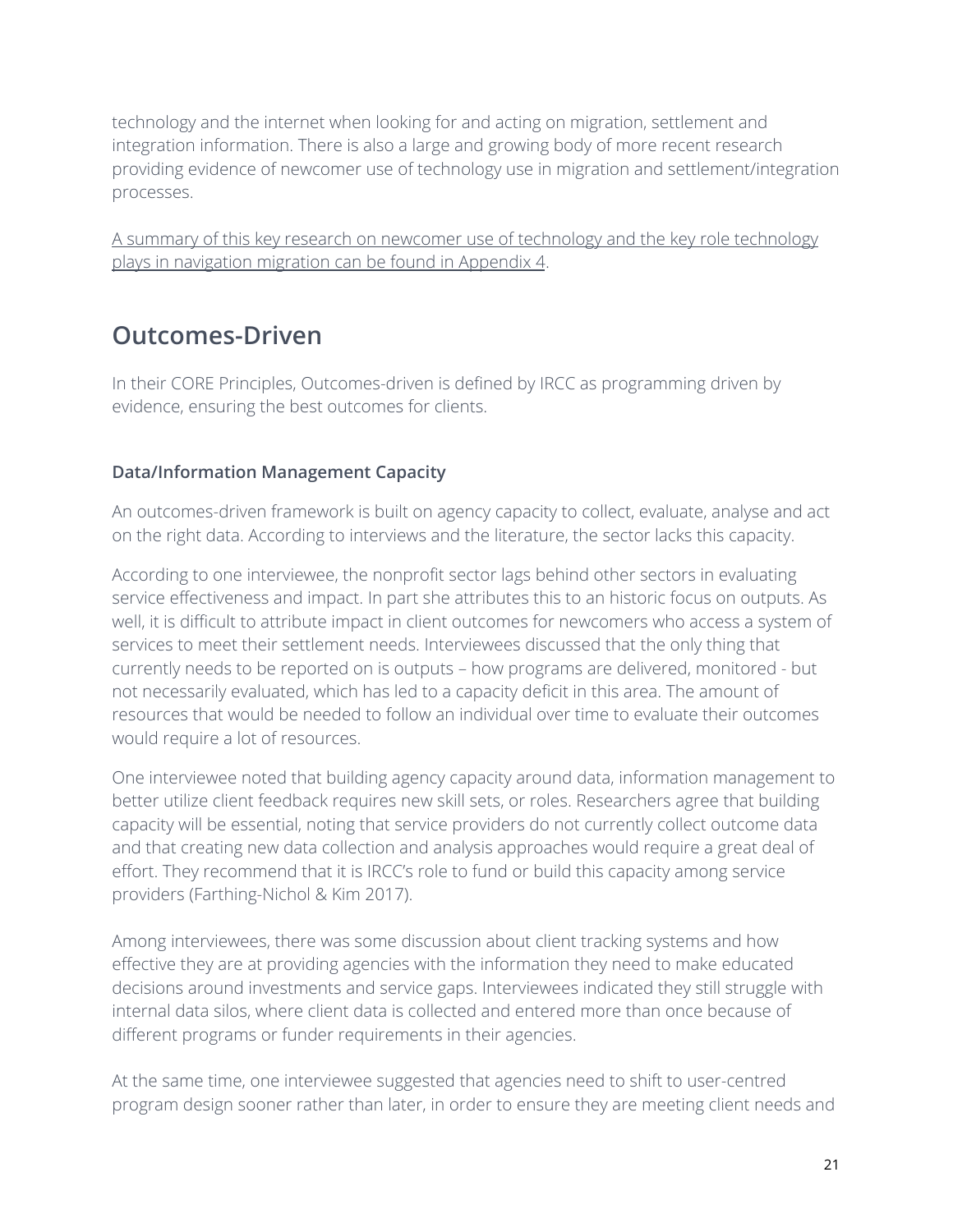technology and the internet when looking for and acting on migration, settlement and integration information. There is also a large and growing body of more recent research providing evidence of newcomer use of technology use in migration and settlement/integration processes.

A summary of this key research on newcomer use of technology and the key role technology plays in navigation migration can be found in Appendix 4.

## Outcomes-Driven

In their CORE Principles, Outcomes-driven is defined by IRCC as programming driven by evidence, ensuring the best outcomes for clients.

### Data/Information Management Capacity

An outcomes-driven framework is built on agency capacity to collect, evaluate, analyse and act on the right data. According to interviews and the literature, the sector lacks this capacity.

According to one interviewee, the nonprofit sector lags behind other sectors in evaluating service effectiveness and impact. In part she attributes this to an historic focus on outputs. As well, it is difficult to attribute impact in client outcomes for newcomers who access a system of services to meet their settlement needs. Interviewees discussed that the only thing that currently needs to be reported on is outputs – how programs are delivered, monitored - but not necessarily evaluated, which has led to a capacity deficit in this area. The amount of resources that would be needed to follow an individual over time to evaluate their outcomes would require a lot of resources.

One interviewee noted that building agency capacity around data, information management to better utilize client feedback requires new skill sets, or roles. Researchers agree that building capacity will be essential, noting that service providers do not currently collect outcome data and that creating new data collection and analysis approaches would require a great deal of effort. They recommend that it is IRCC's role to fund or build this capacity among service providers (Farthing-Nichol & Kim 2017).

Among interviewees, there was some discussion about client tracking systems and how effective they are at providing agencies with the information they need to make educated decisions around investments and service gaps. Interviewees indicated they still struggle with internal data silos, where client data is collected and entered more than once because of different programs or funder requirements in their agencies.

At the same time, one interviewee suggested that agencies need to shift to user-centred program design sooner rather than later, in order to ensure they are meeting client needs and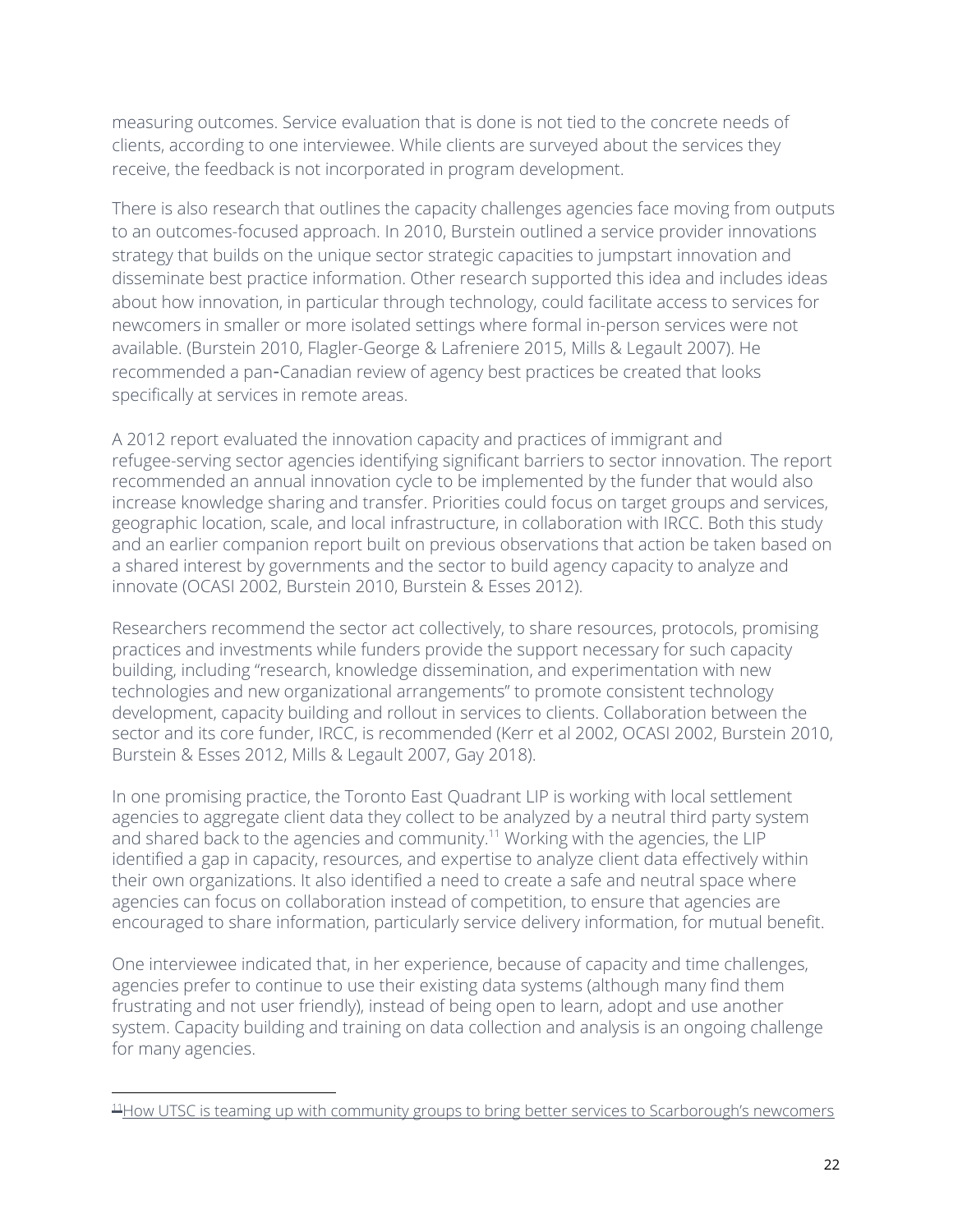measuring outcomes. Service evaluation that is done is not tied to the concrete needs of clients, according to one interviewee. While clients are surveyed about the services they receive, the feedback is not incorporated in program development.

There is also research that outlines the capacity challenges agencies face moving from outputs to an outcomes-focused approach. In 2010, Burstein outlined a service provider innovations strategy that builds on the unique sector strategic capacities to jumpstart innovation and disseminate best practice information. Other research supported this idea and includes ideas about how innovation, in particular through technology, could facilitate access to services for newcomers in smaller or more isolated settings where formal in-person services were not available. (Burstein 2010, Flagler-George & Lafreniere 2015, Mills & Legault 2007). He recommended a pan-Canadian review of agency best practices be created that looks specifically at services in remote areas.

A 2012 report evaluated the innovation capacity and practices of immigrant and refugee-serving sector agencies identifying significant barriers to sector innovation. The report recommended an annual innovation cycle to be implemented by the funder that would also increase knowledge sharing and transfer. Priorities could focus on target groups and services, geographic location, scale, and local infrastructure, in collaboration with IRCC. Both this study and an earlier companion report built on previous observations that action be taken based on a shared interest by governments and the sector to build agency capacity to analyze and innovate (OCASI 2002, Burstein 2010, Burstein & Esses 2012).

Researchers recommend the sector act collectively, to share resources, protocols, promising practices and investments while funders provide the support necessary for such capacity building, including "research, knowledge dissemination, and experimentation with new technologies and new organizational arrangements" to promote consistent technology development, capacity building and rollout in services to clients. Collaboration between the sector and its core funder, IRCC, is recommended (Kerr et al 2002, OCASI 2002, Burstein 2010, Burstein & Esses 2012, Mills & Legault 2007, Gay 2018).

In one promising practice, the Toronto East Quadrant LIP is working with local settlement agencies to aggregate client data they collect to be analyzed by a neutral third party system and shared back to the agencies and community.[11] Working with the agencies, the LIP identified a gap in capacity, resources, and expertise to analyze client data effectively within their own organizations. It also identified a need to create a safe and neutral space where agencies can focus on collaboration instead of competition, to ensure that agencies are encouraged to share information, particularly service delivery information, for mutual benefit.

One interviewee indicated that, in her experience, because of capacity and time challenges, agencies prefer to continue to use their existing data systems (although many find them frustrating and not user friendly), instead of being open to learn, adopt and use another system. Capacity building and training on data collection and analysis is an ongoing challenge for many agencies.

---

[11] How UTSC is teaming up with community groups to bring better services to Scarborough's newcomers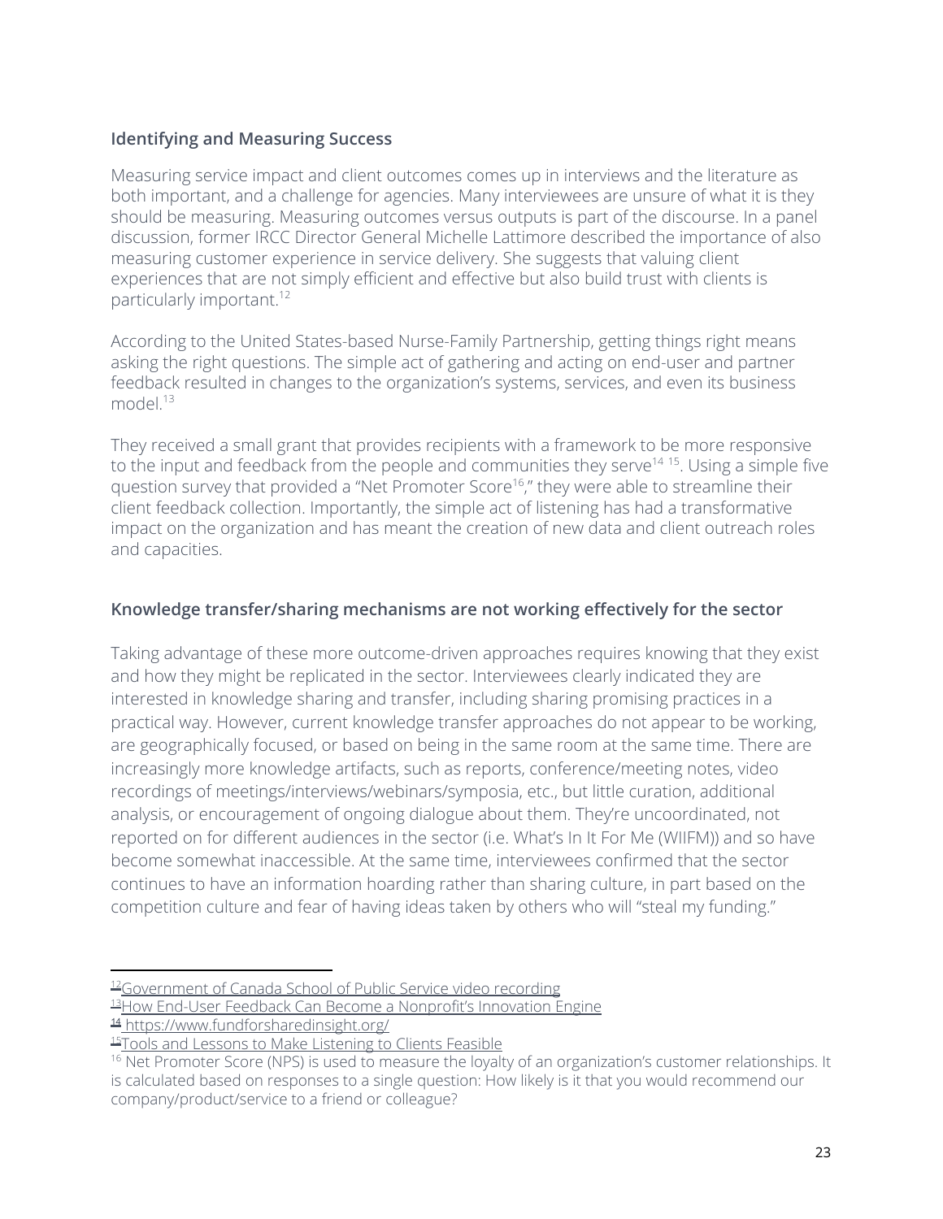### Identifying and Measuring Success

Measuring service impact and client outcomes comes up in interviews and the literature as both important, and a challenge for agencies. Many interviewees are unsure of what it is they should be measuring. Measuring outcomes versus outputs is part of the discourse. In a panel discussion, former IRCC Director General Michelle Lattimore described the importance of also measuring customer experience in service delivery. She suggests that valuing client experiences that are not simply efficient and effective but also build trust with clients is particularly important.[12]

According to the United States-based Nurse-Family Partnership, getting things right means asking the right questions. The simple act of gathering and acting on end-user and partner feedback resulted in changes to the organization's systems, services, and even its business model.[13]

They received a small grant that provides recipients with a framework to be more responsive to the input and feedback from the people and communities they serve[14] [15]. Using a simple five question survey that provided a "Net Promoter Score[16]," they were able to streamline their client feedback collection. Importantly, the simple act of listening has had a transformative impact on the organization and has meant the creation of new data and client outreach roles and capacities.

### Knowledge transfer/sharing mechanisms are not working effectively for the sector

Taking advantage of these more outcome-driven approaches requires knowing that they exist and how they might be replicated in the sector. Interviewees clearly indicated they are interested in knowledge sharing and transfer, including sharing promising practices in a practical way. However, current knowledge transfer approaches do not appear to be working, are geographically focused, or based on being in the same room at the same time. There are increasingly more knowledge artifacts, such as reports, conference/meeting notes, video recordings of meetings/interviews/webinars/symposia, etc., but little curation, additional analysis, or encouragement of ongoing dialogue about them. They're uncoordinated, not reported on for different audiences in the sector (i.e. What's In It For Me (WIIFM)) and so have become somewhat inaccessible. At the same time, interviewees confirmed that the sector continues to have an information hoarding rather than sharing culture, in part based on the competition culture and fear of having ideas taken by others who will "steal my funding."

---

[12] Government of Canada School of Public Service video recording

[13] How End-User Feedback Can Become a Nonprofit's Innovation Engine

[14] https://www.fundforsharedinsight.org/

[15] Tools and Lessons to Make Listening to Clients Feasible

[16] Net Promoter Score (NPS) is used to measure the loyalty of an organization's customer relationships. It is calculated based on responses to a single question: How likely is it that you would recommend our company/product/service to a friend or colleague?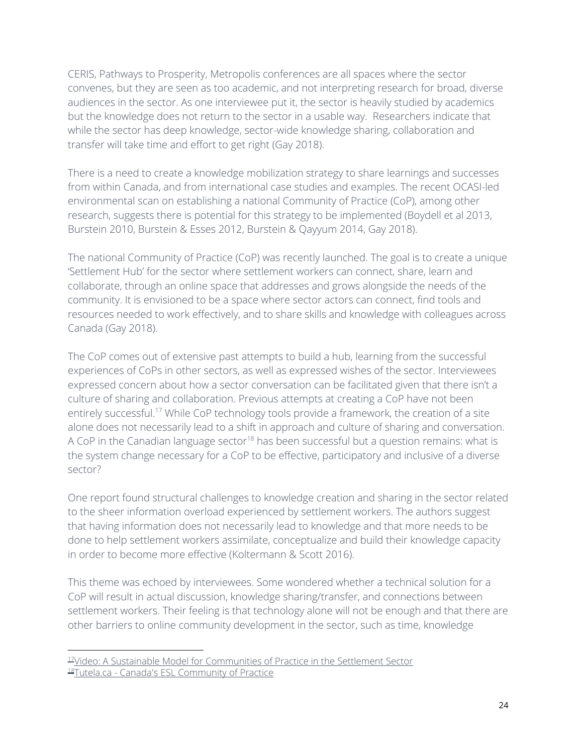CERIS, Pathways to Prosperity, Metropolis conferences are all spaces where the sector convenes, but they are seen as too academic, and not interpreting research for broad, diverse audiences in the sector. As one interviewee put it, the sector is heavily studied by academics but the knowledge does not return to the sector in a usable way. Researchers indicate that while the sector has deep knowledge, sector-wide knowledge sharing, collaboration and transfer will take time and effort to get right (Gay 2018).

There is a need to create a knowledge mobilization strategy to share learnings and successes from within Canada, and from international case studies and examples. The recent OCASI-led environmental scan on establishing a national Community of Practice (CoP), among other research, suggests there is potential for this strategy to be implemented (Boydell et al 2013, Burstein 2010, Burstein & Esses 2012, Burstein & Qayyum 2014, Gay 2018).

The national Community of Practice (CoP) was recently launched. The goal is to create a unique 'Settlement Hub' for the sector where settlement workers can connect, share, learn and collaborate, through an online space that addresses and grows alongside the needs of the community. It is envisioned to be a space where sector actors can connect, find tools and resources needed to work effectively, and to share skills and knowledge with colleagues across Canada (Gay 2018).

The CoP comes out of extensive past attempts to build a hub, learning from the successful experiences of CoPs in other sectors, as well as expressed wishes of the sector. Interviewees expressed concern about how a sector conversation can be facilitated given that there isn't a culture of sharing and collaboration. Previous attempts at creating a CoP have not been entirely successful.[17] While CoP technology tools provide a framework, the creation of a site alone does not necessarily lead to a shift in approach and culture of sharing and conversation. A CoP in the Canadian language sector[18] has been successful but a question remains: what is the system change necessary for a CoP to be effective, participatory and inclusive of a diverse sector?

One report found structural challenges to knowledge creation and sharing in the sector related to the sheer information overload experienced by settlement workers. The authors suggest that having information does not necessarily lead to knowledge and that more needs to be done to help settlement workers assimilate, conceptualize and build their knowledge capacity in order to become more effective (Koltermann & Scott 2016).

This theme was echoed by interviewees. Some wondered whether a technical solution for a CoP will result in actual discussion, knowledge sharing/transfer, and connections between settlement workers. Their feeling is that technology alone will not be enough and that there are other barriers to online community development in the sector, such as time, knowledge

---

[17] Video: A Sustainable Model for Communities of Practice in the Settlement Sector

[18] Tutela.ca - Canada's ESL Community of Practice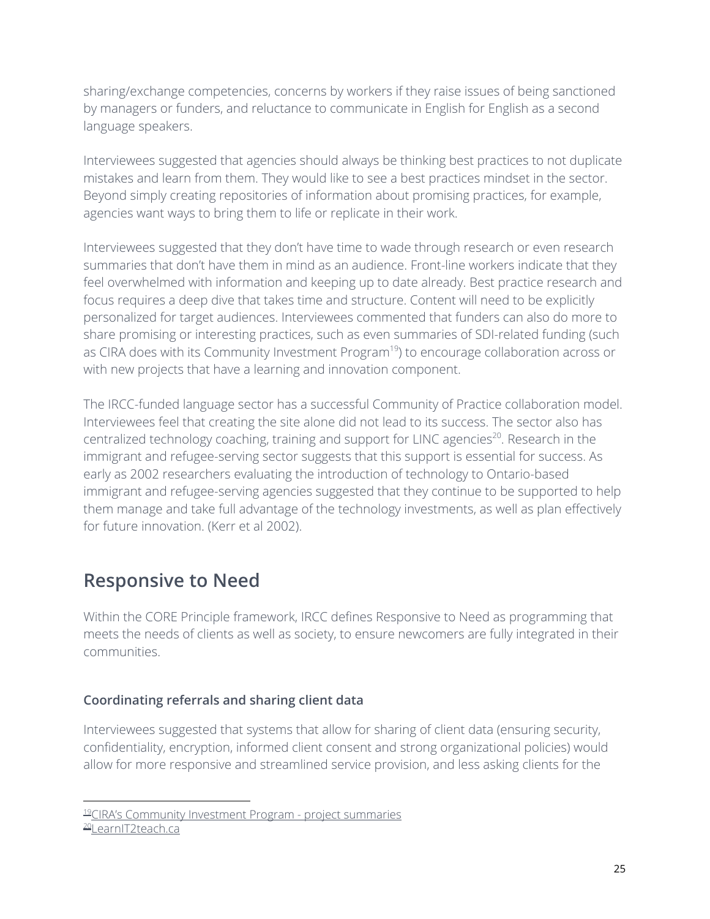sharing/exchange competencies, concerns by workers if they raise issues of being sanctioned by managers or funders, and reluctance to communicate in English for English as a second language speakers.

Interviewees suggested that agencies should always be thinking best practices to not duplicate mistakes and learn from them. They would like to see a best practices mindset in the sector. Beyond simply creating repositories of information about promising practices, for example, agencies want ways to bring them to life or replicate in their work.

Interviewees suggested that they don't have time to wade through research or even research summaries that don't have them in mind as an audience. Front-line workers indicate that they feel overwhelmed with information and keeping up to date already. Best practice research and focus requires a deep dive that takes time and structure. Content will need to be explicitly personalized for target audiences. Interviewees commented that funders can also do more to share promising or interesting practices, such as even summaries of SDI-related funding (such as CIRA does with its Community Investment Program[19]) to encourage collaboration across or with new projects that have a learning and innovation component.

The IRCC-funded language sector has a successful Community of Practice collaboration model. Interviewees feel that creating the site alone did not lead to its success. The sector also has centralized technology coaching, training and support for LINC agencies[20]. Research in the immigrant and refugee-serving sector suggests that this support is essential for success. As early as 2002 researchers evaluating the introduction of technology to Ontario-based immigrant and refugee-serving agencies suggested that they continue to be supported to help them manage and take full advantage of the technology investments, as well as plan effectively for future innovation. (Kerr et al 2002).

## Responsive to Need

Within the CORE Principle framework, IRCC defines Responsive to Need as programming that meets the needs of clients as well as society, to ensure newcomers are fully integrated in their communities.

### Coordinating referrals and sharing client data

Interviewees suggested that systems that allow for sharing of client data (ensuring security, confidentiality, encryption, informed client consent and strong organizational policies) would allow for more responsive and streamlined service provision, and less asking clients for the

---

[19] CIRA's Community Investment Program - project summaries

[20] LearnIT2teach.ca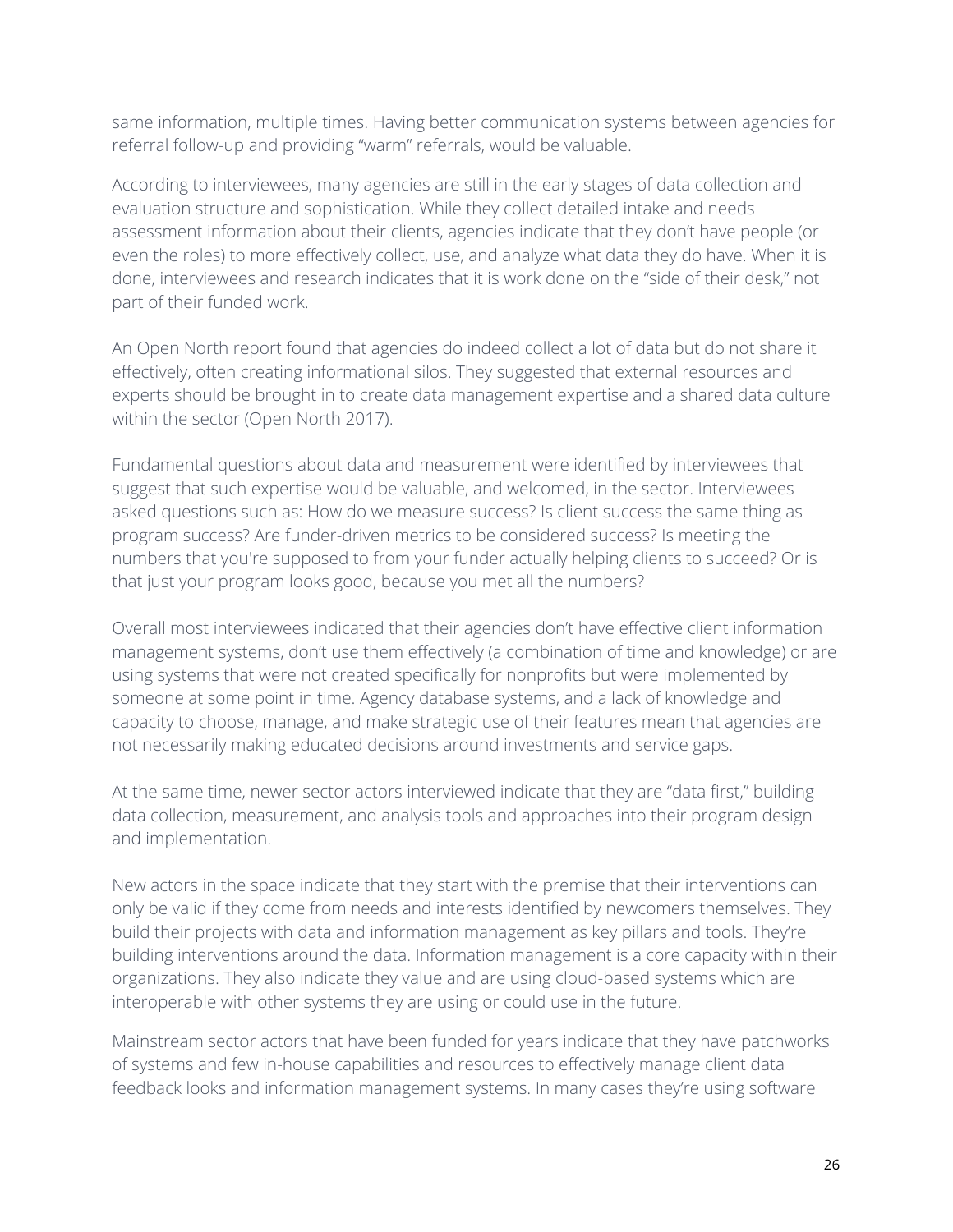same information, multiple times. Having better communication systems between agencies for referral follow-up and providing "warm" referrals, would be valuable.

According to interviewees, many agencies are still in the early stages of data collection and evaluation structure and sophistication. While they collect detailed intake and needs assessment information about their clients, agencies indicate that they don't have people (or even the roles) to more effectively collect, use, and analyze what data they do have. When it is done, interviewees and research indicates that it is work done on the "side of their desk," not part of their funded work.

An Open North report found that agencies do indeed collect a lot of data but do not share it effectively, often creating informational silos. They suggested that external resources and experts should be brought in to create data management expertise and a shared data culture within the sector (Open North 2017).

Fundamental questions about data and measurement were identified by interviewees that suggest that such expertise would be valuable, and welcomed, in the sector. Interviewees asked questions such as: How do we measure success? Is client success the same thing as program success? Are funder-driven metrics to be considered success? Is meeting the numbers that you're supposed to from your funder actually helping clients to succeed? Or is that just your program looks good, because you met all the numbers?

Overall most interviewees indicated that their agencies don't have effective client information management systems, don't use them effectively (a combination of time and knowledge) or are using systems that were not created specifically for nonprofits but were implemented by someone at some point in time. Agency database systems, and a lack of knowledge and capacity to choose, manage, and make strategic use of their features mean that agencies are not necessarily making educated decisions around investments and service gaps.

At the same time, newer sector actors interviewed indicate that they are "data first," building data collection, measurement, and analysis tools and approaches into their program design and implementation.

New actors in the space indicate that they start with the premise that their interventions can only be valid if they come from needs and interests identified by newcomers themselves. They build their projects with data and information management as key pillars and tools. They're building interventions around the data. Information management is a core capacity within their organizations. They also indicate they value and are using cloud-based systems which are interoperable with other systems they are using or could use in the future.

Mainstream sector actors that have been funded for years indicate that they have patchworks of systems and few in-house capabilities and resources to effectively manage client data feedback looks and information management systems. In many cases they're using software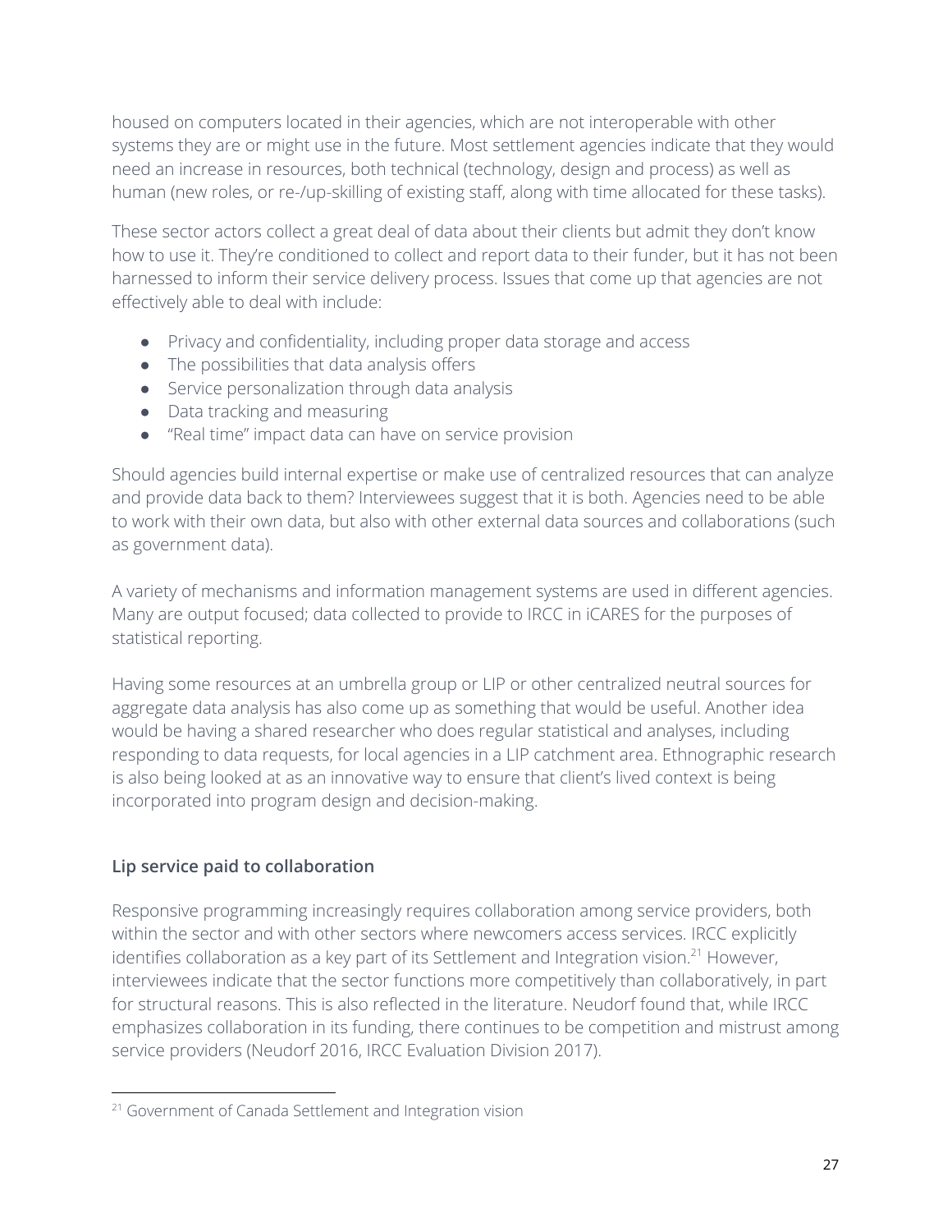housed on computers located in their agencies, which are not interoperable with other systems they are or might use in the future. Most settlement agencies indicate that they would need an increase in resources, both technical (technology, design and process) as well as human (new roles, or re-/up-skilling of existing staff, along with time allocated for these tasks).

These sector actors collect a great deal of data about their clients but admit they don't know how to use it. They're conditioned to collect and report data to their funder, but it has not been harnessed to inform their service delivery process. Issues that come up that agencies are not effectively able to deal with include:

- Privacy and confidentiality, including proper data storage and access
- The possibilities that data analysis offers
- Service personalization through data analysis
- Data tracking and measuring
- "Real time" impact data can have on service provision

Should agencies build internal expertise or make use of centralized resources that can analyze and provide data back to them? Interviewees suggest that it is both. Agencies need to be able to work with their own data, but also with other external data sources and collaborations (such as government data).

A variety of mechanisms and information management systems are used in different agencies. Many are output focused; data collected to provide to IRCC in iCARES for the purposes of statistical reporting.

Having some resources at an umbrella group or LIP or other centralized neutral sources for aggregate data analysis has also come up as something that would be useful. Another idea would be having a shared researcher who does regular statistical and analyses, including responding to data requests, for local agencies in a LIP catchment area. Ethnographic research is also being looked at as an innovative way to ensure that client's lived context is being incorporated into program design and decision-making.

### Lip service paid to collaboration

Responsive programming increasingly requires collaboration among service providers, both within the sector and with other sectors where newcomers access services. IRCC explicitly identifies collaboration as a key part of its Settlement and Integration vision.[21] However, interviewees indicate that the sector functions more competitively than collaboratively, in part for structural reasons. This is also reflected in the literature. Neudorf found that, while IRCC emphasizes collaboration in its funding, there continues to be competition and mistrust among service providers (Neudorf 2016, IRCC Evaluation Division 2017).

[21] Government of Canada Settlement and Integration vision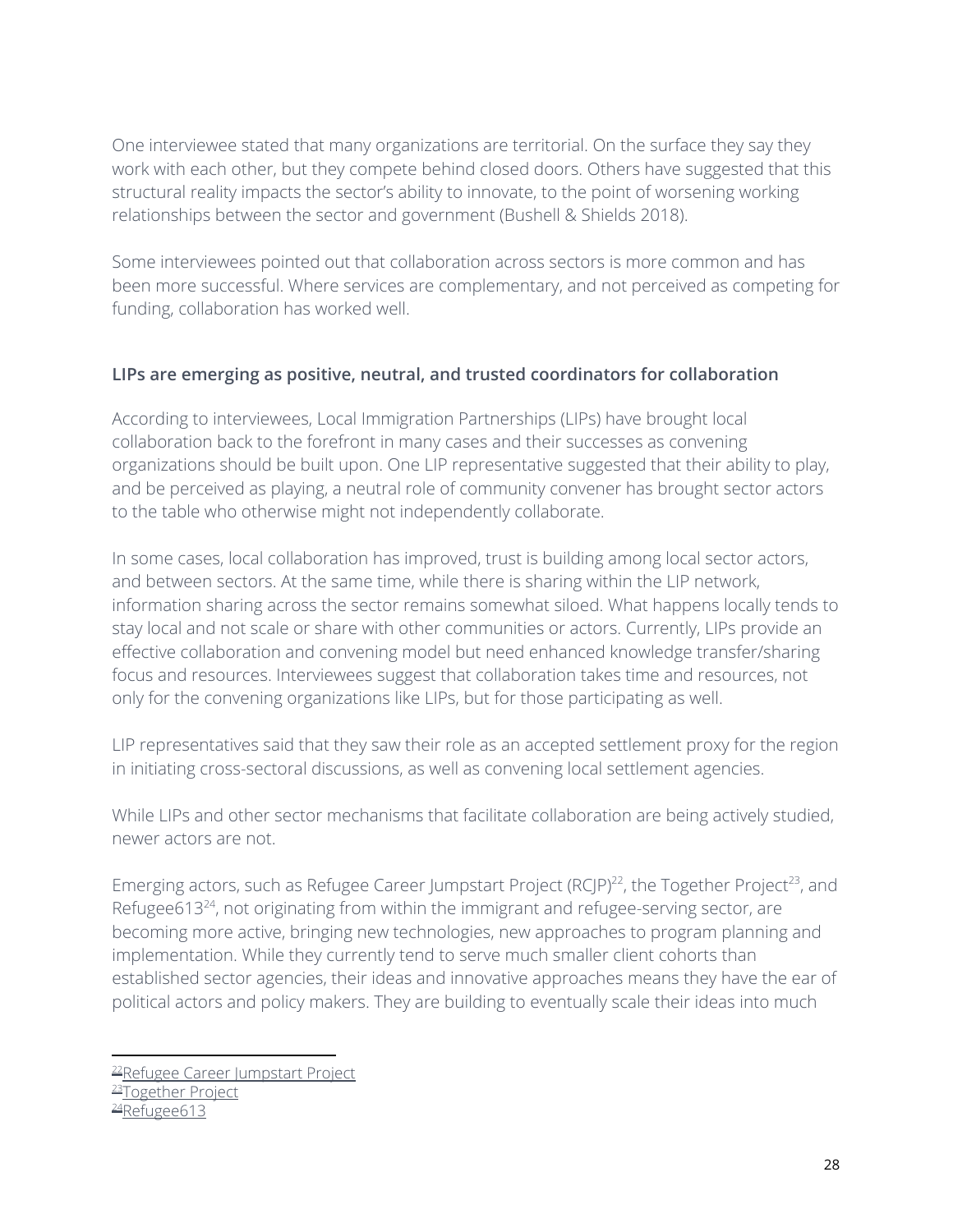One interviewee stated that many organizations are territorial. On the surface they say they work with each other, but they compete behind closed doors. Others have suggested that this structural reality impacts the sector's ability to innovate, to the point of worsening working relationships between the sector and government (Bushell & Shields 2018).

Some interviewees pointed out that collaboration across sectors is more common and has been more successful. Where services are complementary, and not perceived as competing for funding, collaboration has worked well.

### LIPs are emerging as positive, neutral, and trusted coordinators for collaboration

According to interviewees, Local Immigration Partnerships (LIPs) have brought local collaboration back to the forefront in many cases and their successes as convening organizations should be built upon. One LIP representative suggested that their ability to play, and be perceived as playing, a neutral role of community convener has brought sector actors to the table who otherwise might not independently collaborate.

In some cases, local collaboration has improved, trust is building among local sector actors, and between sectors. At the same time, while there is sharing within the LIP network, information sharing across the sector remains somewhat siloed. What happens locally tends to stay local and not scale or share with other communities or actors. Currently, LIPs provide an effective collaboration and convening model but need enhanced knowledge transfer/sharing focus and resources. Interviewees suggest that collaboration takes time and resources, not only for the convening organizations like LIPs, but for those participating as well.

LIP representatives said that they saw their role as an accepted settlement proxy for the region in initiating cross-sectoral discussions, as well as convening local settlement agencies.

While LIPs and other sector mechanisms that facilitate collaboration are being actively studied, newer actors are not.

Emerging actors, such as Refugee Career Jumpstart Project (RCJP)[22], the Together Project[23], and Refugee613[24], not originating from within the immigrant and refugee-serving sector, are becoming more active, bringing new technologies, new approaches to program planning and implementation. While they currently tend to serve much smaller client cohorts than established sector agencies, their ideas and innovative approaches means they have the ear of political actors and policy makers. They are building to eventually scale their ideas into much

---

[22] Refugee Career Jumpstart Project

[23] Together Project

[24] Refugee613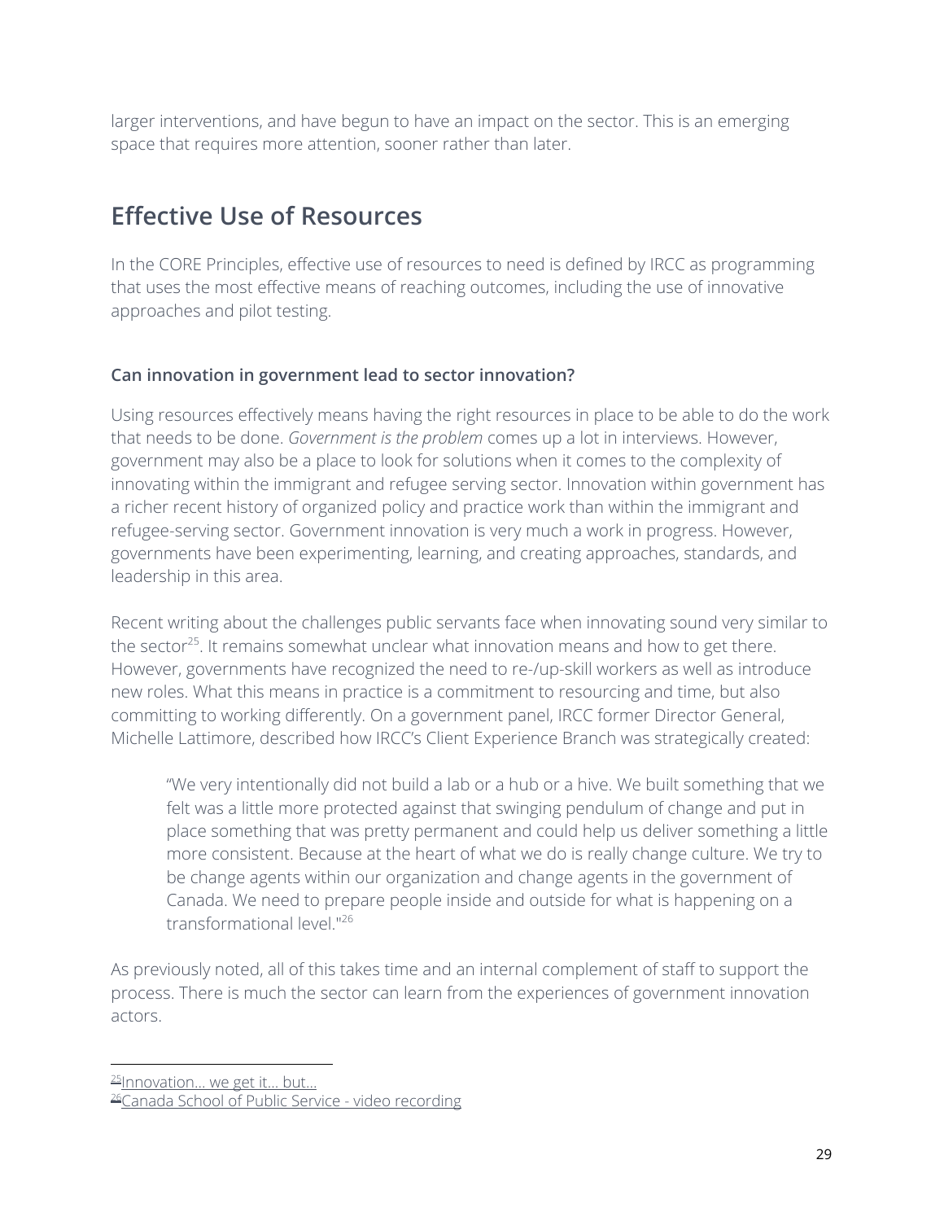larger interventions, and have begun to have an impact on the sector. This is an emerging space that requires more attention, sooner rather than later.

## Effective Use of Resources

In the CORE Principles, effective use of resources to need is defined by IRCC as programming that uses the most effective means of reaching outcomes, including the use of innovative approaches and pilot testing.

### Can innovation in government lead to sector innovation?

Using resources effectively means having the right resources in place to be able to do the work that needs to be done. *Government is the problem* comes up a lot in interviews. However, government may also be a place to look for solutions when it comes to the complexity of innovating within the immigrant and refugee serving sector. Innovation within government has a richer recent history of organized policy and practice work than within the immigrant and refugee-serving sector. Government innovation is very much a work in progress. However, governments have been experimenting, learning, and creating approaches, standards, and leadership in this area.

Recent writing about the challenges public servants face when innovating sound very similar to the sector[25]. It remains somewhat unclear what innovation means and how to get there. However, governments have recognized the need to re-/up-skill workers as well as introduce new roles. What this means in practice is a commitment to resourcing and time, but also committing to working differently. On a government panel, IRCC former Director General, Michelle Lattimore, described how IRCC's Client Experience Branch was strategically created:

> "We very intentionally did not build a lab or a hub or a hive. We built something that we felt was a little more protected against that swinging pendulum of change and put in place something that was pretty permanent and could help us deliver something a little more consistent. Because at the heart of what we do is really change culture. We try to be change agents within our organization and change agents in the government of Canada. We need to prepare people inside and outside for what is happening on a transformational level."[26]

As previously noted, all of this takes time and an internal complement of staff to support the process. There is much the sector can learn from the experiences of government innovation actors.

---

[25] Innovation... we get it... but...

[26] Canada School of Public Service - video recording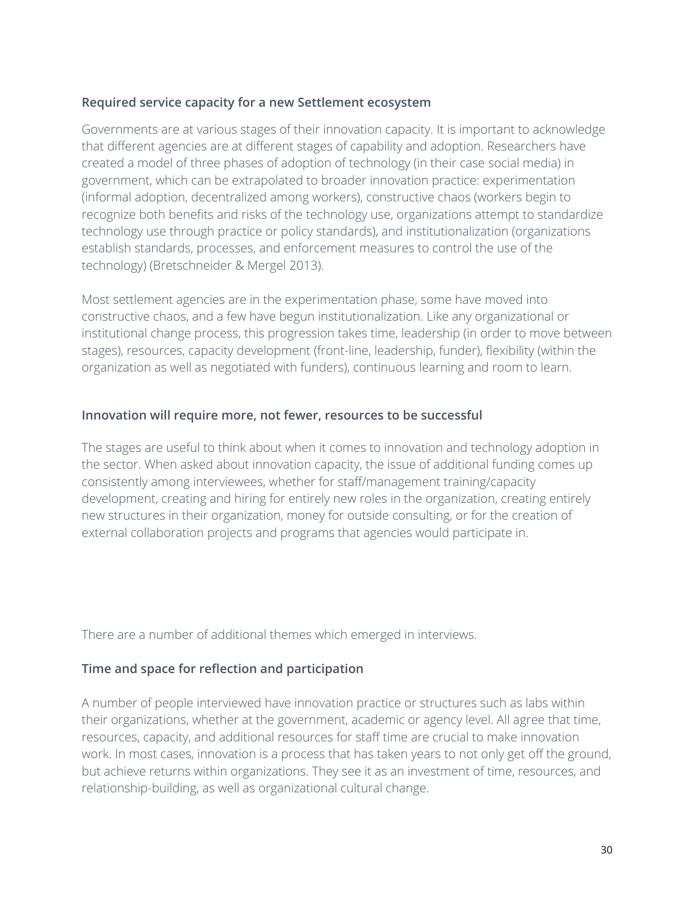### Required service capacity for a new Settlement ecosystem

Governments are at various stages of their innovation capacity. It is important to acknowledge that different agencies are at different stages of capability and adoption. Researchers have created a model of three phases of adoption of technology (in their case social media) in government, which can be extrapolated to broader innovation practice: experimentation (informal adoption, decentralized among workers), constructive chaos (workers begin to recognize both benefits and risks of the technology use, organizations attempt to standardize technology use through practice or policy standards), and institutionalization (organizations establish standards, processes, and enforcement measures to control the use of the technology) (Bretschneider & Mergel 2013).

Most settlement agencies are in the experimentation phase, some have moved into constructive chaos, and a few have begun institutionalization. Like any organizational or institutional change process, this progression takes time, leadership (in order to move between stages), resources, capacity development (front-line, leadership, funder), flexibility (within the organization as well as negotiated with funders), continuous learning and room to learn.

### Innovation will require more, not fewer, resources to be successful

The stages are useful to think about when it comes to innovation and technology adoption in the sector. When asked about innovation capacity, the issue of additional funding comes up consistently among interviewees, whether for staff/management training/capacity development, creating and hiring for entirely new roles in the organization, creating entirely new structures in their organization, money for outside consulting, or for the creation of external collaboration projects and programs that agencies would participate in.

There are a number of additional themes which emerged in interviews.

### Time and space for reflection and participation

A number of people interviewed have innovation practice or structures such as labs within their organizations, whether at the government, academic or agency level. All agree that time, resources, capacity, and additional resources for staff time are crucial to make innovation work. In most cases, innovation is a process that has taken years to not only get off the ground, but achieve returns within organizations. They see it as an investment of time, resources, and relationship-building, as well as organizational cultural change.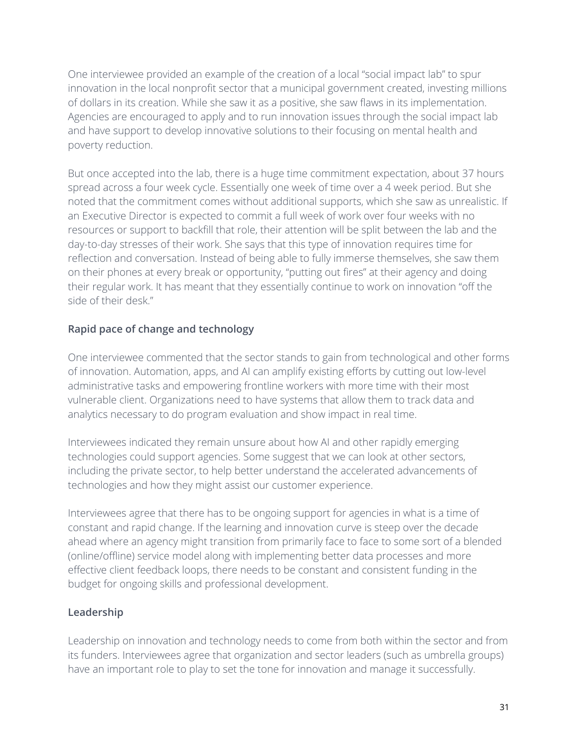One interviewee provided an example of the creation of a local "social impact lab" to spur innovation in the local nonprofit sector that a municipal government created, investing millions of dollars in its creation. While she saw it as a positive, she saw flaws in its implementation. Agencies are encouraged to apply and to run innovation issues through the social impact lab and have support to develop innovative solutions to their focusing on mental health and poverty reduction.

But once accepted into the lab, there is a huge time commitment expectation, about 37 hours spread across a four week cycle. Essentially one week of time over a 4 week period. But she noted that the commitment comes without additional supports, which she saw as unrealistic. If an Executive Director is expected to commit a full week of work over four weeks with no resources or support to backfill that role, their attention will be split between the lab and the day-to-day stresses of their work. She says that this type of innovation requires time for reflection and conversation. Instead of being able to fully immerse themselves, she saw them on their phones at every break or opportunity, "putting out fires" at their agency and doing their regular work. It has meant that they essentially continue to work on innovation "off the side of their desk."

### Rapid pace of change and technology

One interviewee commented that the sector stands to gain from technological and other forms of innovation. Automation, apps, and AI can amplify existing efforts by cutting out low-level administrative tasks and empowering frontline workers with more time with their most vulnerable client. Organizations need to have systems that allow them to track data and analytics necessary to do program evaluation and show impact in real time.

Interviewees indicated they remain unsure about how AI and other rapidly emerging technologies could support agencies. Some suggest that we can look at other sectors, including the private sector, to help better understand the accelerated advancements of technologies and how they might assist our customer experience.

Interviewees agree that there has to be ongoing support for agencies in what is a time of constant and rapid change. If the learning and innovation curve is steep over the decade ahead where an agency might transition from primarily face to face to some sort of a blended (online/offline) service model along with implementing better data processes and more effective client feedback loops, there needs to be constant and consistent funding in the budget for ongoing skills and professional development.

### Leadership

Leadership on innovation and technology needs to come from both within the sector and from its funders. Interviewees agree that organization and sector leaders (such as umbrella groups) have an important role to play to set the tone for innovation and manage it successfully.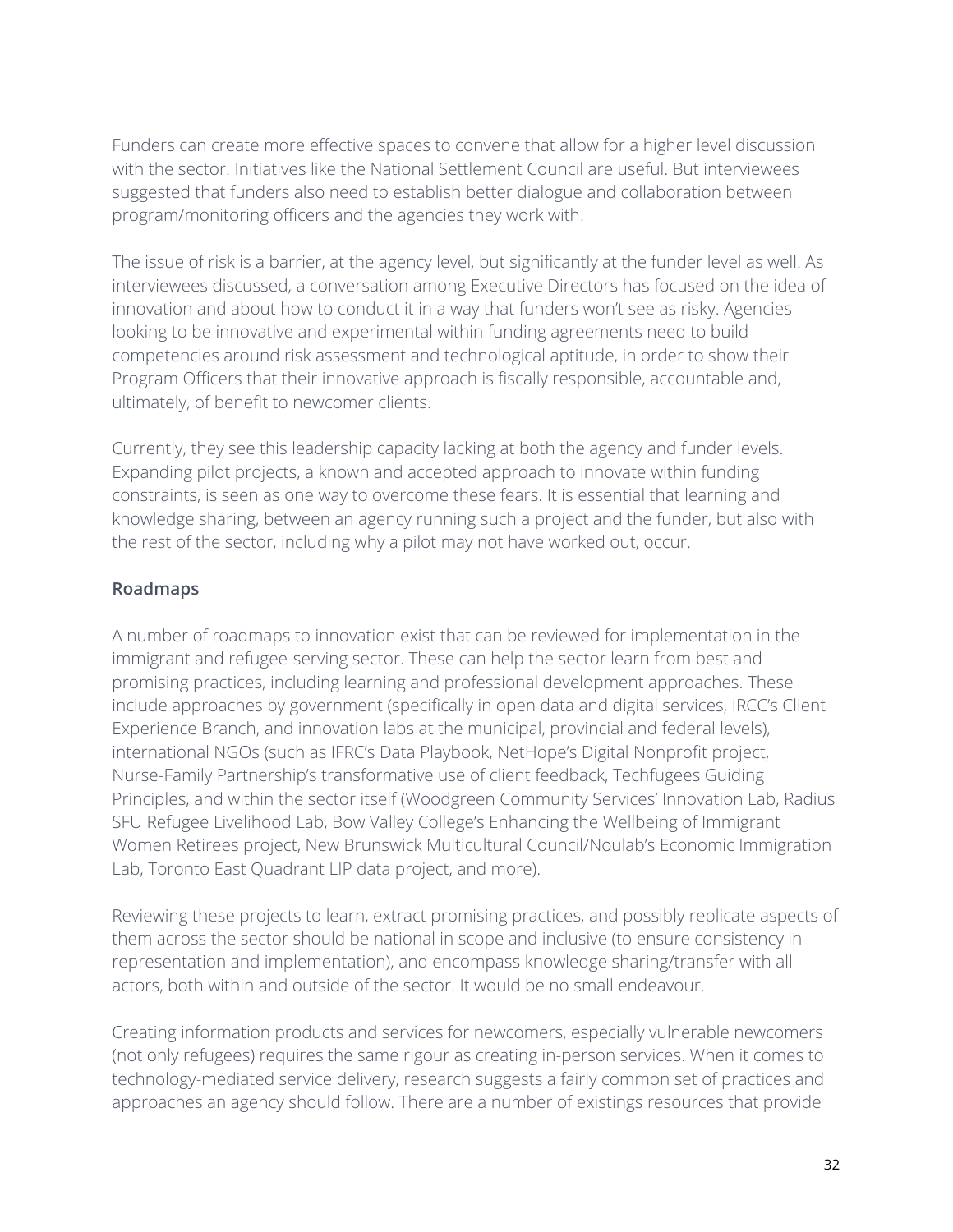Funders can create more effective spaces to convene that allow for a higher level discussion with the sector. Initiatives like the National Settlement Council are useful. But interviewees suggested that funders also need to establish better dialogue and collaboration between program/monitoring officers and the agencies they work with.

The issue of risk is a barrier, at the agency level, but significantly at the funder level as well. As interviewees discussed, a conversation among Executive Directors has focused on the idea of innovation and about how to conduct it in a way that funders won't see as risky. Agencies looking to be innovative and experimental within funding agreements need to build competencies around risk assessment and technological aptitude, in order to show their Program Officers that their innovative approach is fiscally responsible, accountable and, ultimately, of benefit to newcomer clients.

Currently, they see this leadership capacity lacking at both the agency and funder levels. Expanding pilot projects, a known and accepted approach to innovate within funding constraints, is seen as one way to overcome these fears. It is essential that learning and knowledge sharing, between an agency running such a project and the funder, but also with the rest of the sector, including why a pilot may not have worked out, occur.

### Roadmaps

A number of roadmaps to innovation exist that can be reviewed for implementation in the immigrant and refugee-serving sector. These can help the sector learn from best and promising practices, including learning and professional development approaches. These include approaches by government (specifically in open data and digital services, IRCC's Client Experience Branch, and innovation labs at the municipal, provincial and federal levels), international NGOs (such as IFRC's Data Playbook, NetHope's Digital Nonprofit project, Nurse-Family Partnership's transformative use of client feedback, Techfugees Guiding Principles, and within the sector itself (Woodgreen Community Services' Innovation Lab, Radius SFU Refugee Livelihood Lab, Bow Valley College's Enhancing the Wellbeing of Immigrant Women Retirees project, New Brunswick Multicultural Council/Noulab's Economic Immigration Lab, Toronto East Quadrant LIP data project, and more).

Reviewing these projects to learn, extract promising practices, and possibly replicate aspects of them across the sector should be national in scope and inclusive (to ensure consistency in representation and implementation), and encompass knowledge sharing/transfer with all actors, both within and outside of the sector. It would be no small endeavour.

Creating information products and services for newcomers, especially vulnerable newcomers (not only refugees) requires the same rigour as creating in-person services. When it comes to technology-mediated service delivery, research suggests a fairly common set of practices and approaches an agency should follow. There are a number of existings resources that provide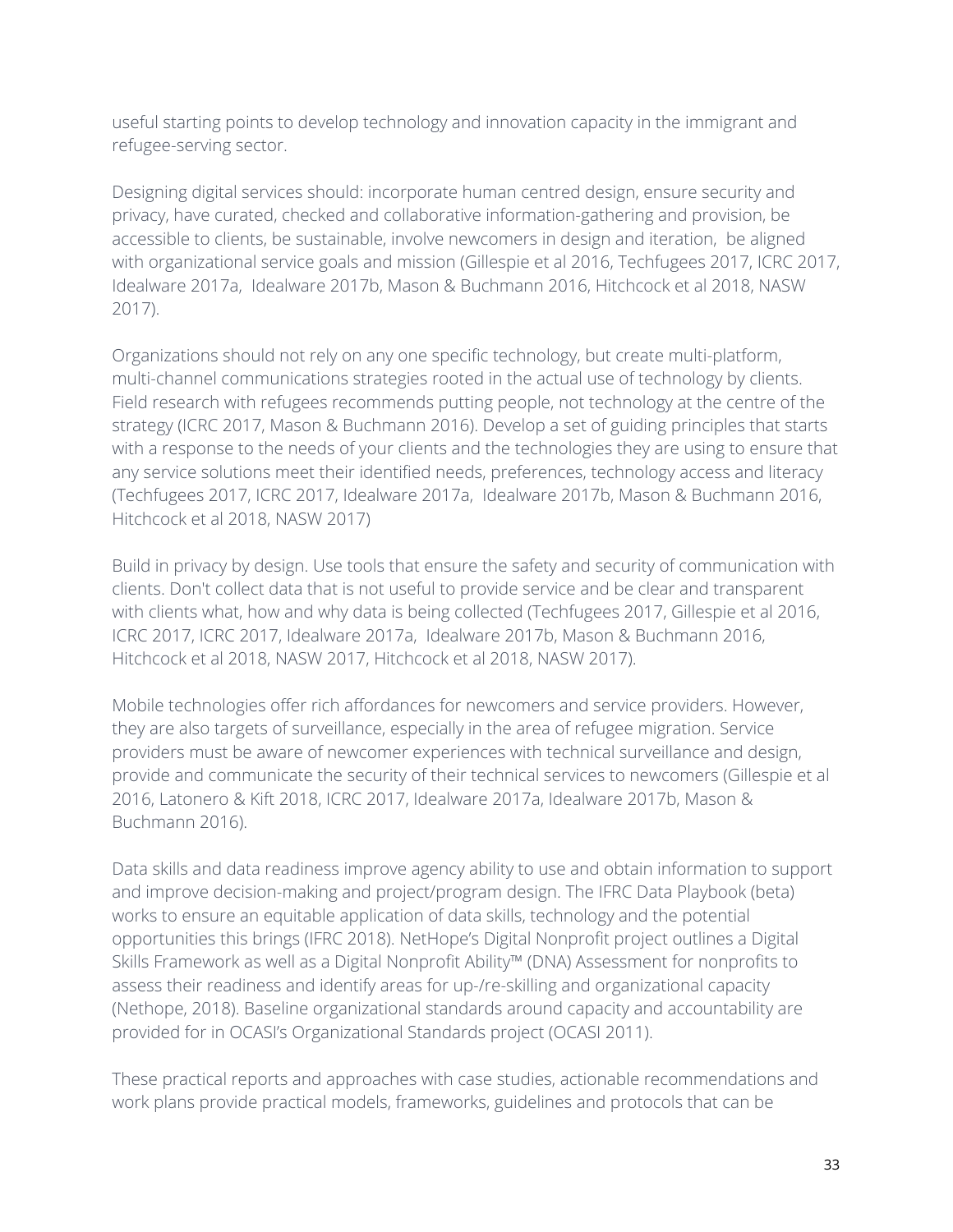useful starting points to develop technology and innovation capacity in the immigrant and refugee-serving sector.

Designing digital services should: incorporate human centred design, ensure security and privacy, have curated, checked and collaborative information-gathering and provision, be accessible to clients, be sustainable, involve newcomers in design and iteration, be aligned with organizational service goals and mission (Gillespie et al 2016, Techfugees 2017, ICRC 2017, Idealware 2017a, Idealware 2017b, Mason & Buchmann 2016, Hitchcock et al 2018, NASW 2017).

Organizations should not rely on any one specific technology, but create multi-platform, multi-channel communications strategies rooted in the actual use of technology by clients. Field research with refugees recommends putting people, not technology at the centre of the strategy (ICRC 2017, Mason & Buchmann 2016). Develop a set of guiding principles that starts with a response to the needs of your clients and the technologies they are using to ensure that any service solutions meet their identified needs, preferences, technology access and literacy (Techfugees 2017, ICRC 2017, Idealware 2017a, Idealware 2017b, Mason & Buchmann 2016, Hitchcock et al 2018, NASW 2017)

Build in privacy by design. Use tools that ensure the safety and security of communication with clients. Don't collect data that is not useful to provide service and be clear and transparent with clients what, how and why data is being collected (Techfugees 2017, Gillespie et al 2016, ICRC 2017, ICRC 2017, Idealware 2017a, Idealware 2017b, Mason & Buchmann 2016, Hitchcock et al 2018, NASW 2017, Hitchcock et al 2018, NASW 2017).

Mobile technologies offer rich affordances for newcomers and service providers. However, they are also targets of surveillance, especially in the area of refugee migration. Service providers must be aware of newcomer experiences with technical surveillance and design, provide and communicate the security of their technical services to newcomers (Gillespie et al 2016, Latonero & Kift 2018, ICRC 2017, Idealware 2017a, Idealware 2017b, Mason & Buchmann 2016).

Data skills and data readiness improve agency ability to use and obtain information to support and improve decision-making and project/program design. The IFRC Data Playbook (beta) works to ensure an equitable application of data skills, technology and the potential opportunities this brings (IFRC 2018). NetHope's Digital Nonprofit project outlines a Digital Skills Framework as well as a Digital Nonprofit Ability™ (DNA) Assessment for nonprofits to assess their readiness and identify areas for up-/re-skilling and organizational capacity (Nethope, 2018). Baseline organizational standards around capacity and accountability are provided for in OCASI's Organizational Standards project (OCASI 2011).

These practical reports and approaches with case studies, actionable recommendations and work plans provide practical models, frameworks, guidelines and protocols that can be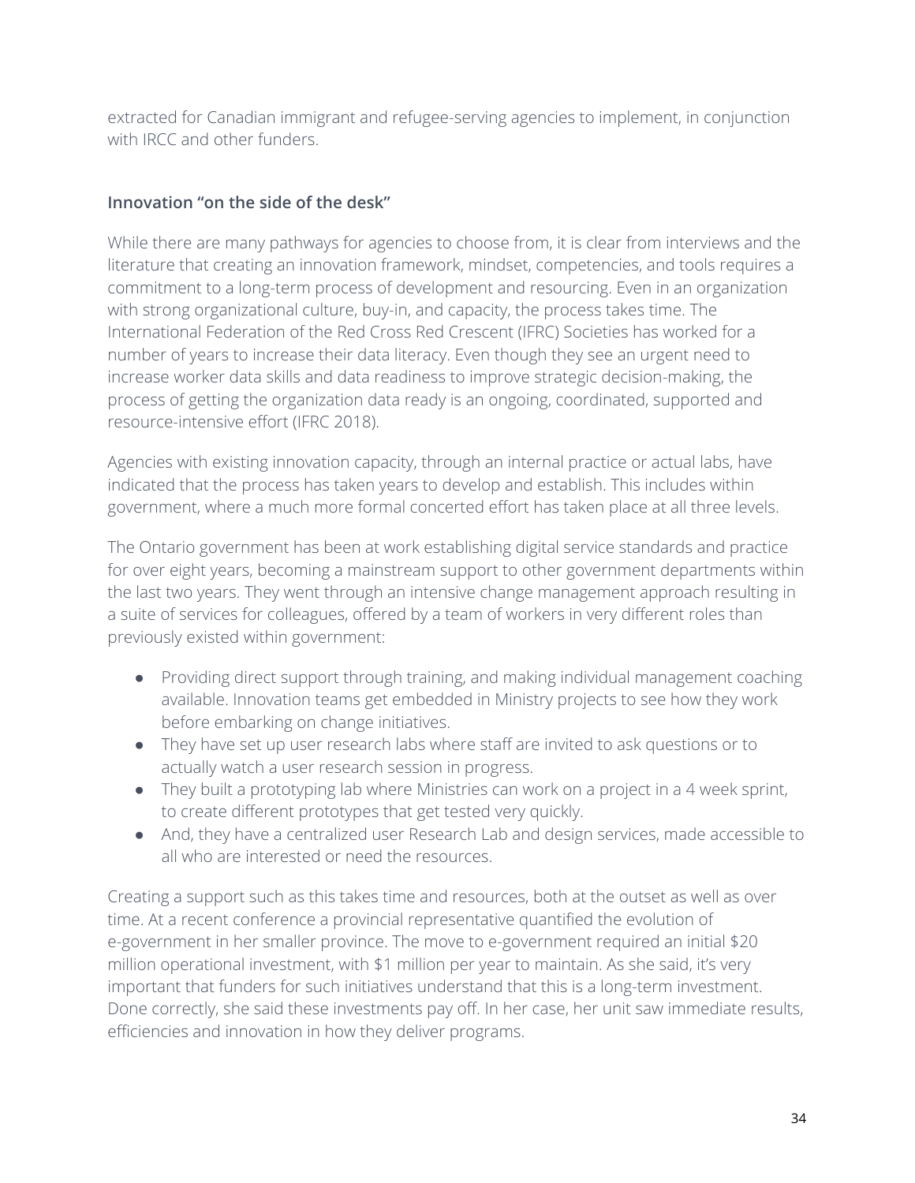extracted for Canadian immigrant and refugee-serving agencies to implement, in conjunction with IRCC and other funders.

### Innovation "on the side of the desk"

While there are many pathways for agencies to choose from, it is clear from interviews and the literature that creating an innovation framework, mindset, competencies, and tools requires a commitment to a long-term process of development and resourcing. Even in an organization with strong organizational culture, buy-in, and capacity, the process takes time. The International Federation of the Red Cross Red Crescent (IFRC) Societies has worked for a number of years to increase their data literacy. Even though they see an urgent need to increase worker data skills and data readiness to improve strategic decision-making, the process of getting the organization data ready is an ongoing, coordinated, supported and resource-intensive effort (IFRC 2018).

Agencies with existing innovation capacity, through an internal practice or actual labs, have indicated that the process has taken years to develop and establish. This includes within government, where a much more formal concerted effort has taken place at all three levels.

The Ontario government has been at work establishing digital service standards and practice for over eight years, becoming a mainstream support to other government departments within the last two years. They went through an intensive change management approach resulting in a suite of services for colleagues, offered by a team of workers in very different roles than previously existed within government:

- Providing direct support through training, and making individual management coaching available. Innovation teams get embedded in Ministry projects to see how they work before embarking on change initiatives.
- They have set up user research labs where staff are invited to ask questions or to actually watch a user research session in progress.
- They built a prototyping lab where Ministries can work on a project in a 4 week sprint, to create different prototypes that get tested very quickly.
- And, they have a centralized user Research Lab and design services, made accessible to all who are interested or need the resources.

Creating a support such as this takes time and resources, both at the outset as well as over time. At a recent conference a provincial representative quantified the evolution of e-government in her smaller province. The move to e-government required an initial $20 million operational investment, with $1 million per year to maintain. As she said, it's very important that funders for such initiatives understand that this is a long-term investment. Done correctly, she said these investments pay off. In her case, her unit saw immediate results, efficiencies and innovation in how they deliver programs.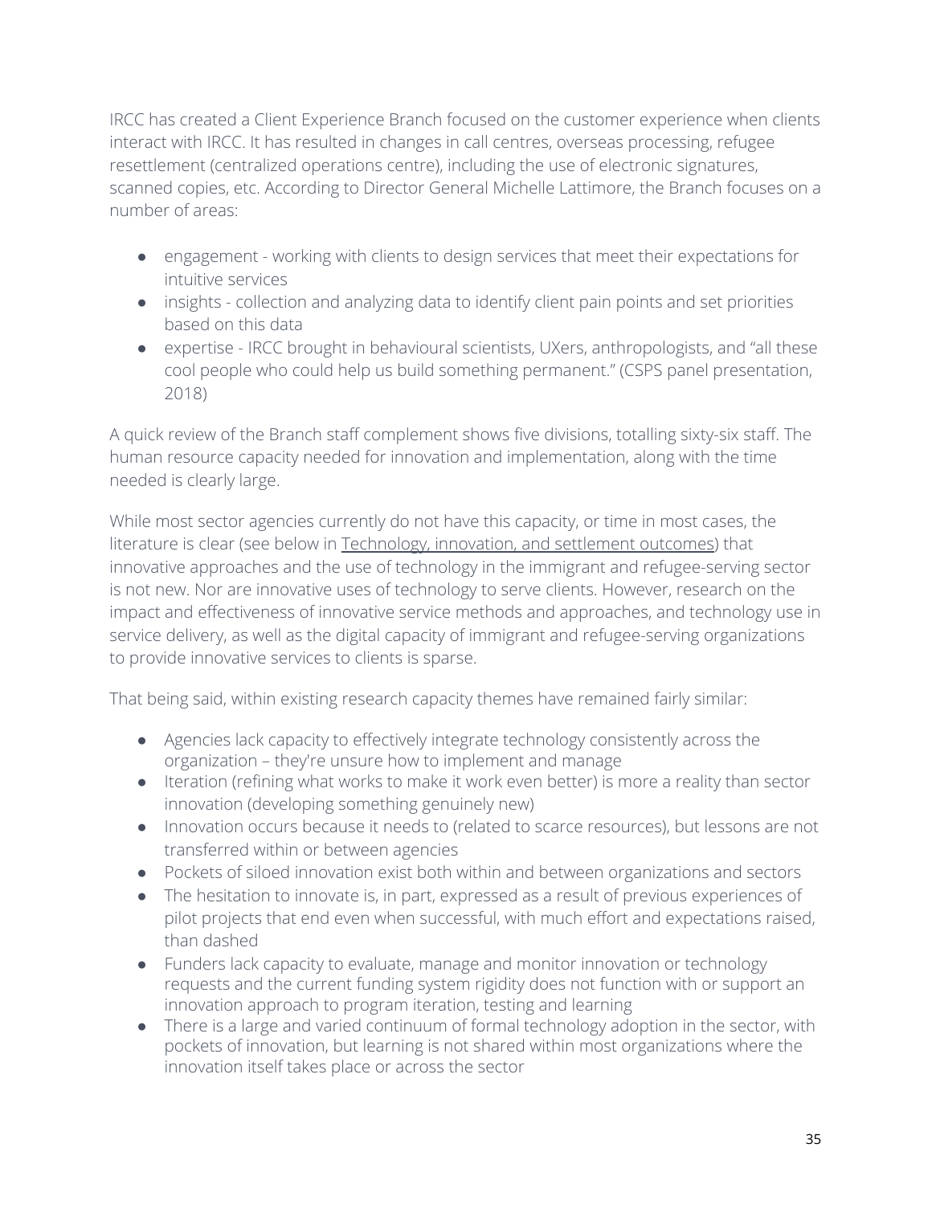IRCC has created a Client Experience Branch focused on the customer experience when clients interact with IRCC. It has resulted in changes in call centres, overseas processing, refugee resettlement (centralized operations centre), including the use of electronic signatures, scanned copies, etc. According to Director General Michelle Lattimore, the Branch focuses on a number of areas:

- engagement - working with clients to design services that meet their expectations for intuitive services
- insights - collection and analyzing data to identify client pain points and set priorities based on this data
- expertise - IRCC brought in behavioural scientists, UXers, anthropologists, and "all these cool people who could help us build something permanent." (CSPS panel presentation, 2018)

A quick review of the Branch staff complement shows five divisions, totalling sixty-six staff. The human resource capacity needed for innovation and implementation, along with the time needed is clearly large.

While most sector agencies currently do not have this capacity, or time in most cases, the literature is clear (see below in Technology, innovation, and settlement outcomes) that innovative approaches and the use of technology in the immigrant and refugee-serving sector is not new. Nor are innovative uses of technology to serve clients. However, research on the impact and effectiveness of innovative service methods and approaches, and technology use in service delivery, as well as the digital capacity of immigrant and refugee-serving organizations to provide innovative services to clients is sparse.

That being said, within existing research capacity themes have remained fairly similar:

- Agencies lack capacity to effectively integrate technology consistently across the organization – they're unsure how to implement and manage
- Iteration (refining what works to make it work even better) is more a reality than sector innovation (developing something genuinely new)
- Innovation occurs because it needs to (related to scarce resources), but lessons are not transferred within or between agencies
- Pockets of siloed innovation exist both within and between organizations and sectors
- The hesitation to innovate is, in part, expressed as a result of previous experiences of pilot projects that end even when successful, with much effort and expectations raised, than dashed
- Funders lack capacity to evaluate, manage and monitor innovation or technology requests and the current funding system rigidity does not function with or support an innovation approach to program iteration, testing and learning
- There is a large and varied continuum of formal technology adoption in the sector, with pockets of innovation, but learning is not shared within most organizations where the innovation itself takes place or across the sector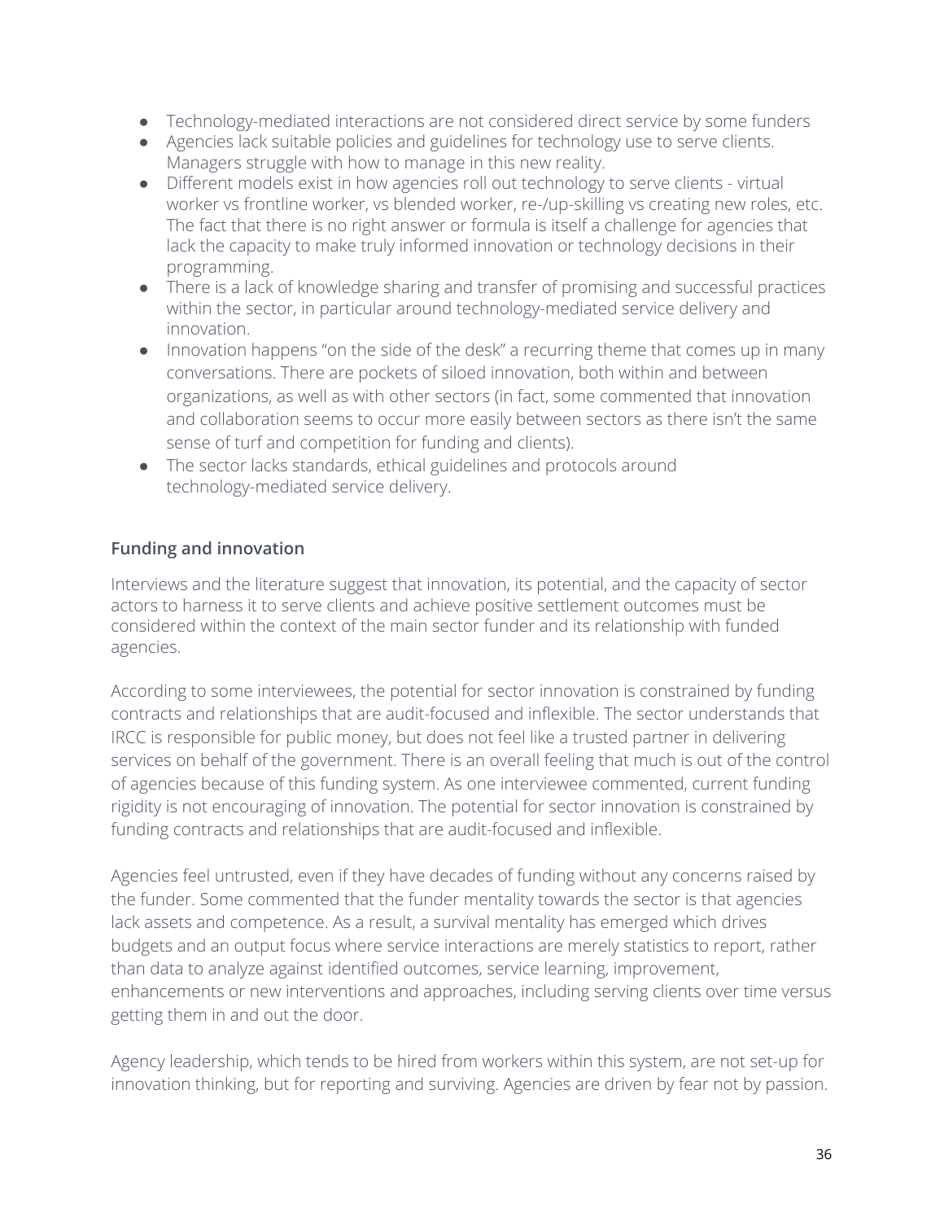- Technology-mediated interactions are not considered direct service by some funders
- Agencies lack suitable policies and guidelines for technology use to serve clients. Managers struggle with how to manage in this new reality.
- Different models exist in how agencies roll out technology to serve clients - virtual worker vs frontline worker, vs blended worker, re-/up-skilling vs creating new roles, etc. The fact that there is no right answer or formula is itself a challenge for agencies that lack the capacity to make truly informed innovation or technology decisions in their programming.
- There is a lack of knowledge sharing and transfer of promising and successful practices within the sector, in particular around technology-mediated service delivery and innovation.
- Innovation happens "on the side of the desk" a recurring theme that comes up in many conversations. There are pockets of siloed innovation, both within and between organizations, as well as with other sectors (in fact, some commented that innovation and collaboration seems to occur more easily between sectors as there isn't the same sense of turf and competition for funding and clients).
- The sector lacks standards, ethical guidelines and protocols around technology-mediated service delivery.

### Funding and innovation

Interviews and the literature suggest that innovation, its potential, and the capacity of sector actors to harness it to serve clients and achieve positive settlement outcomes must be considered within the context of the main sector funder and its relationship with funded agencies.

According to some interviewees, the potential for sector innovation is constrained by funding contracts and relationships that are audit-focused and inflexible. The sector understands that IRCC is responsible for public money, but does not feel like a trusted partner in delivering services on behalf of the government. There is an overall feeling that much is out of the control of agencies because of this funding system. As one interviewee commented, current funding rigidity is not encouraging of innovation. The potential for sector innovation is constrained by funding contracts and relationships that are audit-focused and inflexible.

Agencies feel untrusted, even if they have decades of funding without any concerns raised by the funder. Some commented that the funder mentality towards the sector is that agencies lack assets and competence. As a result, a survival mentality has emerged which drives budgets and an output focus where service interactions are merely statistics to report, rather than data to analyze against identified outcomes, service learning, improvement, enhancements or new interventions and approaches, including serving clients over time versus getting them in and out the door.

Agency leadership, which tends to be hired from workers within this system, are not set-up for innovation thinking, but for reporting and surviving. Agencies are driven by fear not by passion.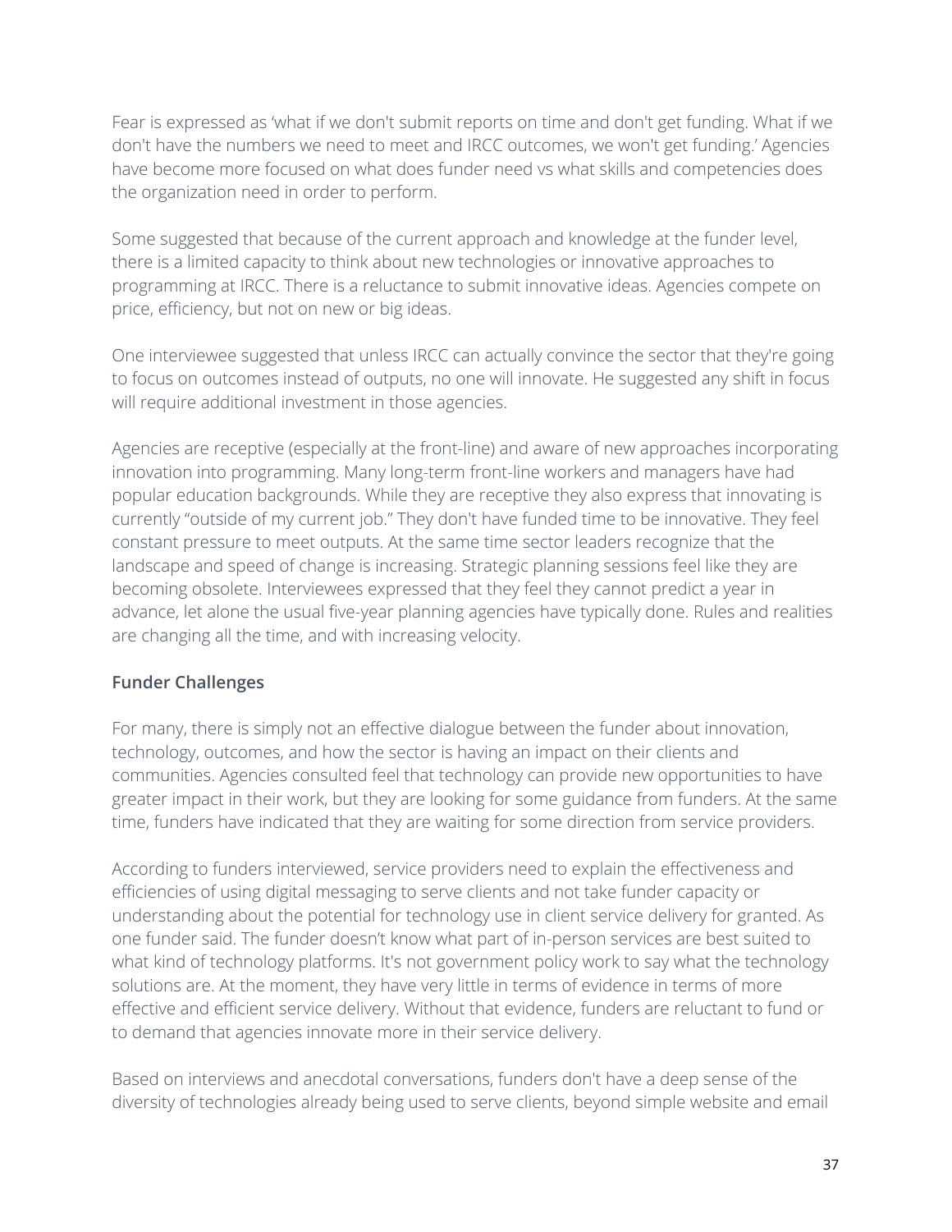Fear is expressed as 'what if we don't submit reports on time and don't get funding. What if we don't have the numbers we need to meet and IRCC outcomes, we won't get funding.' Agencies have become more focused on what does funder need vs what skills and competencies does the organization need in order to perform.

Some suggested that because of the current approach and knowledge at the funder level, there is a limited capacity to think about new technologies or innovative approaches to programming at IRCC. There is a reluctance to submit innovative ideas. Agencies compete on price, efficiency, but not on new or big ideas.

One interviewee suggested that unless IRCC can actually convince the sector that they're going to focus on outcomes instead of outputs, no one will innovate. He suggested any shift in focus will require additional investment in those agencies.

Agencies are receptive (especially at the front-line) and aware of new approaches incorporating innovation into programming. Many long-term front-line workers and managers have had popular education backgrounds. While they are receptive they also express that innovating is currently "outside of my current job." They don't have funded time to be innovative. They feel constant pressure to meet outputs. At the same time sector leaders recognize that the landscape and speed of change is increasing. Strategic planning sessions feel like they are becoming obsolete. Interviewees expressed that they feel they cannot predict a year in advance, let alone the usual five-year planning agencies have typically done. Rules and realities are changing all the time, and with increasing velocity.

**Funder Challenges**

For many, there is simply not an effective dialogue between the funder about innovation, technology, outcomes, and how the sector is having an impact on their clients and communities. Agencies consulted feel that technology can provide new opportunities to have greater impact in their work, but they are looking for some guidance from funders. At the same time, funders have indicated that they are waiting for some direction from service providers.

According to funders interviewed, service providers need to explain the effectiveness and efficiencies of using digital messaging to serve clients and not take funder capacity or understanding about the potential for technology use in client service delivery for granted. As one funder said. The funder doesn't know what part of in-person services are best suited to what kind of technology platforms. It's not government policy work to say what the technology solutions are. At the moment, they have very little in terms of evidence in terms of more effective and efficient service delivery. Without that evidence, funders are reluctant to fund or to demand that agencies innovate more in their service delivery.

Based on interviews and anecdotal conversations, funders don't have a deep sense of the diversity of technologies already being used to serve clients, beyond simple website and email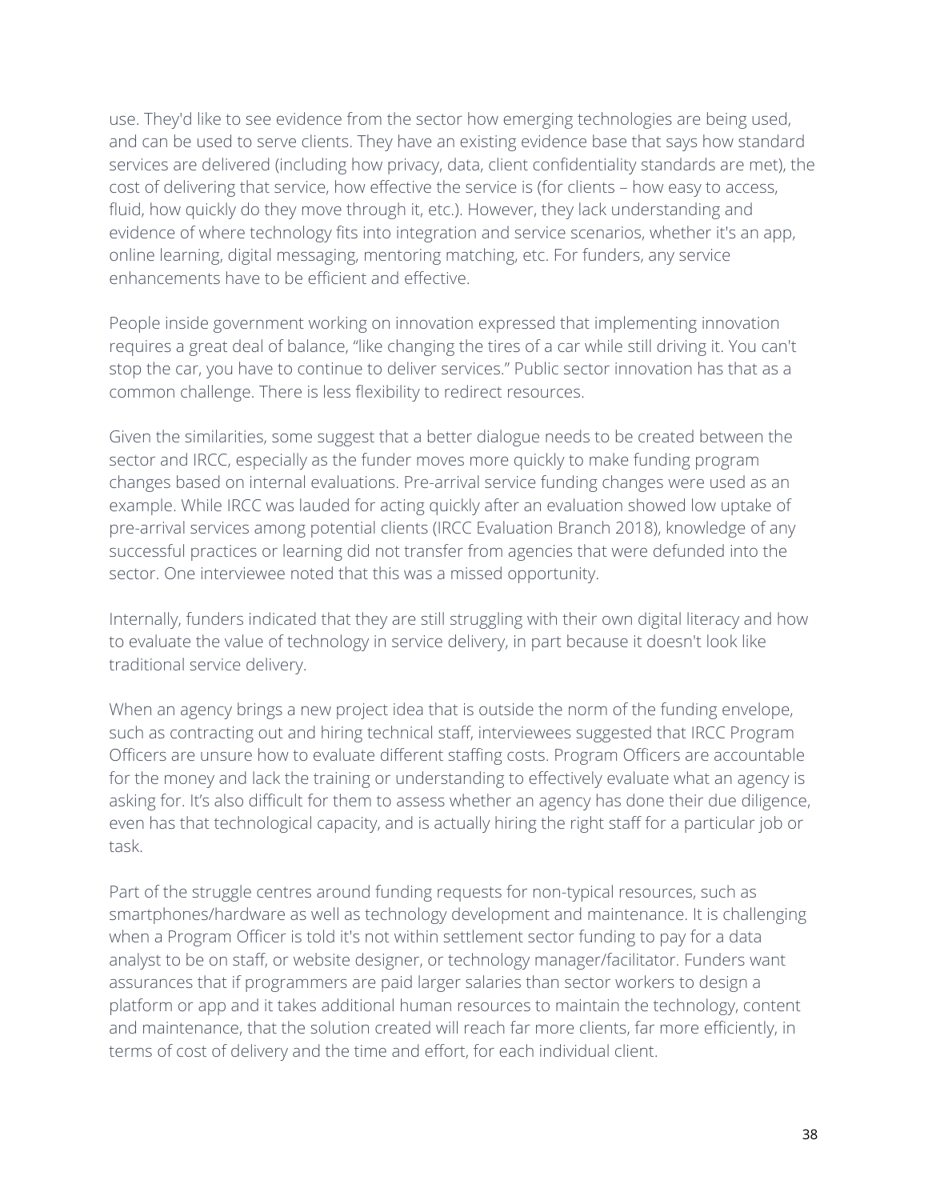use. They'd like to see evidence from the sector how emerging technologies are being used, and can be used to serve clients. They have an existing evidence base that says how standard services are delivered (including how privacy, data, client confidentiality standards are met), the cost of delivering that service, how effective the service is (for clients – how easy to access, fluid, how quickly do they move through it, etc.). However, they lack understanding and evidence of where technology fits into integration and service scenarios, whether it's an app, online learning, digital messaging, mentoring matching, etc. For funders, any service enhancements have to be efficient and effective.

People inside government working on innovation expressed that implementing innovation requires a great deal of balance, "like changing the tires of a car while still driving it. You can't stop the car, you have to continue to deliver services." Public sector innovation has that as a common challenge. There is less flexibility to redirect resources.

Given the similarities, some suggest that a better dialogue needs to be created between the sector and IRCC, especially as the funder moves more quickly to make funding program changes based on internal evaluations. Pre-arrival service funding changes were used as an example. While IRCC was lauded for acting quickly after an evaluation showed low uptake of pre-arrival services among potential clients (IRCC Evaluation Branch 2018), knowledge of any successful practices or learning did not transfer from agencies that were defunded into the sector. One interviewee noted that this was a missed opportunity.

Internally, funders indicated that they are still struggling with their own digital literacy and how to evaluate the value of technology in service delivery, in part because it doesn't look like traditional service delivery.

When an agency brings a new project idea that is outside the norm of the funding envelope, such as contracting out and hiring technical staff, interviewees suggested that IRCC Program Officers are unsure how to evaluate different staffing costs. Program Officers are accountable for the money and lack the training or understanding to effectively evaluate what an agency is asking for. It's also difficult for them to assess whether an agency has done their due diligence, even has that technological capacity, and is actually hiring the right staff for a particular job or task.

Part of the struggle centres around funding requests for non-typical resources, such as smartphones/hardware as well as technology development and maintenance. It is challenging when a Program Officer is told it's not within settlement sector funding to pay for a data analyst to be on staff, or website designer, or technology manager/facilitator. Funders want assurances that if programmers are paid larger salaries than sector workers to design a platform or app and it takes additional human resources to maintain the technology, content and maintenance, that the solution created will reach far more clients, far more efficiently, in terms of cost of delivery and the time and effort, for each individual client.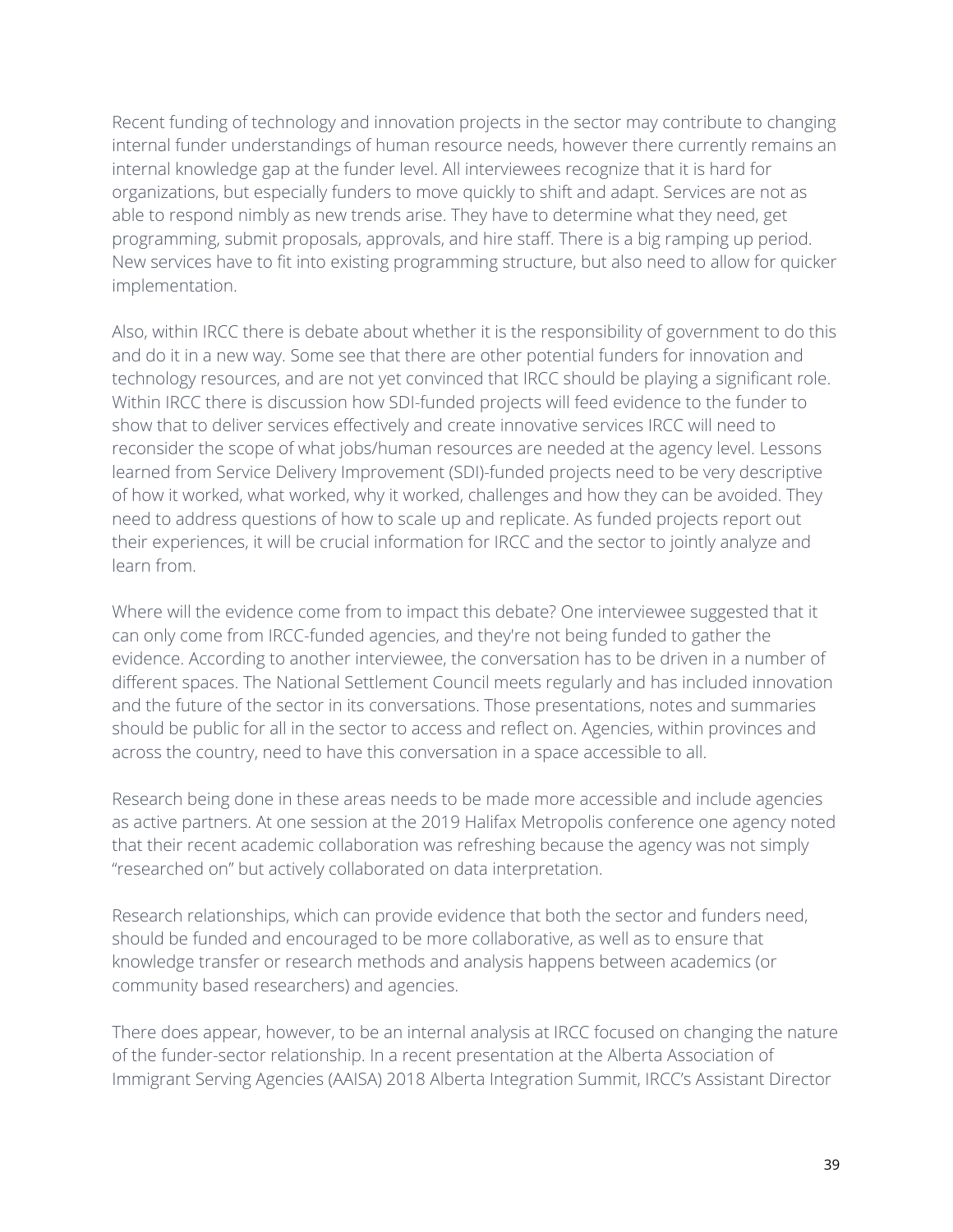Recent funding of technology and innovation projects in the sector may contribute to changing internal funder understandings of human resource needs, however there currently remains an internal knowledge gap at the funder level. All interviewees recognize that it is hard for organizations, but especially funders to move quickly to shift and adapt. Services are not as able to respond nimbly as new trends arise. They have to determine what they need, get programming, submit proposals, approvals, and hire staff. There is a big ramping up period. New services have to fit into existing programming structure, but also need to allow for quicker implementation.

Also, within IRCC there is debate about whether it is the responsibility of government to do this and do it in a new way. Some see that there are other potential funders for innovation and technology resources, and are not yet convinced that IRCC should be playing a significant role. Within IRCC there is discussion how SDI-funded projects will feed evidence to the funder to show that to deliver services effectively and create innovative services IRCC will need to reconsider the scope of what jobs/human resources are needed at the agency level. Lessons learned from Service Delivery Improvement (SDI)-funded projects need to be very descriptive of how it worked, what worked, why it worked, challenges and how they can be avoided. They need to address questions of how to scale up and replicate. As funded projects report out their experiences, it will be crucial information for IRCC and the sector to jointly analyze and learn from.

Where will the evidence come from to impact this debate? One interviewee suggested that it can only come from IRCC-funded agencies, and they're not being funded to gather the evidence. According to another interviewee, the conversation has to be driven in a number of different spaces. The National Settlement Council meets regularly and has included innovation and the future of the sector in its conversations. Those presentations, notes and summaries should be public for all in the sector to access and reflect on. Agencies, within provinces and across the country, need to have this conversation in a space accessible to all.

Research being done in these areas needs to be made more accessible and include agencies as active partners. At one session at the 2019 Halifax Metropolis conference one agency noted that their recent academic collaboration was refreshing because the agency was not simply "researched on" but actively collaborated on data interpretation.

Research relationships, which can provide evidence that both the sector and funders need, should be funded and encouraged to be more collaborative, as well as to ensure that knowledge transfer or research methods and analysis happens between academics (or community based researchers) and agencies.

There does appear, however, to be an internal analysis at IRCC focused on changing the nature of the funder-sector relationship. In a recent presentation at the Alberta Association of Immigrant Serving Agencies (AAISA) 2018 Alberta Integration Summit, IRCC's Assistant Director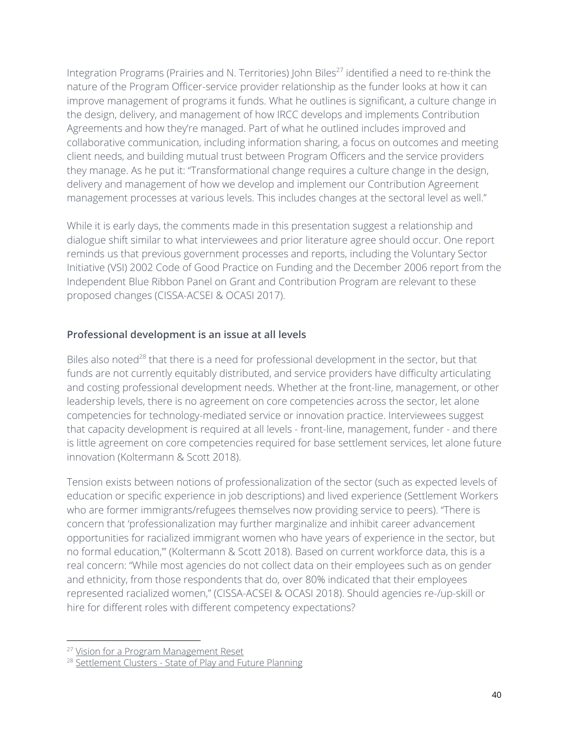Integration Programs (Prairies and N. Territories) John Biles[27] identified a need to re-think the nature of the Program Officer-service provider relationship as the funder looks at how it can improve management of programs it funds. What he outlines is significant, a culture change in the design, delivery, and management of how IRCC develops and implements Contribution Agreements and how they're managed. Part of what he outlined includes improved and collaborative communication, including information sharing, a focus on outcomes and meeting client needs, and building mutual trust between Program Officers and the service providers they manage. As he put it: "Transformational change requires a culture change in the design, delivery and management of how we develop and implement our Contribution Agreement management processes at various levels. This includes changes at the sectoral level as well."

While it is early days, the comments made in this presentation suggest a relationship and dialogue shift similar to what interviewees and prior literature agree should occur. One report reminds us that previous government processes and reports, including the Voluntary Sector Initiative (VSI) 2002 Code of Good Practice on Funding and the December 2006 report from the Independent Blue Ribbon Panel on Grant and Contribution Program are relevant to these proposed changes (CISSA-ACSEI & OCASI 2017).

### Professional development is an issue at all levels

Biles also noted[28] that there is a need for professional development in the sector, but that funds are not currently equitably distributed, and service providers have difficulty articulating and costing professional development needs. Whether at the front-line, management, or other leadership levels, there is no agreement on core competencies across the sector, let alone competencies for technology-mediated service or innovation practice. Interviewees suggest that capacity development is required at all levels - front-line, management, funder - and there is little agreement on core competencies required for base settlement services, let alone future innovation (Koltermann & Scott 2018).

Tension exists between notions of professionalization of the sector (such as expected levels of education or specific experience in job descriptions) and lived experience (Settlement Workers who are former immigrants/refugees themselves now providing service to peers). "There is concern that 'professionalization may further marginalize and inhibit career advancement opportunities for racialized immigrant women who have years of experience in the sector, but no formal education,'" (Koltermann & Scott 2018). Based on current workforce data, this is a real concern: "While most agencies do not collect data on their employees such as on gender and ethnicity, from those respondents that do, over 80% indicated that their employees represented racialized women," (CISSA-ACSEI & OCASI 2018). Should agencies re-/up-skill or hire for different roles with different competency expectations?

[27] Vision for a Program Management Reset

[28] Settlement Clusters - State of Play and Future Planning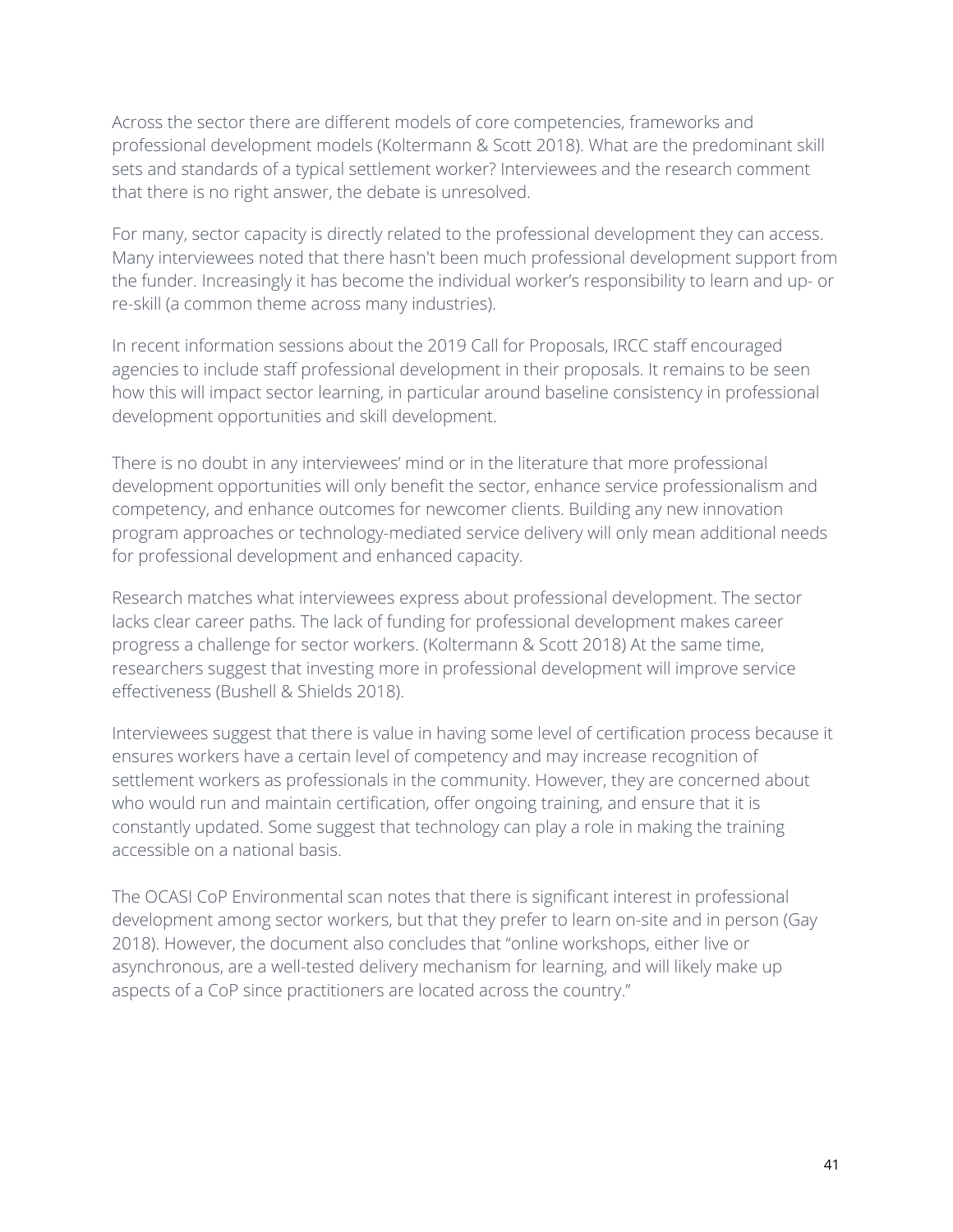Across the sector there are different models of core competencies, frameworks and professional development models (Koltermann & Scott 2018). What are the predominant skill sets and standards of a typical settlement worker? Interviewees and the research comment that there is no right answer, the debate is unresolved.

For many, sector capacity is directly related to the professional development they can access. Many interviewees noted that there hasn't been much professional development support from the funder. Increasingly it has become the individual worker's responsibility to learn and up- or re-skill (a common theme across many industries).

In recent information sessions about the 2019 Call for Proposals, IRCC staff encouraged agencies to include staff professional development in their proposals. It remains to be seen how this will impact sector learning, in particular around baseline consistency in professional development opportunities and skill development.

There is no doubt in any interviewees' mind or in the literature that more professional development opportunities will only benefit the sector, enhance service professionalism and competency, and enhance outcomes for newcomer clients. Building any new innovation program approaches or technology-mediated service delivery will only mean additional needs for professional development and enhanced capacity.

Research matches what interviewees express about professional development. The sector lacks clear career paths. The lack of funding for professional development makes career progress a challenge for sector workers. (Koltermann & Scott 2018) At the same time, researchers suggest that investing more in professional development will improve service effectiveness (Bushell & Shields 2018).

Interviewees suggest that there is value in having some level of certification process because it ensures workers have a certain level of competency and may increase recognition of settlement workers as professionals in the community. However, they are concerned about who would run and maintain certification, offer ongoing training, and ensure that it is constantly updated. Some suggest that technology can play a role in making the training accessible on a national basis.

The OCASI CoP Environmental scan notes that there is significant interest in professional development among sector workers, but that they prefer to learn on-site and in person (Gay 2018). However, the document also concludes that "online workshops, either live or asynchronous, are a well-tested delivery mechanism for learning, and will likely make up aspects of a CoP since practitioners are located across the country."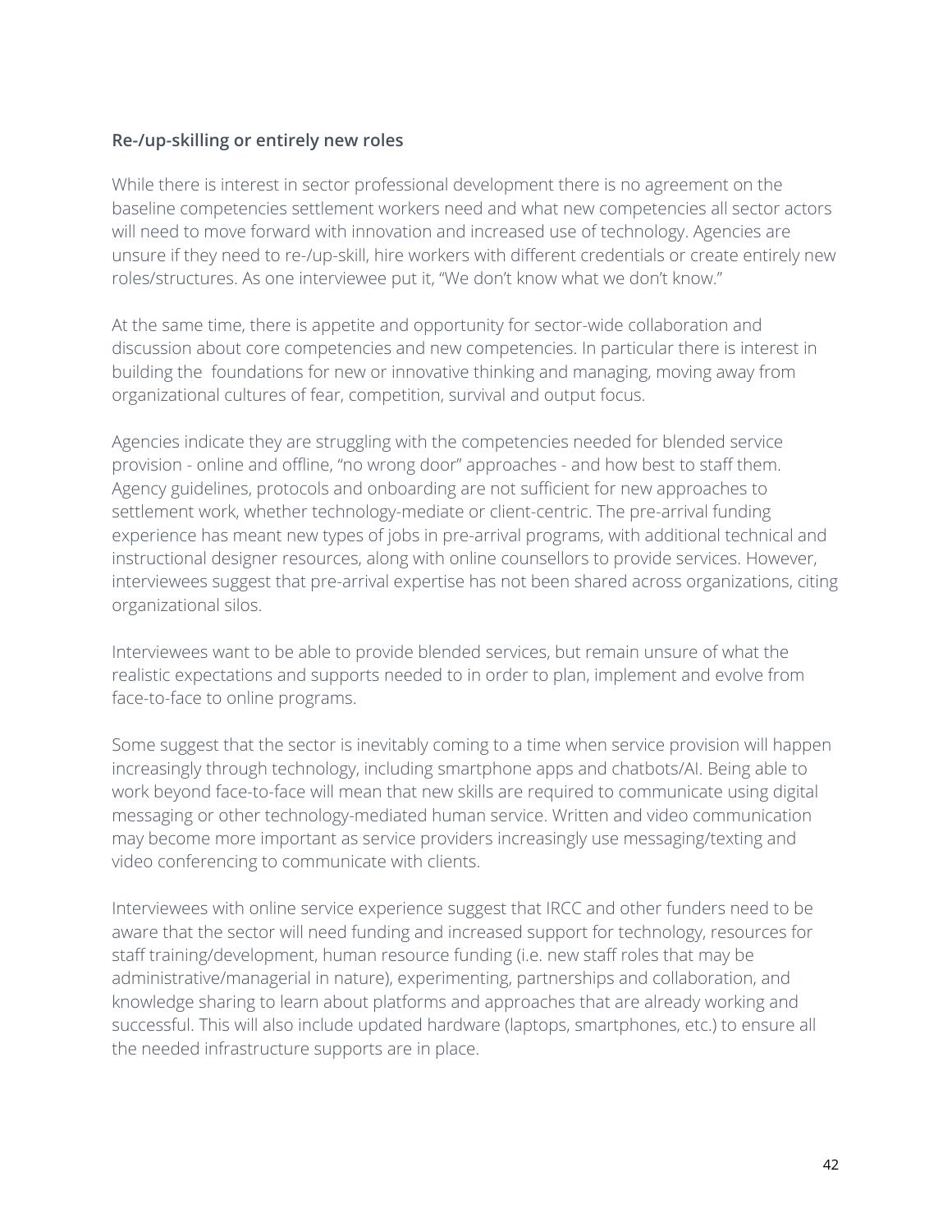### Re-/up-skilling or entirely new roles

While there is interest in sector professional development there is no agreement on the baseline competencies settlement workers need and what new competencies all sector actors will need to move forward with innovation and increased use of technology. Agencies are unsure if they need to re-/up-skill, hire workers with different credentials or create entirely new roles/structures. As one interviewee put it, "We don't know what we don't know."

At the same time, there is appetite and opportunity for sector-wide collaboration and discussion about core competencies and new competencies. In particular there is interest in building the foundations for new or innovative thinking and managing, moving away from organizational cultures of fear, competition, survival and output focus.

Agencies indicate they are struggling with the competencies needed for blended service provision - online and offline, "no wrong door" approaches - and how best to staff them. Agency guidelines, protocols and onboarding are not sufficient for new approaches to settlement work, whether technology-mediate or client-centric. The pre-arrival funding experience has meant new types of jobs in pre-arrival programs, with additional technical and instructional designer resources, along with online counsellors to provide services. However, interviewees suggest that pre-arrival expertise has not been shared across organizations, citing organizational silos.

Interviewees want to be able to provide blended services, but remain unsure of what the realistic expectations and supports needed to in order to plan, implement and evolve from face-to-face to online programs.

Some suggest that the sector is inevitably coming to a time when service provision will happen increasingly through technology, including smartphone apps and chatbots/AI. Being able to work beyond face-to-face will mean that new skills are required to communicate using digital messaging or other technology-mediated human service. Written and video communication may become more important as service providers increasingly use messaging/texting and video conferencing to communicate with clients.

Interviewees with online service experience suggest that IRCC and other funders need to be aware that the sector will need funding and increased support for technology, resources for staff training/development, human resource funding (i.e. new staff roles that may be administrative/managerial in nature), experimenting, partnerships and collaboration, and knowledge sharing to learn about platforms and approaches that are already working and successful. This will also include updated hardware (laptops, smartphones, etc.) to ensure all the needed infrastructure supports are in place.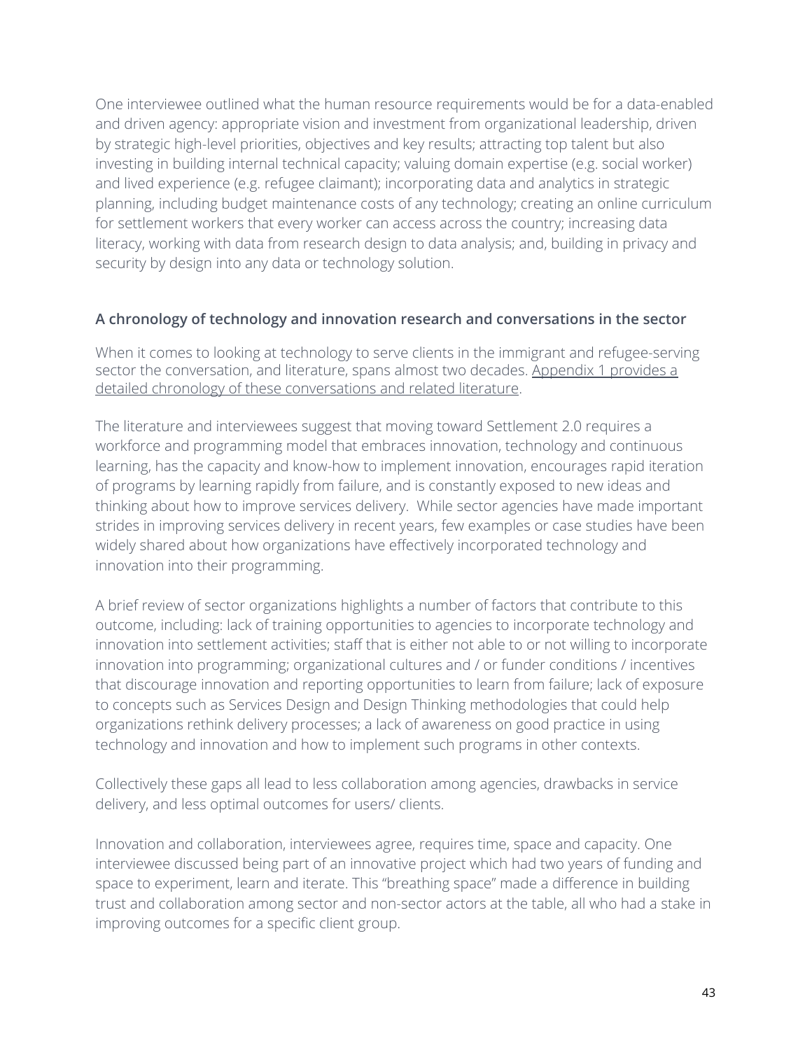One interviewee outlined what the human resource requirements would be for a data-enabled and driven agency: appropriate vision and investment from organizational leadership, driven by strategic high-level priorities, objectives and key results; attracting top talent but also investing in building internal technical capacity; valuing domain expertise (e.g. social worker) and lived experience (e.g. refugee claimant); incorporating data and analytics in strategic planning, including budget maintenance costs of any technology; creating an online curriculum for settlement workers that every worker can access across the country; increasing data literacy, working with data from research design to data analysis; and, building in privacy and security by design into any data or technology solution.

### A chronology of technology and innovation research and conversations in the sector

When it comes to looking at technology to serve clients in the immigrant and refugee-serving sector the conversation, and literature, spans almost two decades. Appendix 1 provides a detailed chronology of these conversations and related literature.

The literature and interviewees suggest that moving toward Settlement 2.0 requires a workforce and programming model that embraces innovation, technology and continuous learning, has the capacity and know-how to implement innovation, encourages rapid iteration of programs by learning rapidly from failure, and is constantly exposed to new ideas and thinking about how to improve services delivery. While sector agencies have made important strides in improving services delivery in recent years, few examples or case studies have been widely shared about how organizations have effectively incorporated technology and innovation into their programming.

A brief review of sector organizations highlights a number of factors that contribute to this outcome, including: lack of training opportunities to agencies to incorporate technology and innovation into settlement activities; staff that is either not able to or not willing to incorporate innovation into programming; organizational cultures and / or funder conditions / incentives that discourage innovation and reporting opportunities to learn from failure; lack of exposure to concepts such as Services Design and Design Thinking methodologies that could help organizations rethink delivery processes; a lack of awareness on good practice in using technology and innovation and how to implement such programs in other contexts.

Collectively these gaps all lead to less collaboration among agencies, drawbacks in service delivery, and less optimal outcomes for users/ clients.

Innovation and collaboration, interviewees agree, requires time, space and capacity. One interviewee discussed being part of an innovative project which had two years of funding and space to experiment, learn and iterate. This "breathing space" made a difference in building trust and collaboration among sector and non-sector actors at the table, all who had a stake in improving outcomes for a specific client group.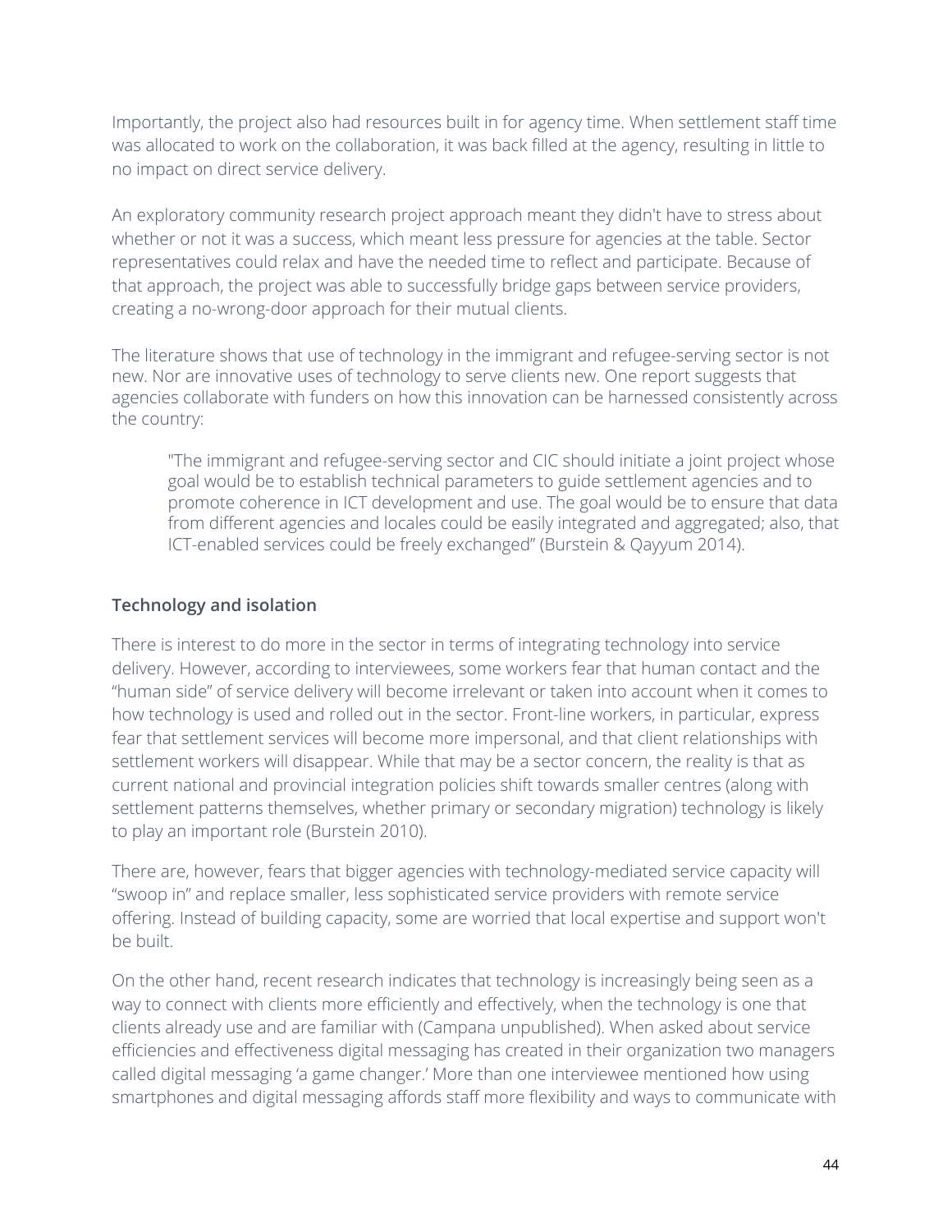Importantly, the project also had resources built in for agency time. When settlement staff time was allocated to work on the collaboration, it was back filled at the agency, resulting in little to no impact on direct service delivery.

An exploratory community research project approach meant they didn't have to stress about whether or not it was a success, which meant less pressure for agencies at the table. Sector representatives could relax and have the needed time to reflect and participate. Because of that approach, the project was able to successfully bridge gaps between service providers, creating a no-wrong-door approach for their mutual clients.

The literature shows that use of technology in the immigrant and refugee-serving sector is not new. Nor are innovative uses of technology to serve clients new. One report suggests that agencies collaborate with funders on how this innovation can be harnessed consistently across the country:

> "The immigrant and refugee-serving sector and CIC should initiate a joint project whose goal would be to establish technical parameters to guide settlement agencies and to promote coherence in ICT development and use. The goal would be to ensure that data from different agencies and locales could be easily integrated and aggregated; also, that ICT-enabled services could be freely exchanged" (Burstein & Qayyum 2014).

### Technology and isolation

There is interest to do more in the sector in terms of integrating technology into service delivery. However, according to interviewees, some workers fear that human contact and the "human side" of service delivery will become irrelevant or taken into account when it comes to how technology is used and rolled out in the sector. Front-line workers, in particular, express fear that settlement services will become more impersonal, and that client relationships with settlement workers will disappear. While that may be a sector concern, the reality is that as current national and provincial integration policies shift towards smaller centres (along with settlement patterns themselves, whether primary or secondary migration) technology is likely to play an important role (Burstein 2010).

There are, however, fears that bigger agencies with technology-mediated service capacity will "swoop in" and replace smaller, less sophisticated service providers with remote service offering. Instead of building capacity, some are worried that local expertise and support won't be built.

On the other hand, recent research indicates that technology is increasingly being seen as a way to connect with clients more efficiently and effectively, when the technology is one that clients already use and are familiar with (Campana unpublished). When asked about service efficiencies and effectiveness digital messaging has created in their organization two managers called digital messaging 'a game changer.' More than one interviewee mentioned how using smartphones and digital messaging affords staff more flexibility and ways to communicate with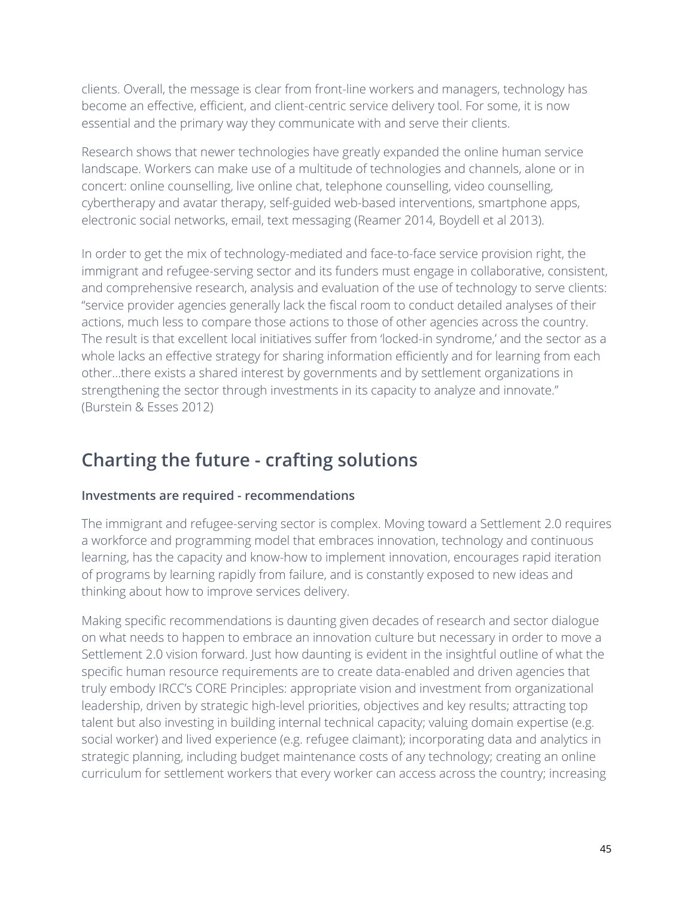clients. Overall, the message is clear from front-line workers and managers, technology has become an effective, efficient, and client-centric service delivery tool. For some, it is now essential and the primary way they communicate with and serve their clients.

Research shows that newer technologies have greatly expanded the online human service landscape. Workers can make use of a multitude of technologies and channels, alone or in concert: online counselling, live online chat, telephone counselling, video counselling, cybertherapy and avatar therapy, self-guided web-based interventions, smartphone apps, electronic social networks, email, text messaging (Reamer 2014, Boydell et al 2013).

In order to get the mix of technology-mediated and face-to-face service provision right, the immigrant and refugee-serving sector and its funders must engage in collaborative, consistent, and comprehensive research, analysis and evaluation of the use of technology to serve clients: "service provider agencies generally lack the fiscal room to conduct detailed analyses of their actions, much less to compare those actions to those of other agencies across the country. The result is that excellent local initiatives suffer from 'locked-in syndrome,' and the sector as a whole lacks an effective strategy for sharing information efficiently and for learning from each other…there exists a shared interest by governments and by settlement organizations in strengthening the sector through investments in its capacity to analyze and innovate." (Burstein & Esses 2012)

## Charting the future - crafting solutions

### Investments are required - recommendations

The immigrant and refugee-serving sector is complex. Moving toward a Settlement 2.0 requires a workforce and programming model that embraces innovation, technology and continuous learning, has the capacity and know-how to implement innovation, encourages rapid iteration of programs by learning rapidly from failure, and is constantly exposed to new ideas and thinking about how to improve services delivery.

Making specific recommendations is daunting given decades of research and sector dialogue on what needs to happen to embrace an innovation culture but necessary in order to move a Settlement 2.0 vision forward. Just how daunting is evident in the insightful outline of what the specific human resource requirements are to create data-enabled and driven agencies that truly embody IRCC's CORE Principles: appropriate vision and investment from organizational leadership, driven by strategic high-level priorities, objectives and key results; attracting top talent but also investing in building internal technical capacity; valuing domain expertise (e.g. social worker) and lived experience (e.g. refugee claimant); incorporating data and analytics in strategic planning, including budget maintenance costs of any technology; creating an online curriculum for settlement workers that every worker can access across the country; increasing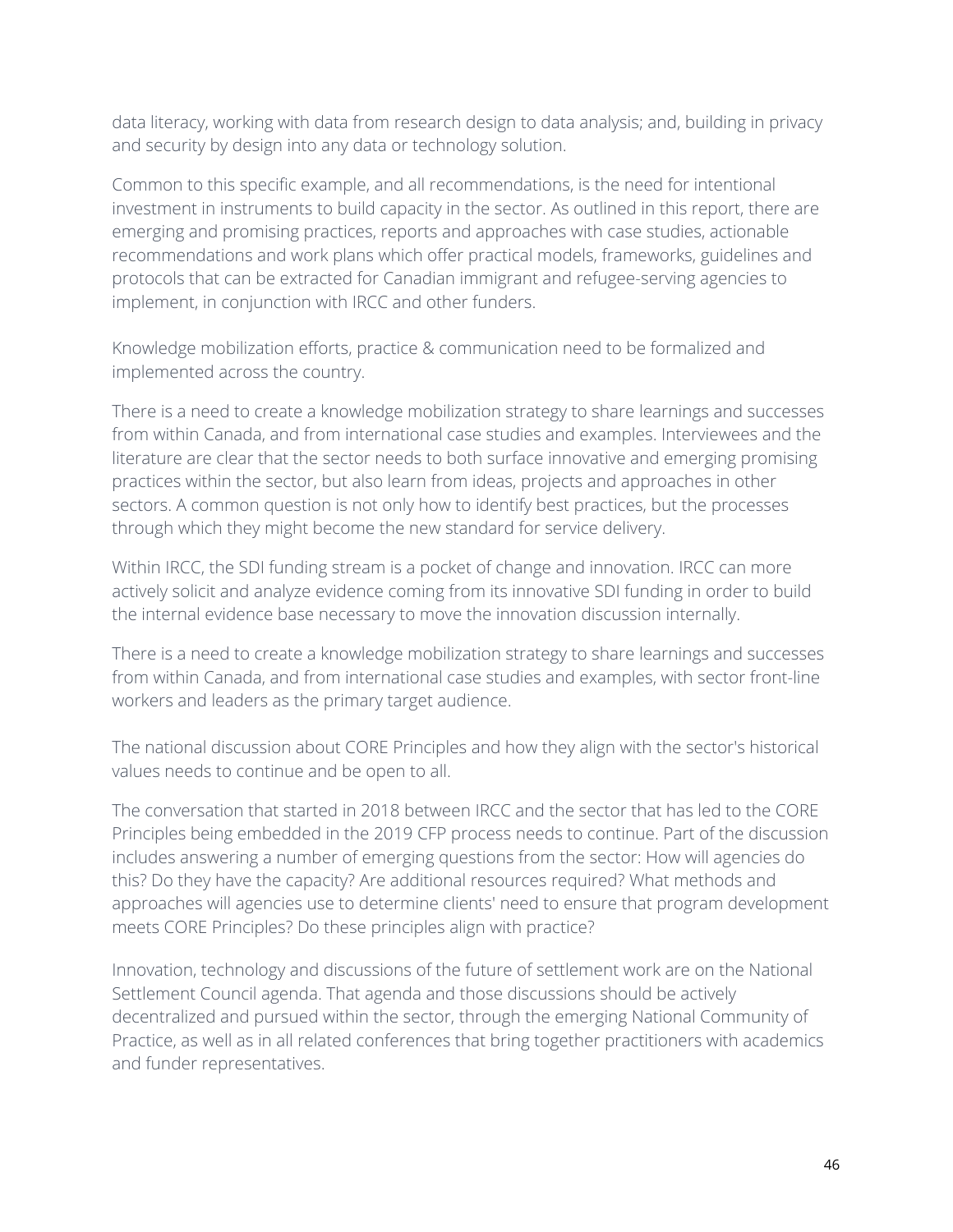data literacy, working with data from research design to data analysis; and, building in privacy and security by design into any data or technology solution.

Common to this specific example, and all recommendations, is the need for intentional investment in instruments to build capacity in the sector. As outlined in this report, there are emerging and promising practices, reports and approaches with case studies, actionable recommendations and work plans which offer practical models, frameworks, guidelines and protocols that can be extracted for Canadian immigrant and refugee-serving agencies to implement, in conjunction with IRCC and other funders.

Knowledge mobilization efforts, practice & communication need to be formalized and implemented across the country.

There is a need to create a knowledge mobilization strategy to share learnings and successes from within Canada, and from international case studies and examples. Interviewees and the literature are clear that the sector needs to both surface innovative and emerging promising practices within the sector, but also learn from ideas, projects and approaches in other sectors. A common question is not only how to identify best practices, but the processes through which they might become the new standard for service delivery.

Within IRCC, the SDI funding stream is a pocket of change and innovation. IRCC can more actively solicit and analyze evidence coming from its innovative SDI funding in order to build the internal evidence base necessary to move the innovation discussion internally.

There is a need to create a knowledge mobilization strategy to share learnings and successes from within Canada, and from international case studies and examples, with sector front-line workers and leaders as the primary target audience.

The national discussion about CORE Principles and how they align with the sector's historical values needs to continue and be open to all.

The conversation that started in 2018 between IRCC and the sector that has led to the CORE Principles being embedded in the 2019 CFP process needs to continue. Part of the discussion includes answering a number of emerging questions from the sector: How will agencies do this? Do they have the capacity? Are additional resources required? What methods and approaches will agencies use to determine clients' need to ensure that program development meets CORE Principles? Do these principles align with practice?

Innovation, technology and discussions of the future of settlement work are on the National Settlement Council agenda. That agenda and those discussions should be actively decentralized and pursued within the sector, through the emerging National Community of Practice, as well as in all related conferences that bring together practitioners with academics and funder representatives.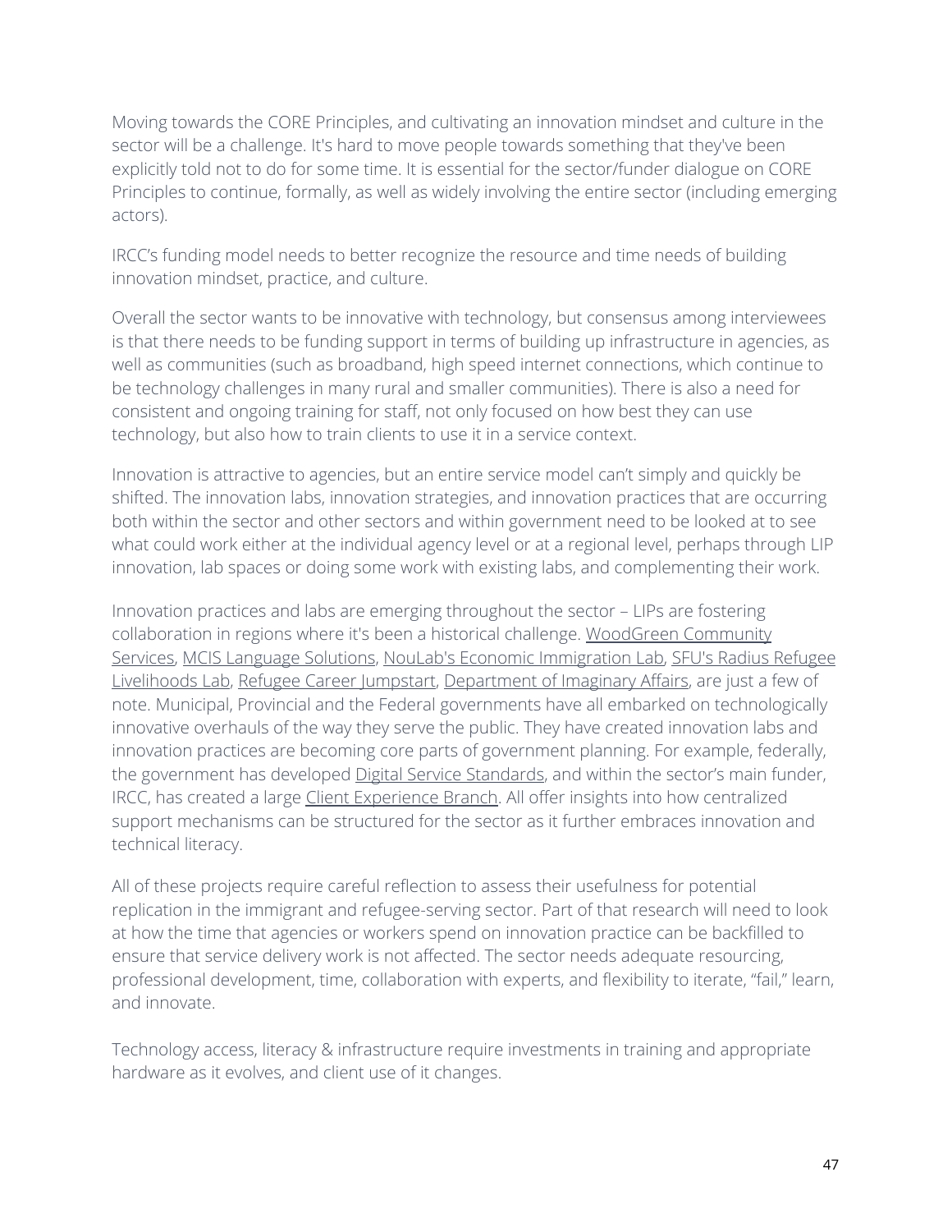Moving towards the CORE Principles, and cultivating an innovation mindset and culture in the sector will be a challenge. It's hard to move people towards something that they've been explicitly told not to do for some time. It is essential for the sector/funder dialogue on CORE Principles to continue, formally, as well as widely involving the entire sector (including emerging actors).

IRCC's funding model needs to better recognize the resource and time needs of building innovation mindset, practice, and culture.

Overall the sector wants to be innovative with technology, but consensus among interviewees is that there needs to be funding support in terms of building up infrastructure in agencies, as well as communities (such as broadband, high speed internet connections, which continue to be technology challenges in many rural and smaller communities). There is also a need for consistent and ongoing training for staff, not only focused on how best they can use technology, but also how to train clients to use it in a service context.

Innovation is attractive to agencies, but an entire service model can't simply and quickly be shifted. The innovation labs, innovation strategies, and innovation practices that are occurring both within the sector and other sectors and within government need to be looked at to see what could work either at the individual agency level or at a regional level, perhaps through LIP innovation, lab spaces or doing some work with existing labs, and complementing their work.

Innovation practices and labs are emerging throughout the sector – LIPs are fostering collaboration in regions where it's been a historical challenge. WoodGreen Community Services, MCIS Language Solutions, NouLab's Economic Immigration Lab, SFU's Radius Refugee Livelihoods Lab, Refugee Career Jumpstart, Department of Imaginary Affairs, are just a few of note. Municipal, Provincial and the Federal governments have all embarked on technologically innovative overhauls of the way they serve the public. They have created innovation labs and innovation practices are becoming core parts of government planning. For example, federally, the government has developed Digital Service Standards, and within the sector's main funder, IRCC, has created a large Client Experience Branch. All offer insights into how centralized support mechanisms can be structured for the sector as it further embraces innovation and technical literacy.

All of these projects require careful reflection to assess their usefulness for potential replication in the immigrant and refugee-serving sector. Part of that research will need to look at how the time that agencies or workers spend on innovation practice can be backfilled to ensure that service delivery work is not affected. The sector needs adequate resourcing, professional development, time, collaboration with experts, and flexibility to iterate, "fail," learn, and innovate.

Technology access, literacy & infrastructure require investments in training and appropriate hardware as it evolves, and client use of it changes.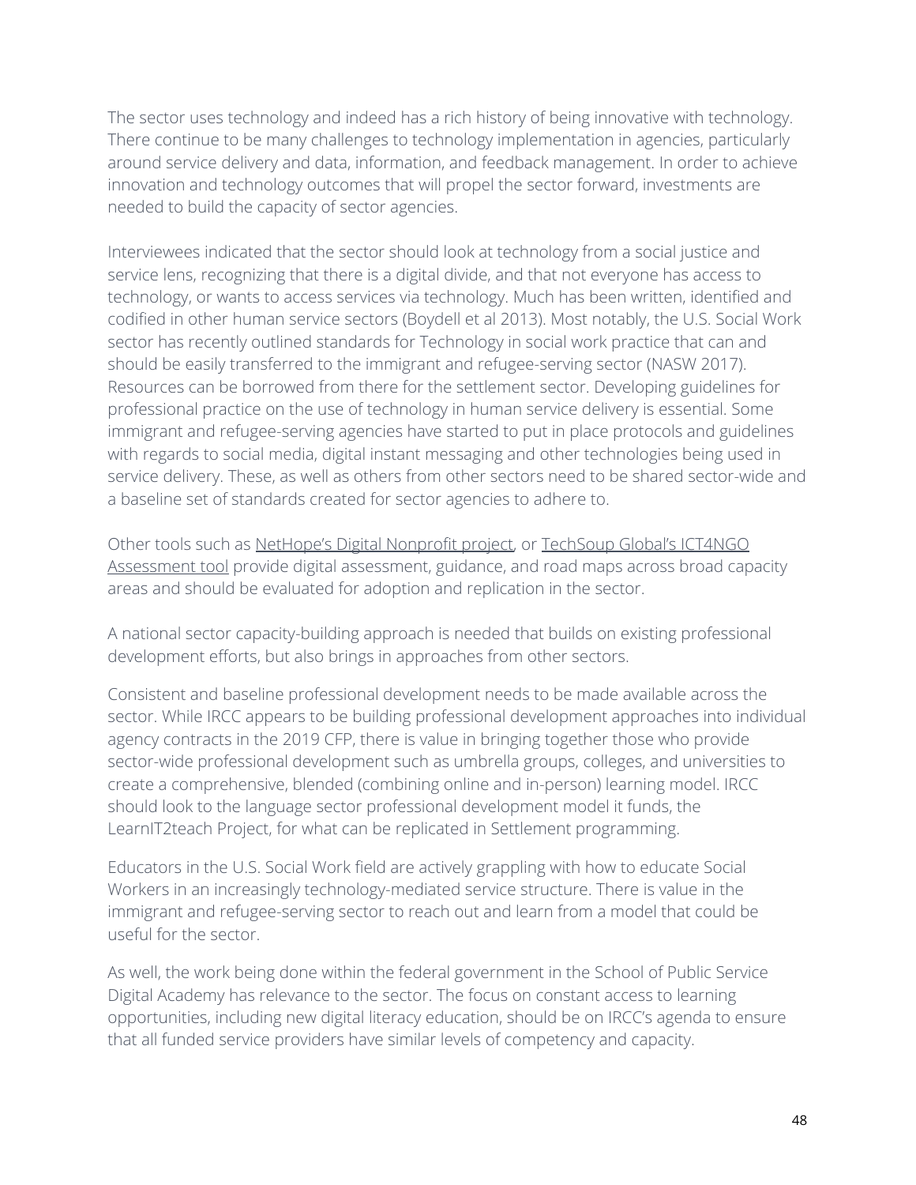The sector uses technology and indeed has a rich history of being innovative with technology. There continue to be many challenges to technology implementation in agencies, particularly around service delivery and data, information, and feedback management. In order to achieve innovation and technology outcomes that will propel the sector forward, investments are needed to build the capacity of sector agencies.

Interviewees indicated that the sector should look at technology from a social justice and service lens, recognizing that there is a digital divide, and that not everyone has access to technology, or wants to access services via technology. Much has been written, identified and codified in other human service sectors (Boydell et al 2013). Most notably, the U.S. Social Work sector has recently outlined standards for Technology in social work practice that can and should be easily transferred to the immigrant and refugee-serving sector (NASW 2017). Resources can be borrowed from there for the settlement sector. Developing guidelines for professional practice on the use of technology in human service delivery is essential. Some immigrant and refugee-serving agencies have started to put in place protocols and guidelines with regards to social media, digital instant messaging and other technologies being used in service delivery. These, as well as others from other sectors need to be shared sector-wide and a baseline set of standards created for sector agencies to adhere to.

Other tools such as NetHope's Digital Nonprofit project, or TechSoup Global's ICT4NGO Assessment tool provide digital assessment, guidance, and road maps across broad capacity areas and should be evaluated for adoption and replication in the sector.

A national sector capacity-building approach is needed that builds on existing professional development efforts, but also brings in approaches from other sectors.

Consistent and baseline professional development needs to be made available across the sector. While IRCC appears to be building professional development approaches into individual agency contracts in the 2019 CFP, there is value in bringing together those who provide sector-wide professional development such as umbrella groups, colleges, and universities to create a comprehensive, blended (combining online and in-person) learning model. IRCC should look to the language sector professional development model it funds, the LearnIT2teach Project, for what can be replicated in Settlement programming.

Educators in the U.S. Social Work field are actively grappling with how to educate Social Workers in an increasingly technology-mediated service structure. There is value in the immigrant and refugee-serving sector to reach out and learn from a model that could be useful for the sector.

As well, the work being done within the federal government in the School of Public Service Digital Academy has relevance to the sector. The focus on constant access to learning opportunities, including new digital literacy education, should be on IRCC's agenda to ensure that all funded service providers have similar levels of competency and capacity.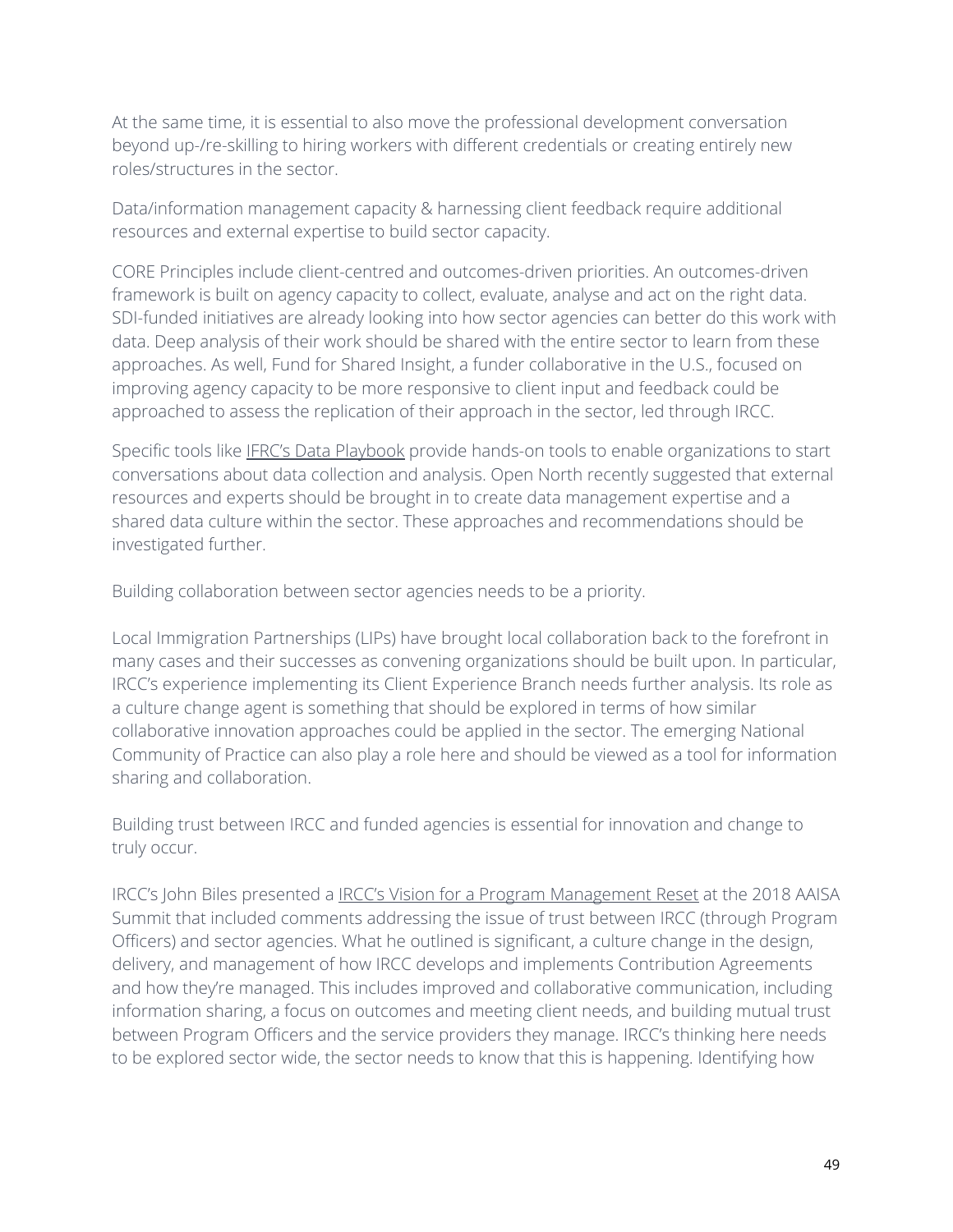At the same time, it is essential to also move the professional development conversation beyond up-/re-skilling to hiring workers with different credentials or creating entirely new roles/structures in the sector.

Data/information management capacity & harnessing client feedback require additional resources and external expertise to build sector capacity.

CORE Principles include client-centred and outcomes-driven priorities. An outcomes-driven framework is built on agency capacity to collect, evaluate, analyse and act on the right data. SDI-funded initiatives are already looking into how sector agencies can better do this work with data. Deep analysis of their work should be shared with the entire sector to learn from these approaches. As well, Fund for Shared Insight, a funder collaborative in the U.S., focused on improving agency capacity to be more responsive to client input and feedback could be approached to assess the replication of their approach in the sector, led through IRCC.

Specific tools like IFRC's Data Playbook provide hands-on tools to enable organizations to start conversations about data collection and analysis. Open North recently suggested that external resources and experts should be brought in to create data management expertise and a shared data culture within the sector. These approaches and recommendations should be investigated further.

Building collaboration between sector agencies needs to be a priority.

Local Immigration Partnerships (LIPs) have brought local collaboration back to the forefront in many cases and their successes as convening organizations should be built upon. In particular, IRCC's experience implementing its Client Experience Branch needs further analysis. Its role as a culture change agent is something that should be explored in terms of how similar collaborative innovation approaches could be applied in the sector. The emerging National Community of Practice can also play a role here and should be viewed as a tool for information sharing and collaboration.

Building trust between IRCC and funded agencies is essential for innovation and change to truly occur.

IRCC's John Biles presented a IRCC's Vision for a Program Management Reset at the 2018 AAISA Summit that included comments addressing the issue of trust between IRCC (through Program Officers) and sector agencies. What he outlined is significant, a culture change in the design, delivery, and management of how IRCC develops and implements Contribution Agreements and how they're managed. This includes improved and collaborative communication, including information sharing, a focus on outcomes and meeting client needs, and building mutual trust between Program Officers and the service providers they manage. IRCC's thinking here needs to be explored sector wide, the sector needs to know that this is happening. Identifying how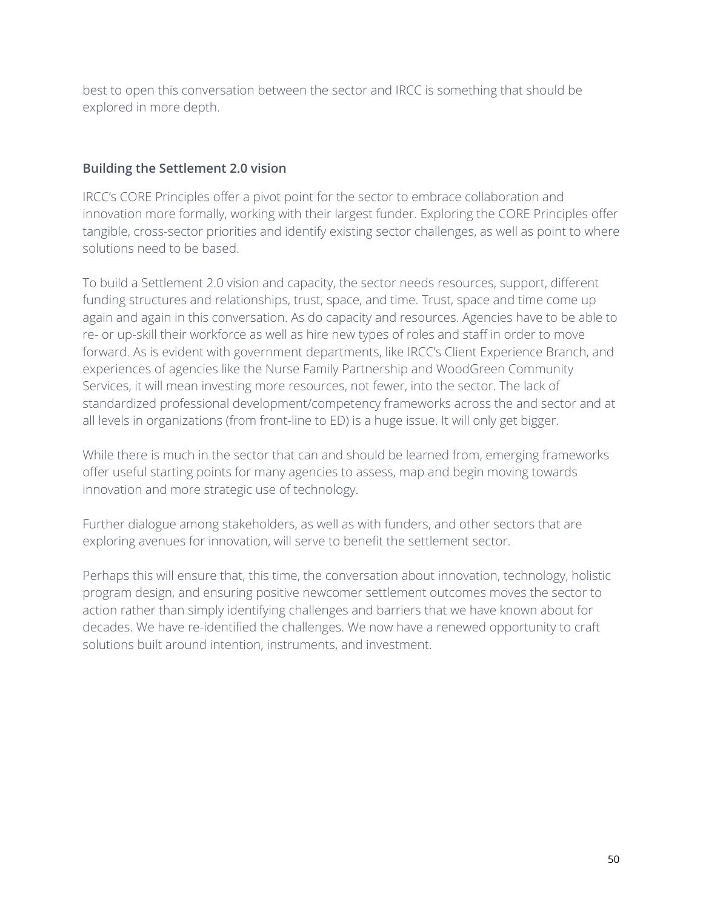best to open this conversation between the sector and IRCC is something that should be explored in more depth.

### Building the Settlement 2.0 vision

IRCC's CORE Principles offer a pivot point for the sector to embrace collaboration and innovation more formally, working with their largest funder. Exploring the CORE Principles offer tangible, cross-sector priorities and identify existing sector challenges, as well as point to where solutions need to be based.

To build a Settlement 2.0 vision and capacity, the sector needs resources, support, different funding structures and relationships, trust, space, and time. Trust, space and time come up again and again in this conversation. As do capacity and resources. Agencies have to be able to re- or up-skill their workforce as well as hire new types of roles and staff in order to move forward. As is evident with government departments, like IRCC's Client Experience Branch, and experiences of agencies like the Nurse Family Partnership and WoodGreen Community Services, it will mean investing more resources, not fewer, into the sector. The lack of standardized professional development/competency frameworks across the and sector and at all levels in organizations (from front-line to ED) is a huge issue. It will only get bigger.

While there is much in the sector that can and should be learned from, emerging frameworks offer useful starting points for many agencies to assess, map and begin moving towards innovation and more strategic use of technology.

Further dialogue among stakeholders, as well as with funders, and other sectors that are exploring avenues for innovation, will serve to benefit the settlement sector.

Perhaps this will ensure that, this time, the conversation about innovation, technology, holistic program design, and ensuring positive newcomer settlement outcomes moves the sector to action rather than simply identifying challenges and barriers that we have known about for decades. We have re-identified the challenges. We now have a renewed opportunity to craft solutions built around intention, instruments, and investment.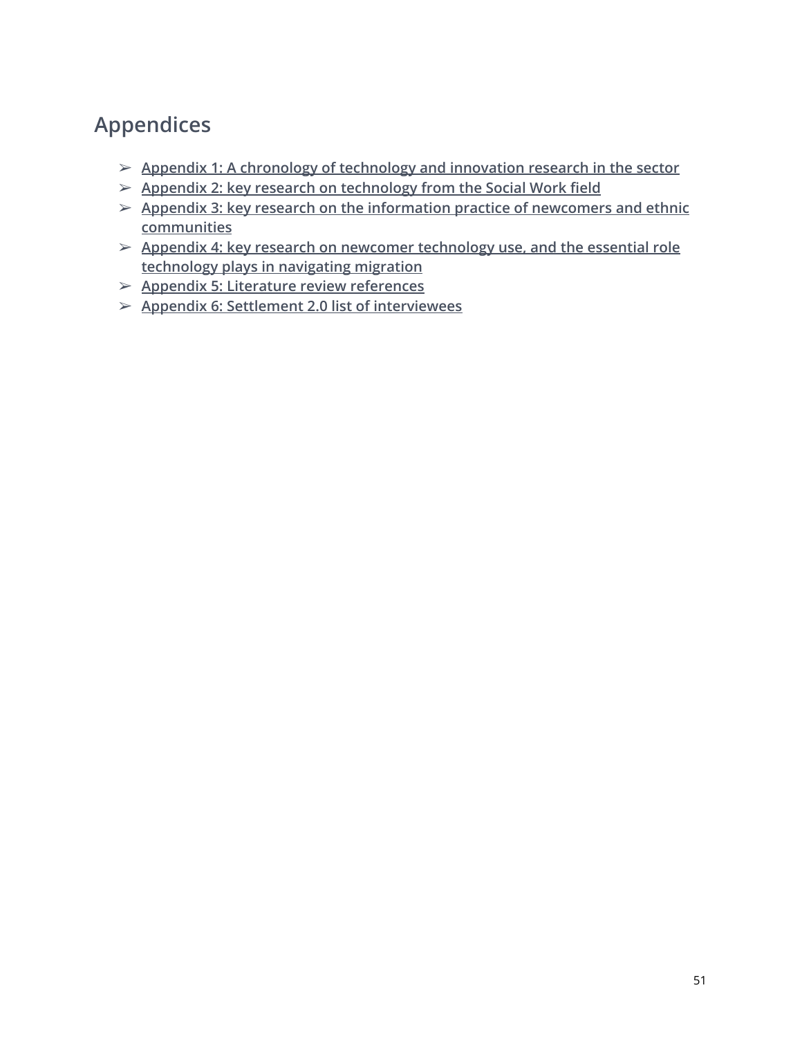## Appendices

- Appendix 1: A chronology of technology and innovation research in the sector
- Appendix 2: key research on technology from the Social Work field
- Appendix 3: key research on the information practice of newcomers and ethnic communities
- Appendix 4: key research on newcomer technology use, and the essential role technology plays in navigating migration
- Appendix 5: Literature review references
- Appendix 6: Settlement 2.0 list of interviewees